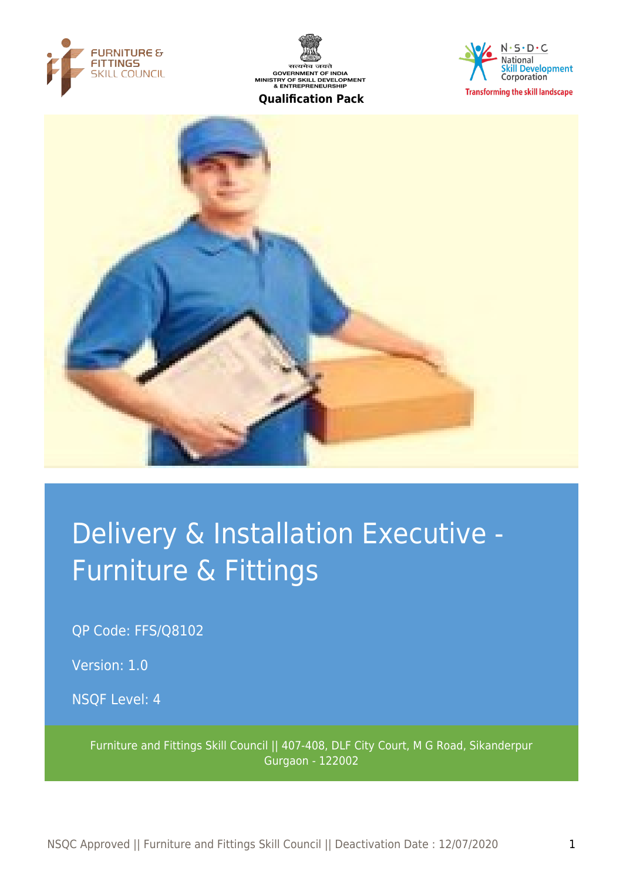Qualification Pack

# Delivery & Installation Executive - Furniture & Fittings

QP Code: FFS/Q8102

Version: 1.0

NSQF Level: 4

Furniture and Fittings Skill Council || 407-408, DLF City Court, M G Road, Sikanderpur Gurgaon - 122002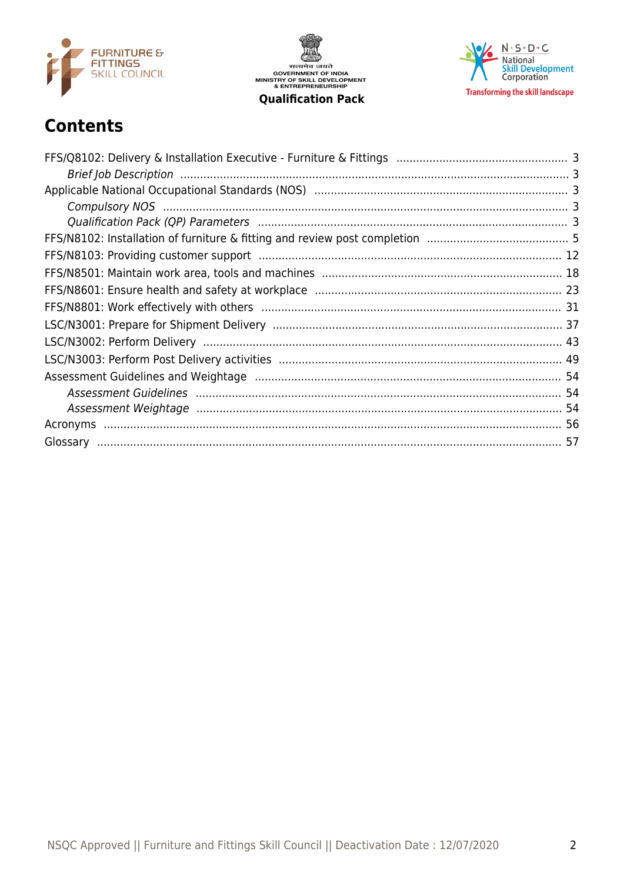# Contents

FFS/Q8102: Delivery & Installation Executive - Furniture & Fittings .................................................... 3
*Brief Job Description* .................................................................................................................... 3
Applicable National Occupational Standards (NOS) ........................................................................... 3
*Compulsory NOS* ........................................................................................................................ 3
*Qualification Pack (QP) Parameters* ............................................................................................ 3
FFS/N8102: Installation of furniture & fitting and review post completion ........................................... 5
FFS/N8103: Providing customer support .......................................................................................... 12
FFS/N8501: Maintain work area, tools and machines ........................................................................ 18
FFS/N8601: Ensure health and safety at workplace .......................................................................... 23
FFS/N8801: Work effectively with others .......................................................................................... 31
LSC/N3001: Prepare for Shipment Delivery ....................................................................................... 37
LSC/N3002: Perform Delivery ............................................................................................................ 43
LSC/N3003: Perform Post Delivery activities ..................................................................................... 49
Assessment Guidelines and Weightage ............................................................................................ 54
*Assessment Guidelines* ............................................................................................................. 54
*Assessment Weightage* ............................................................................................................. 54
Acronyms ........................................................................................................................................ 56
Glossary .......................................................................................................................................... 57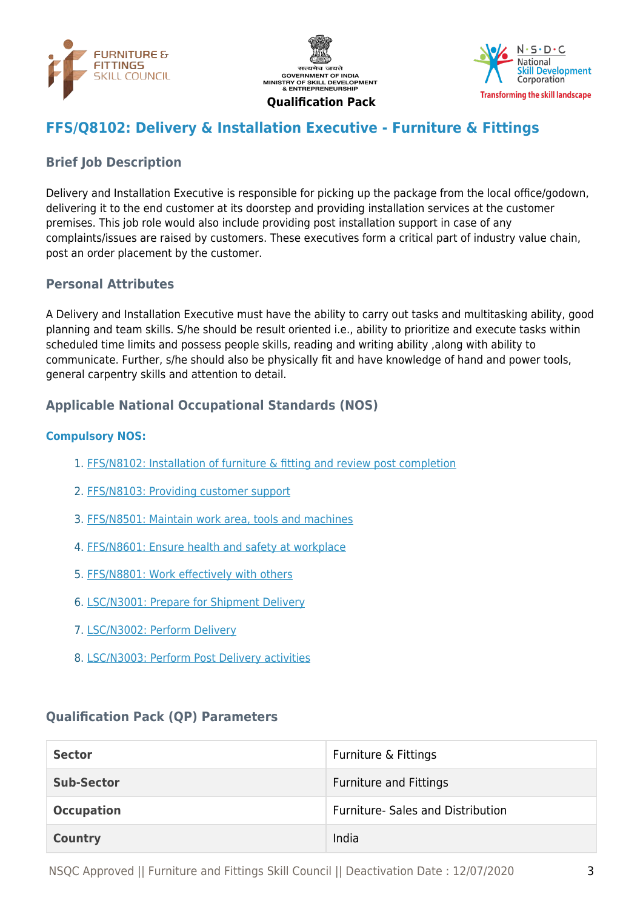Qualification Pack

# FFS/Q8102: Delivery & Installation Executive - Furniture & Fittings

## Brief Job Description

Delivery and Installation Executive is responsible for picking up the package from the local office/godown, delivering it to the end customer at its doorstep and providing installation services at the customer premises. This job role would also include providing post installation support in case of any complaints/issues are raised by customers. These executives form a critical part of industry value chain, post an order placement by the customer.

## Personal Attributes

A Delivery and Installation Executive must have the ability to carry out tasks and multitasking ability, good planning and team skills. S/he should be result oriented i.e., ability to prioritize and execute tasks within scheduled time limits and possess people skills, reading and writing ability ,along with ability to communicate. Further, s/he should also be physically fit and have knowledge of hand and power tools, general carpentry skills and attention to detail.

## Applicable National Occupational Standards (NOS)

### Compulsory NOS:

1. FFS/N8102: Installation of furniture & fitting and review post completion
2. FFS/N8103: Providing customer support
3. FFS/N8501: Maintain work area, tools and machines
4. FFS/N8601: Ensure health and safety at workplace
5. FFS/N8801: Work effectively with others
6. LSC/N3001: Prepare for Shipment Delivery
7. LSC/N3002: Perform Delivery
8. LSC/N3003: Perform Post Delivery activities

## Qualification Pack (QP) Parameters

| | |
|---|---|
| **Sector** | Furniture & Fittings |
| **Sub-Sector** | Furniture and Fittings |
| **Occupation** | Furniture- Sales and Distribution |
| **Country** | India |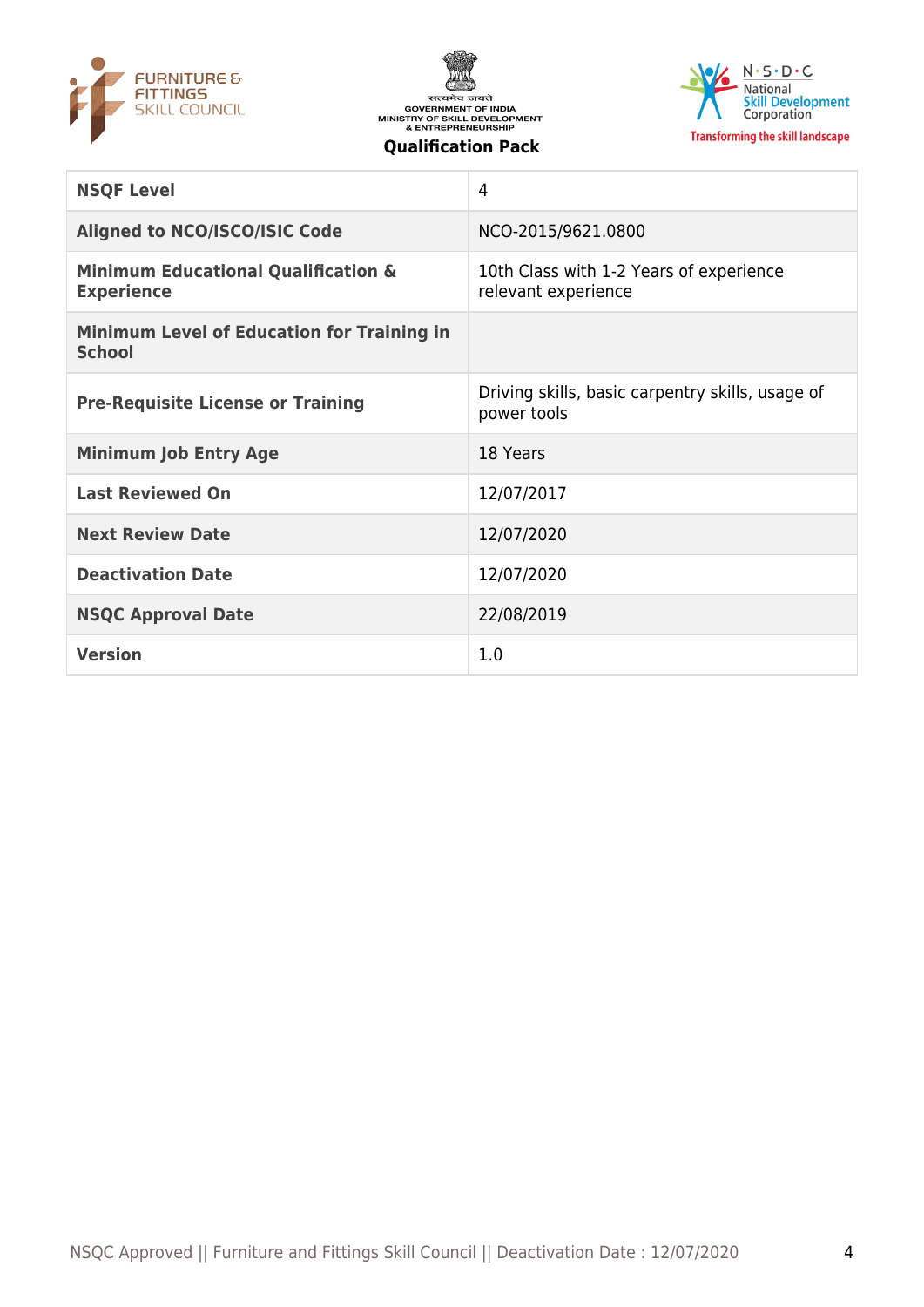| | |
|---|---|
| **NSQF Level** | 4 |
| **Aligned to NCO/ISCO/ISIC Code** | NCO-2015/9621.0800 |
| **Minimum Educational Qualification & Experience** | 10th Class with 1-2 Years of experience relevant experience |
| **Minimum Level of Education for Training in School** | |
| **Pre-Requisite License or Training** | Driving skills, basic carpentry skills, usage of power tools |
| **Minimum Job Entry Age** | 18 Years |
| **Last Reviewed On** | 12/07/2017 |
| **Next Review Date** | 12/07/2020 |
| **Deactivation Date** | 12/07/2020 |
| **NSQC Approval Date** | 22/08/2019 |
| **Version** | 1.0 |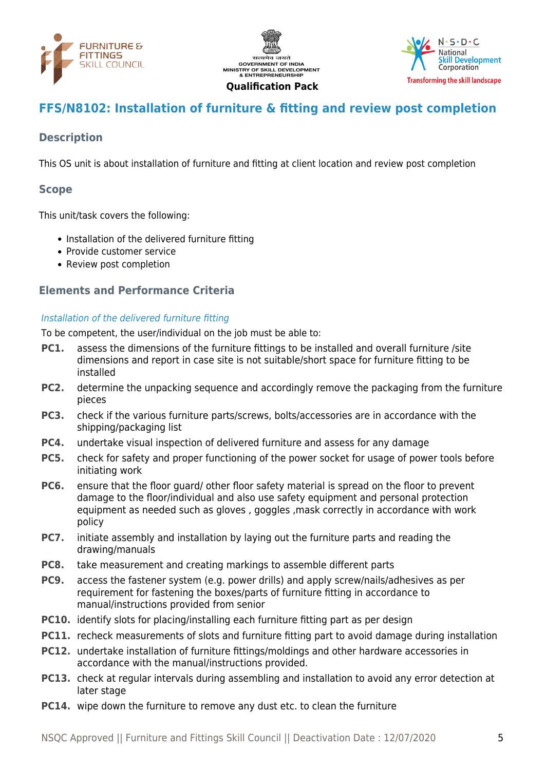## FFS/N8102: Installation of furniture & fitting and review post completion

### Description

This OS unit is about installation of furniture and fitting at client location and review post completion

### Scope

This unit/task covers the following:

- Installation of the delivered furniture fitting
- Provide customer service
- Review post completion

### Elements and Performance Criteria

*Installation of the delivered furniture fitting*

To be competent, the user/individual on the job must be able to:

**PC1.** assess the dimensions of the furniture fittings to be installed and overall furniture /site dimensions and report in case site is not suitable/short space for furniture fitting to be installed

**PC2.** determine the unpacking sequence and accordingly remove the packaging from the furniture pieces

**PC3.** check if the various furniture parts/screws, bolts/accessories are in accordance with the shipping/packaging list

**PC4.** undertake visual inspection of delivered furniture and assess for any damage

**PC5.** check for safety and proper functioning of the power socket for usage of power tools before initiating work

**PC6.** ensure that the floor guard/ other floor safety material is spread on the floor to prevent damage to the floor/individual and also use safety equipment and personal protection equipment as needed such as gloves , goggles ,mask correctly in accordance with work policy

**PC7.** initiate assembly and installation by laying out the furniture parts and reading the drawing/manuals

**PC8.** take measurement and creating markings to assemble different parts

**PC9.** access the fastener system (e.g. power drills) and apply screw/nails/adhesives as per requirement for fastening the boxes/parts of furniture fitting in accordance to manual/instructions provided from senior

**PC10.** identify slots for placing/installing each furniture fitting part as per design

**PC11.** recheck measurements of slots and furniture fitting part to avoid damage during installation

**PC12.** undertake installation of furniture fittings/moldings and other hardware accessories in accordance with the manual/instructions provided.

**PC13.** check at regular intervals during assembling and installation to avoid any error detection at later stage

**PC14.** wipe down the furniture to remove any dust etc. to clean the furniture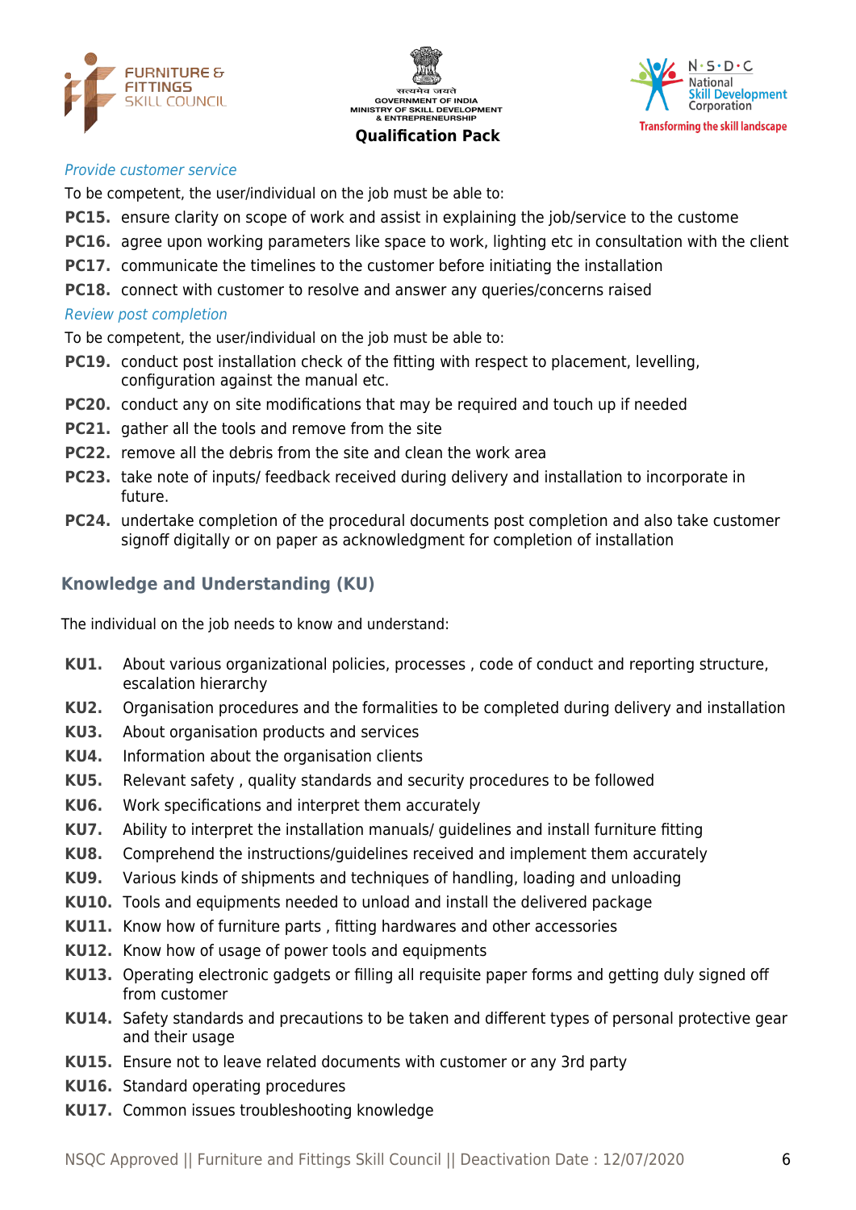*Provide customer service*

To be competent, the user/individual on the job must be able to:

**PC15.** ensure clarity on scope of work and assist in explaining the job/service to the custome

**PC16.** agree upon working parameters like space to work, lighting etc in consultation with the client

**PC17.** communicate the timelines to the customer before initiating the installation

**PC18.** connect with customer to resolve and answer any queries/concerns raised

*Review post completion*

To be competent, the user/individual on the job must be able to:

**PC19.** conduct post installation check of the fitting with respect to placement, levelling, configuration against the manual etc.

**PC20.** conduct any on site modifications that may be required and touch up if needed

**PC21.** gather all the tools and remove from the site

**PC22.** remove all the debris from the site and clean the work area

**PC23.** take note of inputs/ feedback received during delivery and installation to incorporate in future.

**PC24.** undertake completion of the procedural documents post completion and also take customer signoff digitally or on paper as acknowledgment for completion of installation

## Knowledge and Understanding (KU)

The individual on the job needs to know and understand:

**KU1.** About various organizational policies, processes , code of conduct and reporting structure, escalation hierarchy

**KU2.** Organisation procedures and the formalities to be completed during delivery and installation

**KU3.** About organisation products and services

**KU4.** Information about the organisation clients

**KU5.** Relevant safety , quality standards and security procedures to be followed

**KU6.** Work specifications and interpret them accurately

**KU7.** Ability to interpret the installation manuals/ guidelines and install furniture fitting

**KU8.** Comprehend the instructions/guidelines received and implement them accurately

**KU9.** Various kinds of shipments and techniques of handling, loading and unloading

**KU10.** Tools and equipments needed to unload and install the delivered package

**KU11.** Know how of furniture parts , fitting hardwares and other accessories

**KU12.** Know how of usage of power tools and equipments

**KU13.** Operating electronic gadgets or filling all requisite paper forms and getting duly signed off from customer

**KU14.** Safety standards and precautions to be taken and different types of personal protective gear and their usage

**KU15.** Ensure not to leave related documents with customer or any 3rd party

**KU16.** Standard operating procedures

**KU17.** Common issues troubleshooting knowledge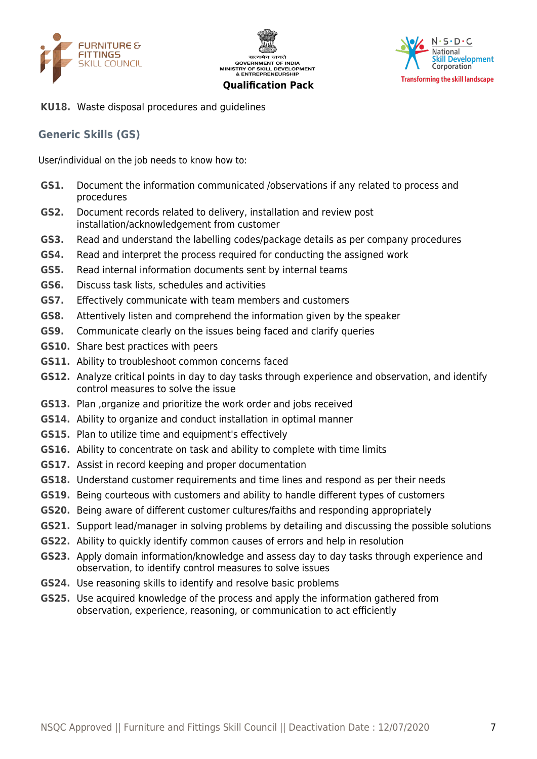**KU18.** Waste disposal procedures and guidelines

## Generic Skills (GS)

User/individual on the job needs to know how to:

**GS1.** Document the information communicated /observations if any related to process and procedures

**GS2.** Document records related to delivery, installation and review post installation/acknowledgement from customer

**GS3.** Read and understand the labelling codes/package details as per company procedures

**GS4.** Read and interpret the process required for conducting the assigned work

**GS5.** Read internal information documents sent by internal teams

**GS6.** Discuss task lists, schedules and activities

**GS7.** Effectively communicate with team members and customers

**GS8.** Attentively listen and comprehend the information given by the speaker

**GS9.** Communicate clearly on the issues being faced and clarify queries

**GS10.** Share best practices with peers

**GS11.** Ability to troubleshoot common concerns faced

**GS12.** Analyze critical points in day to day tasks through experience and observation, and identify control measures to solve the issue

**GS13.** Plan ,organize and prioritize the work order and jobs received

**GS14.** Ability to organize and conduct installation in optimal manner

**GS15.** Plan to utilize time and equipment's effectively

**GS16.** Ability to concentrate on task and ability to complete with time limits

**GS17.** Assist in record keeping and proper documentation

**GS18.** Understand customer requirements and time lines and respond as per their needs

**GS19.** Being courteous with customers and ability to handle different types of customers

**GS20.** Being aware of different customer cultures/faiths and responding appropriately

**GS21.** Support lead/manager in solving problems by detailing and discussing the possible solutions

**GS22.** Ability to quickly identify common causes of errors and help in resolution

**GS23.** Apply domain information/knowledge and assess day to day tasks through experience and observation, to identify control measures to solve issues

**GS24.** Use reasoning skills to identify and resolve basic problems

**GS25.** Use acquired knowledge of the process and apply the information gathered from observation, experience, reasoning, or communication to act efficiently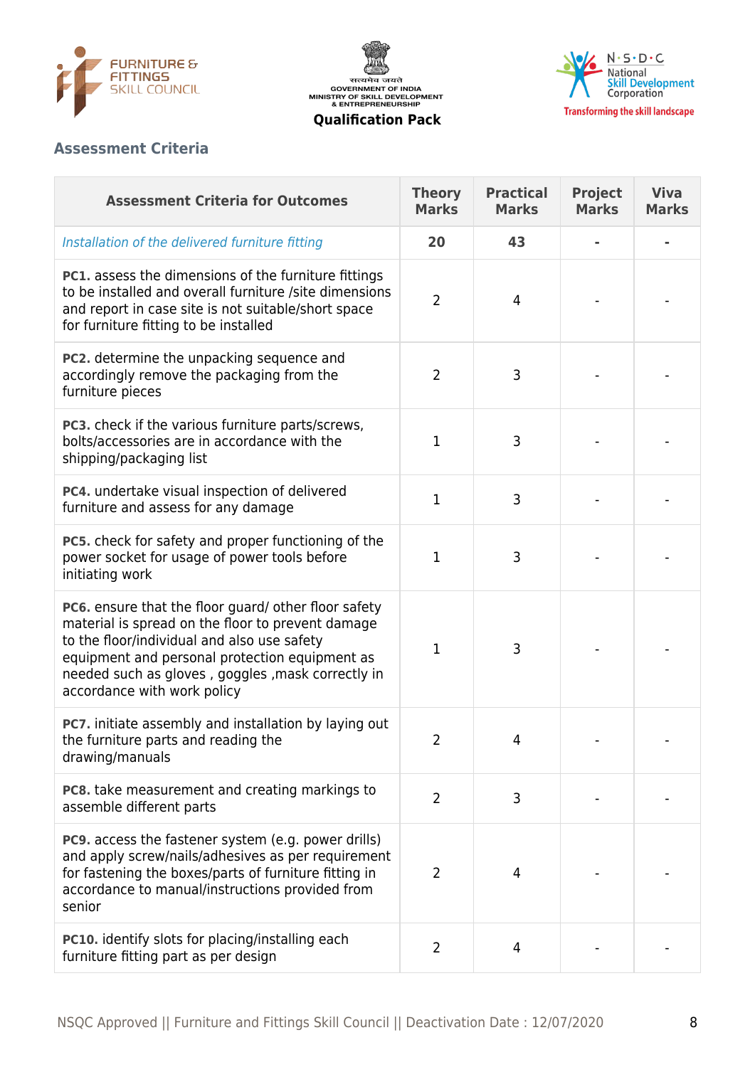Qualification Pack

## Assessment Criteria

| Assessment Criteria for Outcomes | Theory Marks | Practical Marks | Project Marks | Viva Marks |
|---|---|---|---|---|
| *Installation of the delivered furniture fitting* | **20** | **43** | **-** | **-** |
| **PC1.** assess the dimensions of the furniture fittings to be installed and overall furniture /site dimensions and report in case site is not suitable/short space for furniture fitting to be installed | 2 | 4 | - | - |
| **PC2.** determine the unpacking sequence and accordingly remove the packaging from the furniture pieces | 2 | 3 | - | - |
| **PC3.** check if the various furniture parts/screws, bolts/accessories are in accordance with the shipping/packaging list | 1 | 3 | - | - |
| **PC4.** undertake visual inspection of delivered furniture and assess for any damage | 1 | 3 | - | - |
| **PC5.** check for safety and proper functioning of the power socket for usage of power tools before initiating work | 1 | 3 | - | - |
| **PC6.** ensure that the floor guard/ other floor safety material is spread on the floor to prevent damage to the floor/individual and also use safety equipment and personal protection equipment as needed such as gloves , goggles ,mask correctly in accordance with work policy | 1 | 3 | - | - |
| **PC7.** initiate assembly and installation by laying out the furniture parts and reading the drawing/manuals | 2 | 4 | - | - |
| **PC8.** take measurement and creating markings to assemble different parts | 2 | 3 | - | - |
| **PC9.** access the fastener system (e.g. power drills) and apply screw/nails/adhesives as per requirement for fastening the boxes/parts of furniture fitting in accordance to manual/instructions provided from senior | 2 | 4 | - | - |
| **PC10.** identify slots for placing/installing each furniture fitting part as per design | 2 | 4 | - | - |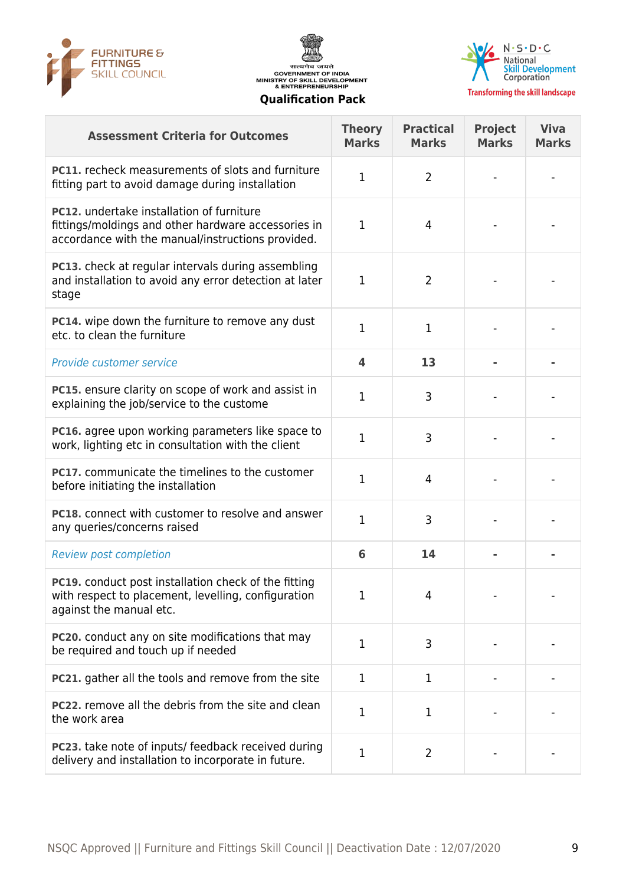| Assessment Criteria for Outcomes | Theory Marks | Practical Marks | Project Marks | Viva Marks |
|---|---|---|---|---|
| **PC11.** recheck measurements of slots and furniture fitting part to avoid damage during installation | 1 | 2 | - | - |
| **PC12.** undertake installation of furniture fittings/moldings and other hardware accessories in accordance with the manual/instructions provided. | 1 | 4 | - | - |
| **PC13.** check at regular intervals during assembling and installation to avoid any error detection at later stage | 1 | 2 | - | - |
| **PC14.** wipe down the furniture to remove any dust etc. to clean the furniture | 1 | 1 | - | - |
| *Provide customer service* | **4** | **13** | **-** | **-** |
| **PC15.** ensure clarity on scope of work and assist in explaining the job/service to the custome | 1 | 3 | - | - |
| **PC16.** agree upon working parameters like space to work, lighting etc in consultation with the client | 1 | 3 | - | - |
| **PC17.** communicate the timelines to the customer before initiating the installation | 1 | 4 | - | - |
| **PC18.** connect with customer to resolve and answer any queries/concerns raised | 1 | 3 | - | - |
| *Review post completion* | **6** | **14** | **-** | **-** |
| **PC19.** conduct post installation check of the fitting with respect to placement, levelling, configuration against the manual etc. | 1 | 4 | - | - |
| **PC20.** conduct any on site modifications that may be required and touch up if needed | 1 | 3 | - | - |
| **PC21.** gather all the tools and remove from the site | 1 | 1 | - | - |
| **PC22.** remove all the debris from the site and clean the work area | 1 | 1 | - | - |
| **PC23.** take note of inputs/ feedback received during delivery and installation to incorporate in future. | 1 | 2 | - | - |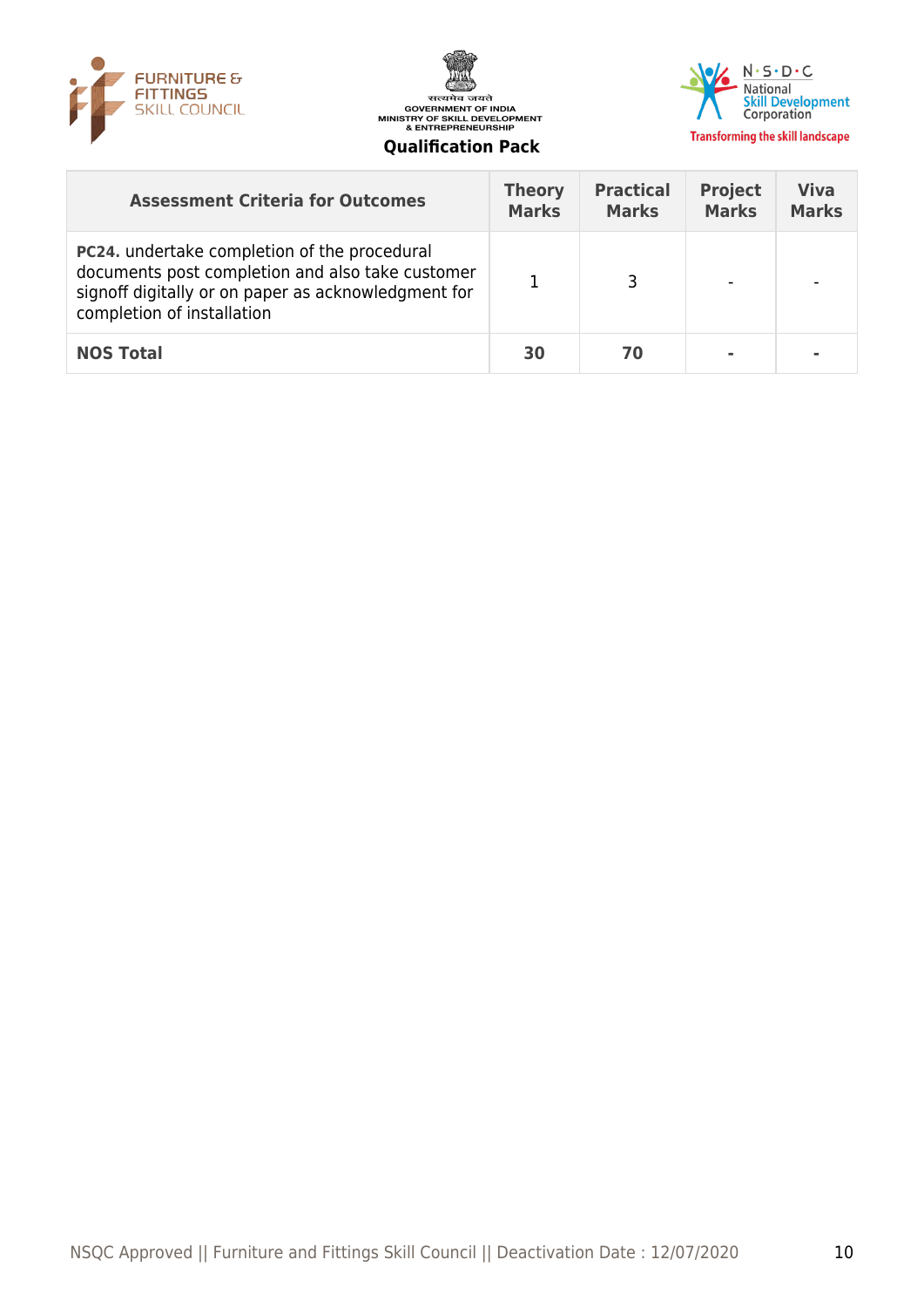| Assessment Criteria for Outcomes | Theory Marks | Practical Marks | Project Marks | Viva Marks |
|---|---|---|---|---|
| **PC24.** undertake completion of the procedural documents post completion and also take customer signoff digitally or on paper as acknowledgment for completion of installation | 1 | 3 | - | - |
| **NOS Total** | **30** | **70** | **-** | **-** |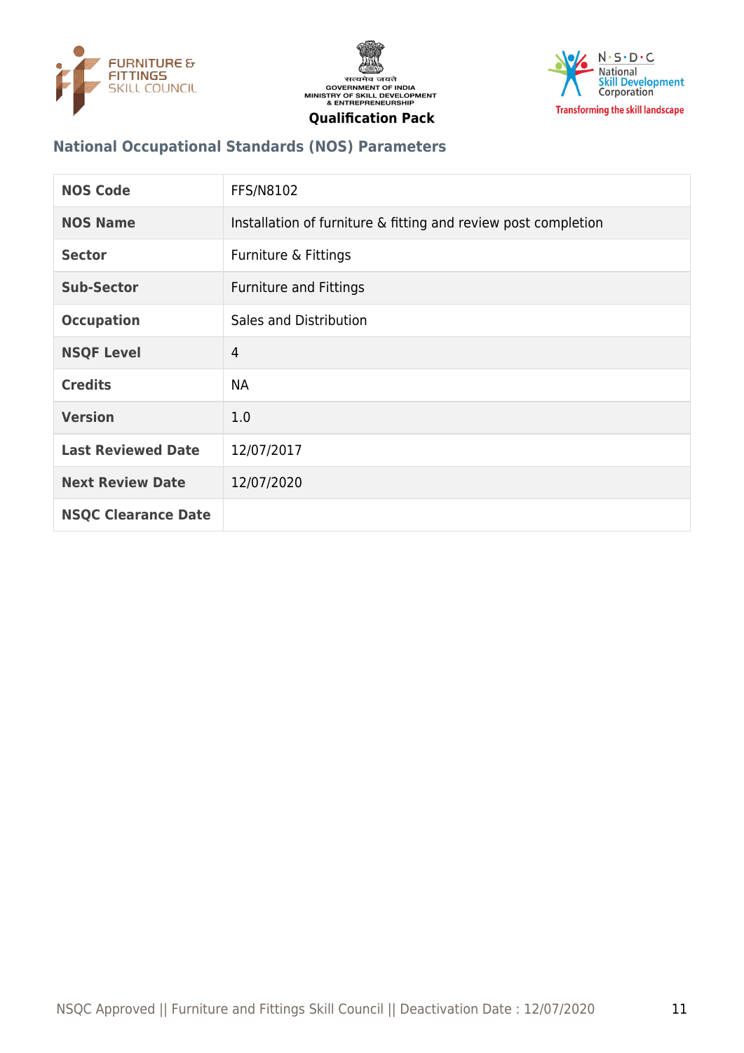## National Occupational Standards (NOS) Parameters

| NOS Code | FFS/N8102 |
|---|---|
| NOS Name | Installation of furniture & fitting and review post completion |
| Sector | Furniture & Fittings |
| Sub-Sector | Furniture and Fittings |
| Occupation | Sales and Distribution |
| NSQF Level | 4 |
| Credits | NA |
| Version | 1.0 |
| Last Reviewed Date | 12/07/2017 |
| Next Review Date | 12/07/2020 |
| NSQC Clearance Date | |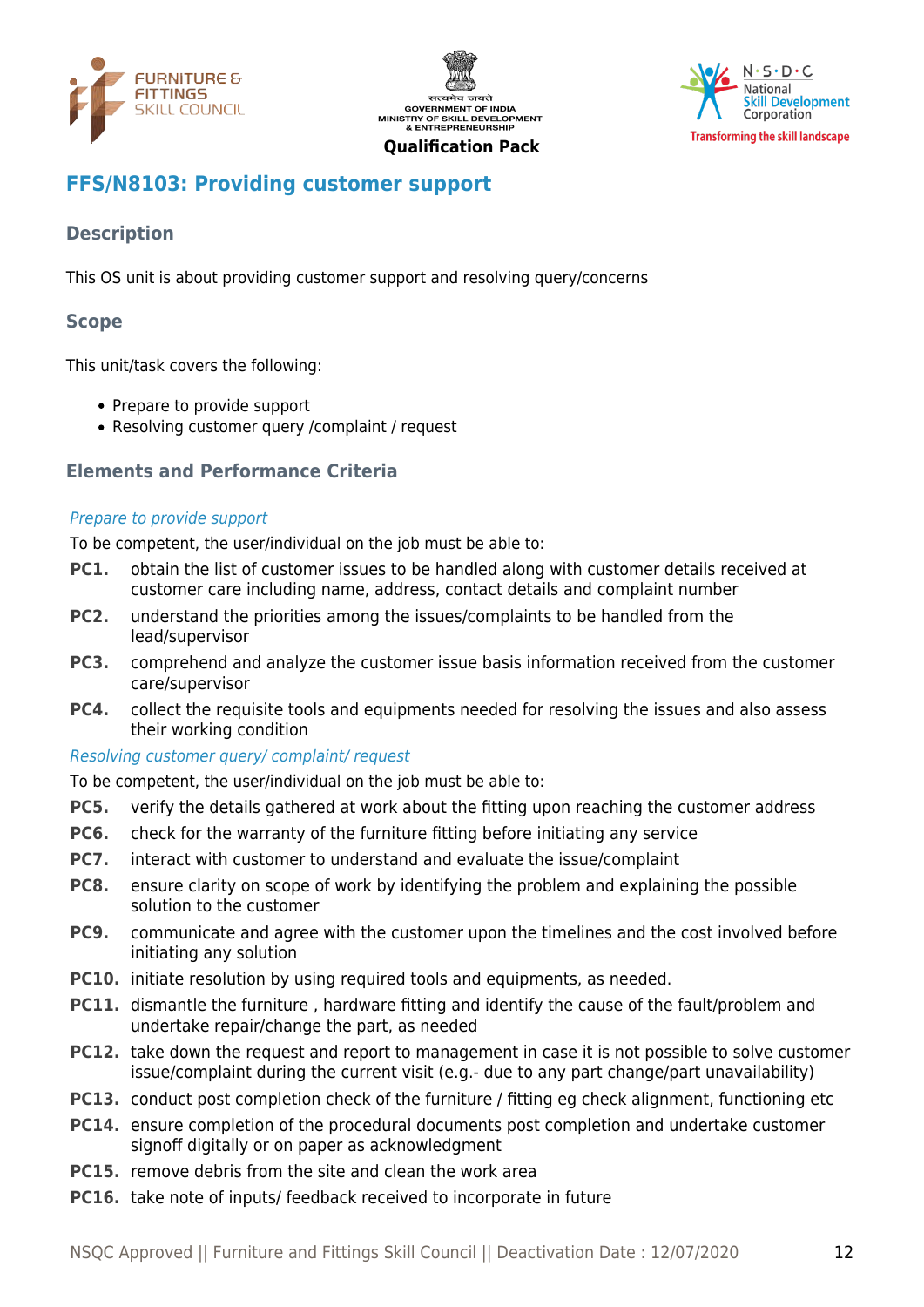## FFS/N8103: Providing customer support

### Description

This OS unit is about providing customer support and resolving query/concerns

### Scope

This unit/task covers the following:

- Prepare to provide support
- Resolving customer query /complaint / request

### Elements and Performance Criteria

*Prepare to provide support*

To be competent, the user/individual on the job must be able to:

**PC1.** obtain the list of customer issues to be handled along with customer details received at customer care including name, address, contact details and complaint number

**PC2.** understand the priorities among the issues/complaints to be handled from the lead/supervisor

**PC3.** comprehend and analyze the customer issue basis information received from the customer care/supervisor

**PC4.** collect the requisite tools and equipments needed for resolving the issues and also assess their working condition

*Resolving customer query/ complaint/ request*

To be competent, the user/individual on the job must be able to:

**PC5.** verify the details gathered at work about the fitting upon reaching the customer address

**PC6.** check for the warranty of the furniture fitting before initiating any service

**PC7.** interact with customer to understand and evaluate the issue/complaint

**PC8.** ensure clarity on scope of work by identifying the problem and explaining the possible solution to the customer

**PC9.** communicate and agree with the customer upon the timelines and the cost involved before initiating any solution

**PC10.** initiate resolution by using required tools and equipments, as needed.

**PC11.** dismantle the furniture , hardware fitting and identify the cause of the fault/problem and undertake repair/change the part, as needed

**PC12.** take down the request and report to management in case it is not possible to solve customer issue/complaint during the current visit (e.g.- due to any part change/part unavailability)

**PC13.** conduct post completion check of the furniture / fitting eg check alignment, functioning etc

**PC14.** ensure completion of the procedural documents post completion and undertake customer signoff digitally or on paper as acknowledgment

**PC15.** remove debris from the site and clean the work area

**PC16.** take note of inputs/ feedback received to incorporate in future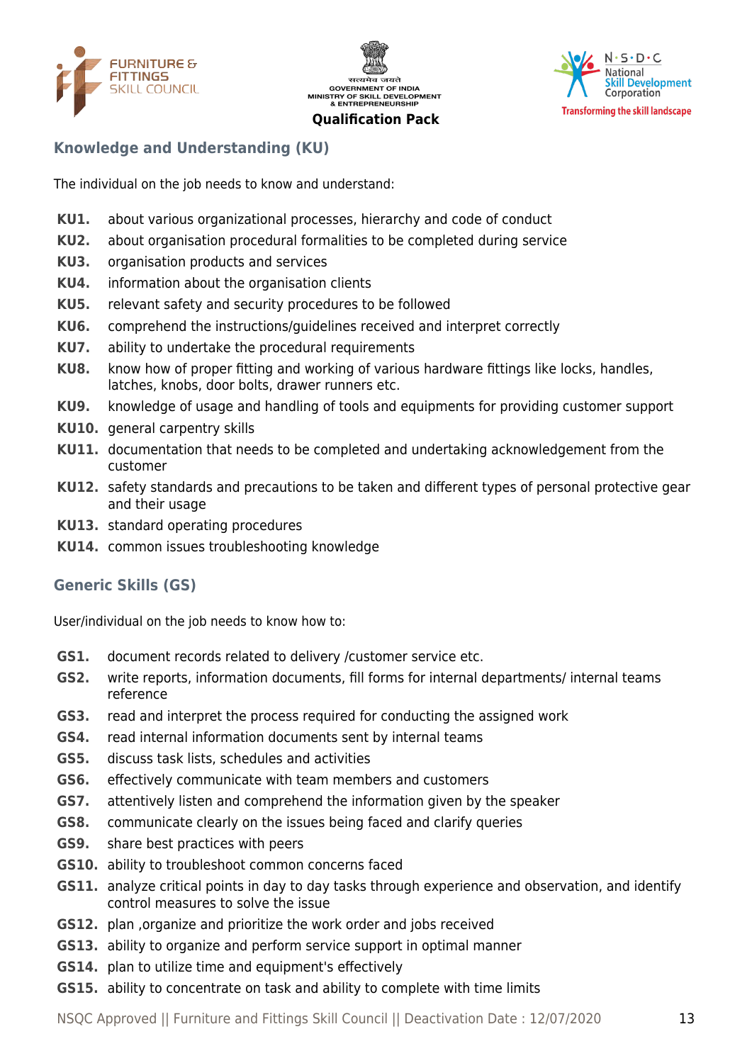## Knowledge and Understanding (KU)

The individual on the job needs to know and understand:

- **KU1.** about various organizational processes, hierarchy and code of conduct
- **KU2.** about organisation procedural formalities to be completed during service
- **KU3.** organisation products and services
- **KU4.** information about the organisation clients
- **KU5.** relevant safety and security procedures to be followed
- **KU6.** comprehend the instructions/guidelines received and interpret correctly
- **KU7.** ability to undertake the procedural requirements
- **KU8.** know how of proper fitting and working of various hardware fittings like locks, handles, latches, knobs, door bolts, drawer runners etc.
- **KU9.** knowledge of usage and handling of tools and equipments for providing customer support
- **KU10.** general carpentry skills
- **KU11.** documentation that needs to be completed and undertaking acknowledgement from the customer
- **KU12.** safety standards and precautions to be taken and different types of personal protective gear and their usage
- **KU13.** standard operating procedures
- **KU14.** common issues troubleshooting knowledge

## Generic Skills (GS)

User/individual on the job needs to know how to:

- **GS1.** document records related to delivery /customer service etc.
- **GS2.** write reports, information documents, fill forms for internal departments/ internal teams reference
- **GS3.** read and interpret the process required for conducting the assigned work
- **GS4.** read internal information documents sent by internal teams
- **GS5.** discuss task lists, schedules and activities
- **GS6.** effectively communicate with team members and customers
- **GS7.** attentively listen and comprehend the information given by the speaker
- **GS8.** communicate clearly on the issues being faced and clarify queries
- **GS9.** share best practices with peers
- **GS10.** ability to troubleshoot common concerns faced
- **GS11.** analyze critical points in day to day tasks through experience and observation, and identify control measures to solve the issue
- **GS12.** plan ,organize and prioritize the work order and jobs received
- **GS13.** ability to organize and perform service support in optimal manner
- **GS14.** plan to utilize time and equipment's effectively
- **GS15.** ability to concentrate on task and ability to complete with time limits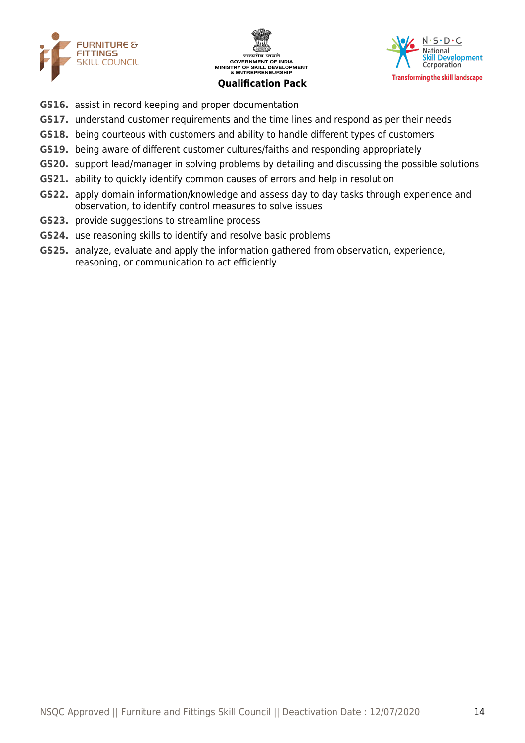**GS16.** assist in record keeping and proper documentation

**GS17.** understand customer requirements and the time lines and respond as per their needs

**GS18.** being courteous with customers and ability to handle different types of customers

**GS19.** being aware of different customer cultures/faiths and responding appropriately

**GS20.** support lead/manager in solving problems by detailing and discussing the possible solutions

**GS21.** ability to quickly identify common causes of errors and help in resolution

**GS22.** apply domain information/knowledge and assess day to day tasks through experience and observation, to identify control measures to solve issues

**GS23.** provide suggestions to streamline process

**GS24.** use reasoning skills to identify and resolve basic problems

**GS25.** analyze, evaluate and apply the information gathered from observation, experience, reasoning, or communication to act efficiently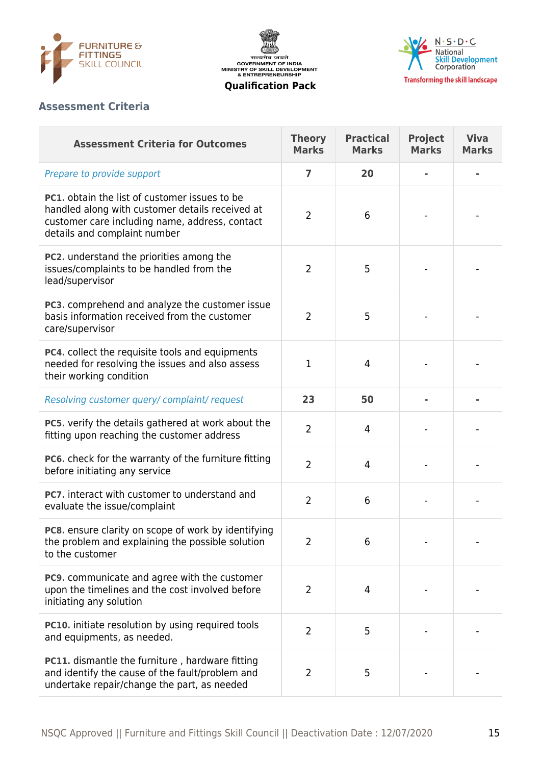## Assessment Criteria

| Assessment Criteria for Outcomes | Theory Marks | Practical Marks | Project Marks | Viva Marks |
|---|---|---|---|---|
| *Prepare to provide support* | **7** | **20** | **-** | **-** |
| **PC1.** obtain the list of customer issues to be handled along with customer details received at customer care including name, address, contact details and complaint number | 2 | 6 | - | - |
| **PC2.** understand the priorities among the issues/complaints to be handled from the lead/supervisor | 2 | 5 | - | - |
| **PC3.** comprehend and analyze the customer issue basis information received from the customer care/supervisor | 2 | 5 | - | - |
| **PC4.** collect the requisite tools and equipments needed for resolving the issues and also assess their working condition | 1 | 4 | - | - |
| *Resolving customer query/ complaint/ request* | **23** | **50** | **-** | **-** |
| **PC5.** verify the details gathered at work about the fitting upon reaching the customer address | 2 | 4 | - | - |
| **PC6.** check for the warranty of the furniture fitting before initiating any service | 2 | 4 | - | - |
| **PC7.** interact with customer to understand and evaluate the issue/complaint | 2 | 6 | - | - |
| **PC8.** ensure clarity on scope of work by identifying the problem and explaining the possible solution to the customer | 2 | 6 | - | - |
| **PC9.** communicate and agree with the customer upon the timelines and the cost involved before initiating any solution | 2 | 4 | - | - |
| **PC10.** initiate resolution by using required tools and equipments, as needed. | 2 | 5 | - | - |
| **PC11.** dismantle the furniture , hardware fitting and identify the cause of the fault/problem and undertake repair/change the part, as needed | 2 | 5 | - | - |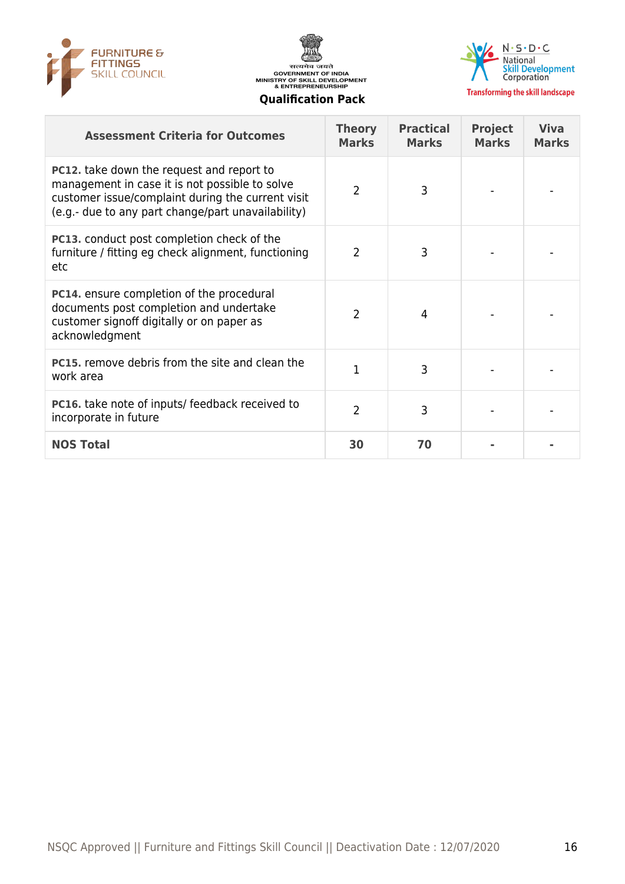| Assessment Criteria for Outcomes | Theory Marks | Practical Marks | Project Marks | Viva Marks |
|---|---|---|---|---|
| **PC12.** take down the request and report to management in case it is not possible to solve customer issue/complaint during the current visit (e.g.- due to any part change/part unavailability) | 2 | 3 | - | - |
| **PC13.** conduct post completion check of the furniture / fitting eg check alignment, functioning etc | 2 | 3 | - | - |
| **PC14.** ensure completion of the procedural documents post completion and undertake customer signoff digitally or on paper as acknowledgment | 2 | 4 | - | - |
| **PC15.** remove debris from the site and clean the work area | 1 | 3 | - | - |
| **PC16.** take note of inputs/ feedback received to incorporate in future | 2 | 3 | - | - |
| **NOS Total** | **30** | **70** | **-** | **-** |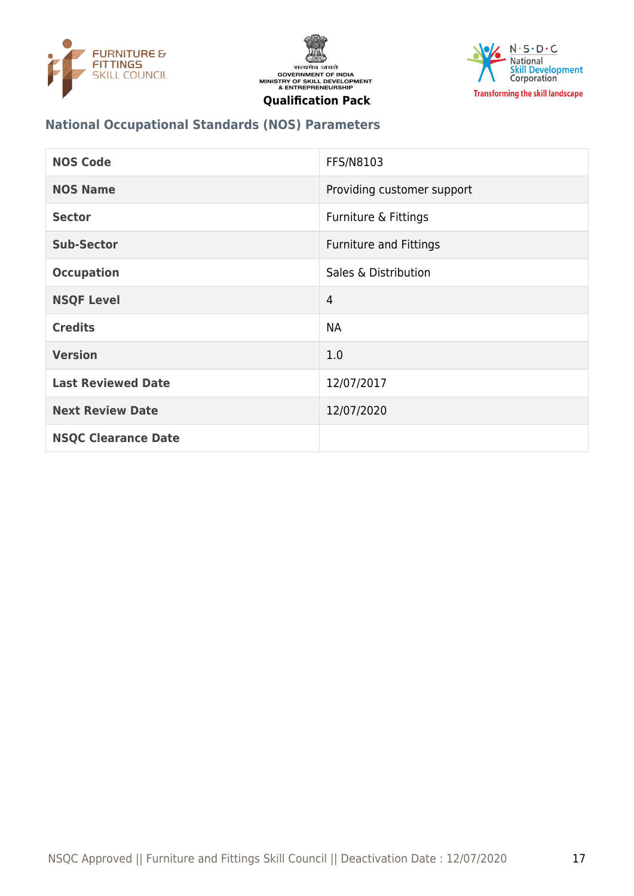## National Occupational Standards (NOS) Parameters

| NOS Code | FFS/N8103 |
|---|---|
| NOS Name | Providing customer support |
| Sector | Furniture & Fittings |
| Sub-Sector | Furniture and Fittings |
| Occupation | Sales & Distribution |
| NSQF Level | 4 |
| Credits | NA |
| Version | 1.0 |
| Last Reviewed Date | 12/07/2017 |
| Next Review Date | 12/07/2020 |
| NSQC Clearance Date | |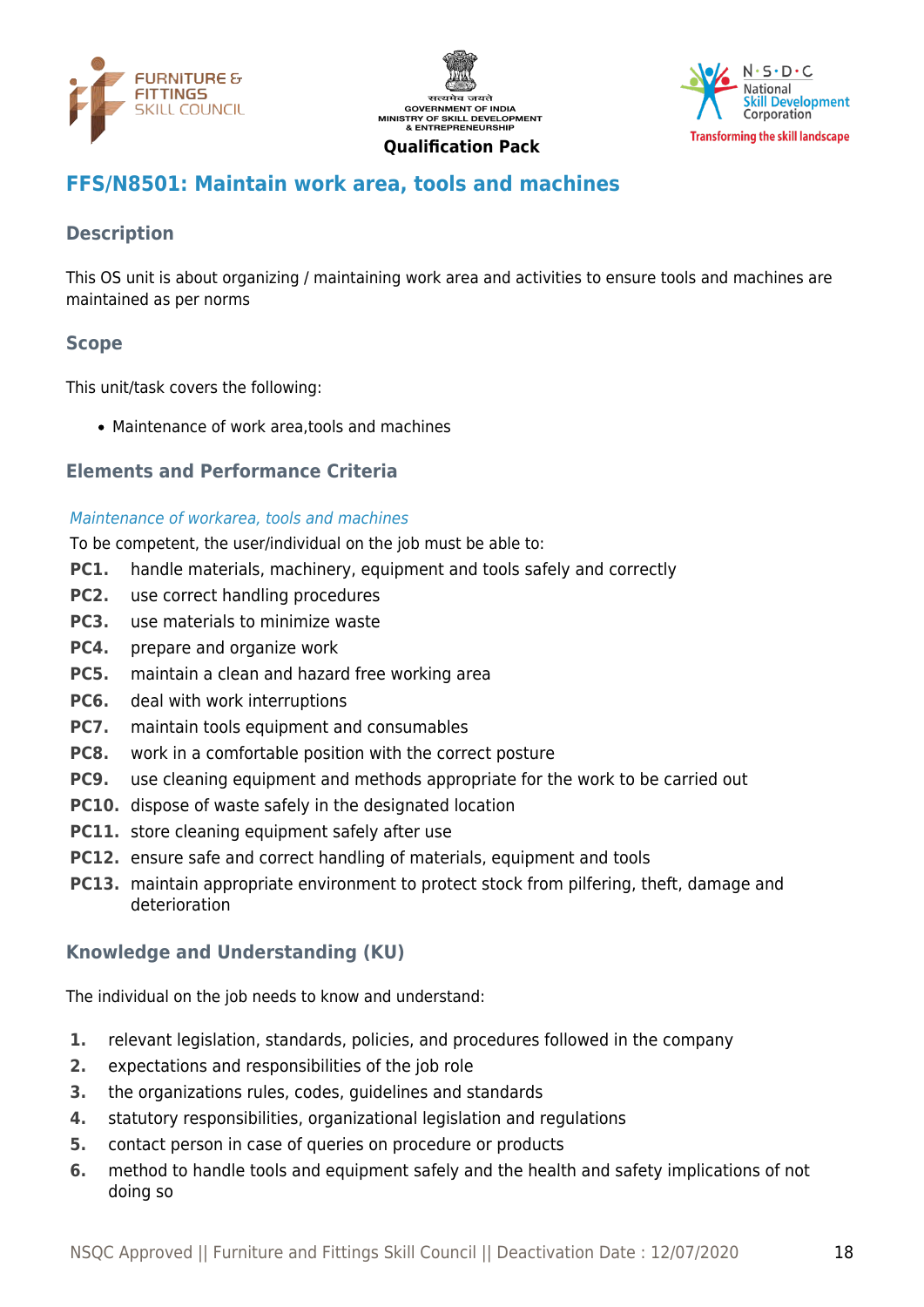## FFS/N8501: Maintain work area, tools and machines

### Description

This OS unit is about organizing / maintaining work area and activities to ensure tools and machines are maintained as per norms

### Scope

This unit/task covers the following:

- Maintenance of work area,tools and machines

### Elements and Performance Criteria

*Maintenance of workarea, tools and machines*

To be competent, the user/individual on the job must be able to:

**PC1.** handle materials, machinery, equipment and tools safely and correctly
**PC2.** use correct handling procedures
**PC3.** use materials to minimize waste
**PC4.** prepare and organize work
**PC5.** maintain a clean and hazard free working area
**PC6.** deal with work interruptions
**PC7.** maintain tools equipment and consumables
**PC8.** work in a comfortable position with the correct posture
**PC9.** use cleaning equipment and methods appropriate for the work to be carried out
**PC10.** dispose of waste safely in the designated location
**PC11.** store cleaning equipment safely after use
**PC12.** ensure safe and correct handling of materials, equipment and tools
**PC13.** maintain appropriate environment to protect stock from pilfering, theft, damage and deterioration

### Knowledge and Understanding (KU)

The individual on the job needs to know and understand:

1. relevant legislation, standards, policies, and procedures followed in the company
2. expectations and responsibilities of the job role
3. the organizations rules, codes, guidelines and standards
4. statutory responsibilities, organizational legislation and regulations
5. contact person in case of queries on procedure or products
6. method to handle tools and equipment safely and the health and safety implications of not doing so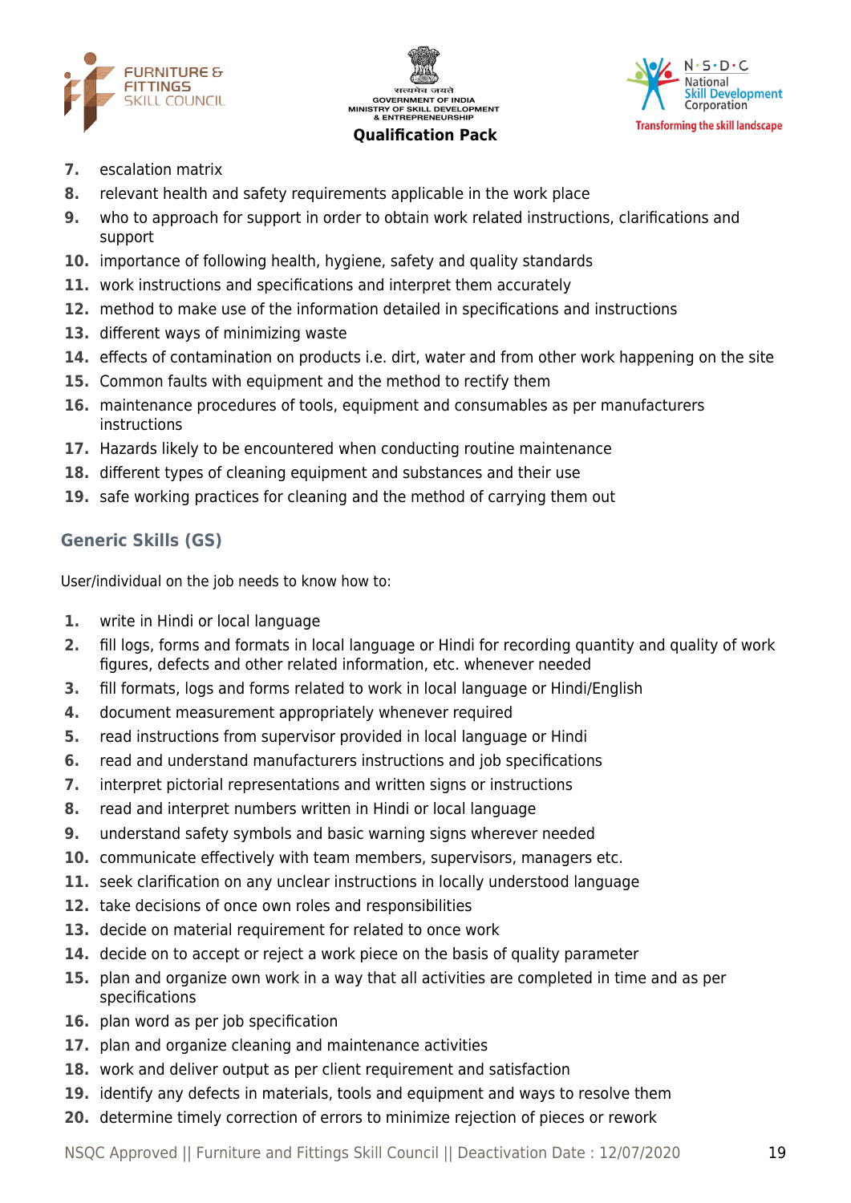7. escalation matrix
8. relevant health and safety requirements applicable in the work place
9. who to approach for support in order to obtain work related instructions, clarifications and support
10. importance of following health, hygiene, safety and quality standards
11. work instructions and specifications and interpret them accurately
12. method to make use of the information detailed in specifications and instructions
13. different ways of minimizing waste
14. effects of contamination on products i.e. dirt, water and from other work happening on the site
15. Common faults with equipment and the method to rectify them
16. maintenance procedures of tools, equipment and consumables as per manufacturers instructions
17. Hazards likely to be encountered when conducting routine maintenance
18. different types of cleaning equipment and substances and their use
19. safe working practices for cleaning and the method of carrying them out

### Generic Skills (GS)

User/individual on the job needs to know how to:

1. write in Hindi or local language
2. fill logs, forms and formats in local language or Hindi for recording quantity and quality of work figures, defects and other related information, etc. whenever needed
3. fill formats, logs and forms related to work in local language or Hindi/English
4. document measurement appropriately whenever required
5. read instructions from supervisor provided in local language or Hindi
6. read and understand manufacturers instructions and job specifications
7. interpret pictorial representations and written signs or instructions
8. read and interpret numbers written in Hindi or local language
9. understand safety symbols and basic warning signs wherever needed
10. communicate effectively with team members, supervisors, managers etc.
11. seek clarification on any unclear instructions in locally understood language
12. take decisions of once own roles and responsibilities
13. decide on material requirement for related to once work
14. decide on to accept or reject a work piece on the basis of quality parameter
15. plan and organize own work in a way that all activities are completed in time and as per specifications
16. plan word as per job specification
17. plan and organize cleaning and maintenance activities
18. work and deliver output as per client requirement and satisfaction
19. identify any defects in materials, tools and equipment and ways to resolve them
20. determine timely correction of errors to minimize rejection of pieces or rework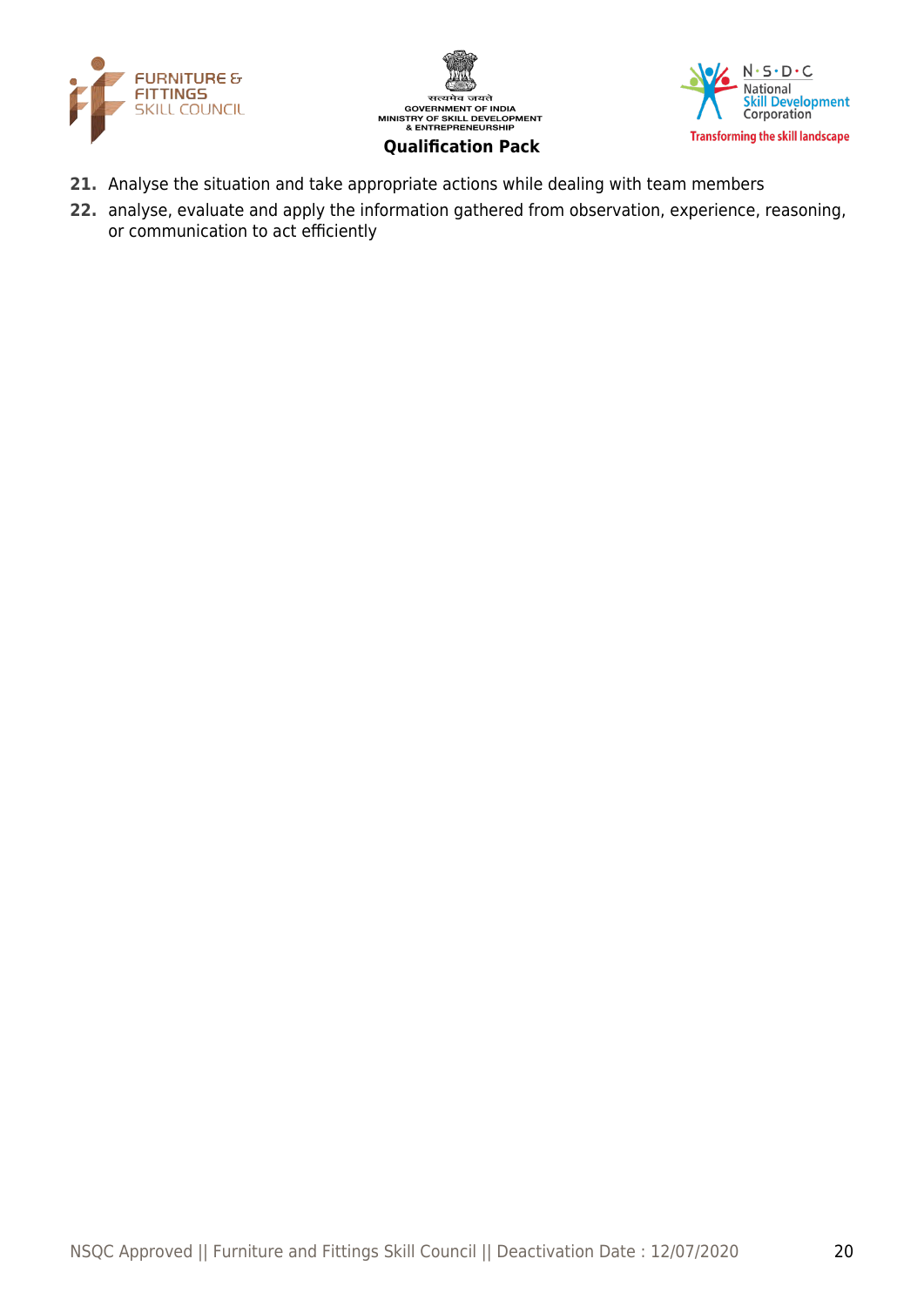21. Analyse the situation and take appropriate actions while dealing with team members
22. analyse, evaluate and apply the information gathered from observation, experience, reasoning, or communication to act efficiently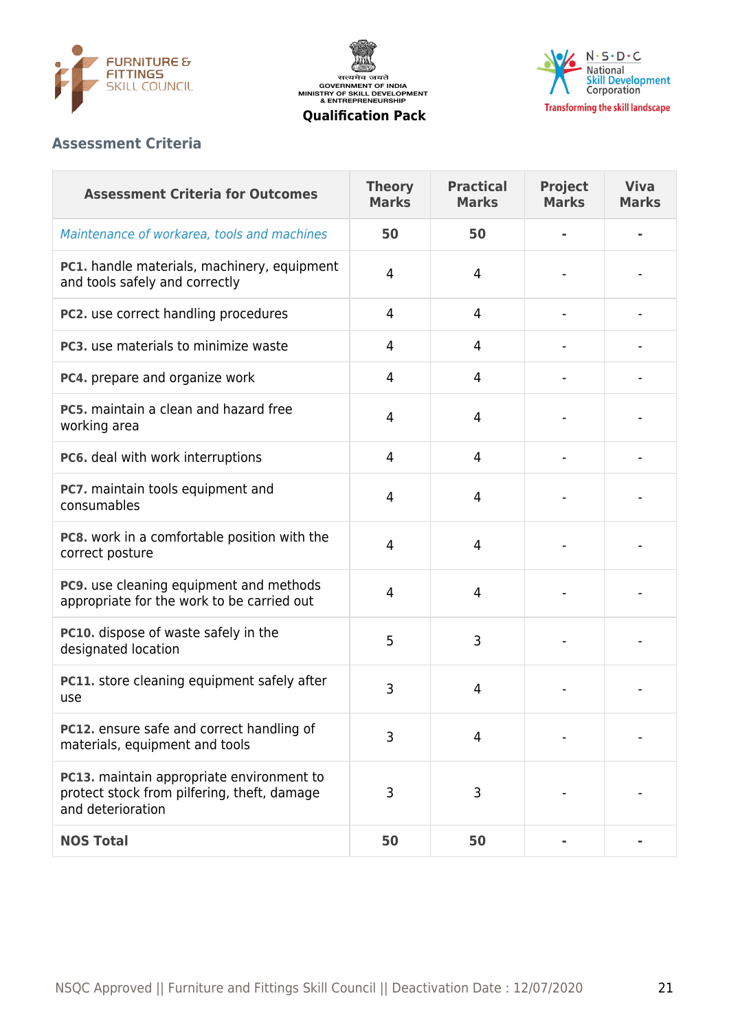## Assessment Criteria

| Assessment Criteria for Outcomes | Theory Marks | Practical Marks | Project Marks | Viva Marks |
|---|---|---|---|---|
| *Maintenance of workarea, tools and machines* | **50** | **50** | **-** | **-** |
| **PC1.** handle materials, machinery, equipment and tools safely and correctly | 4 | 4 | - | - |
| **PC2.** use correct handling procedures | 4 | 4 | - | - |
| **PC3.** use materials to minimize waste | 4 | 4 | - | - |
| **PC4.** prepare and organize work | 4 | 4 | - | - |
| **PC5.** maintain a clean and hazard free working area | 4 | 4 | - | - |
| **PC6.** deal with work interruptions | 4 | 4 | - | - |
| **PC7.** maintain tools equipment and consumables | 4 | 4 | - | - |
| **PC8.** work in a comfortable position with the correct posture | 4 | 4 | - | - |
| **PC9.** use cleaning equipment and methods appropriate for the work to be carried out | 4 | 4 | - | - |
| **PC10.** dispose of waste safely in the designated location | 5 | 3 | - | - |
| **PC11.** store cleaning equipment safely after use | 3 | 4 | - | - |
| **PC12.** ensure safe and correct handling of materials, equipment and tools | 3 | 4 | - | - |
| **PC13.** maintain appropriate environment to protect stock from pilfering, theft, damage and deterioration | 3 | 3 | - | - |
| **NOS Total** | **50** | **50** | **-** | **-** |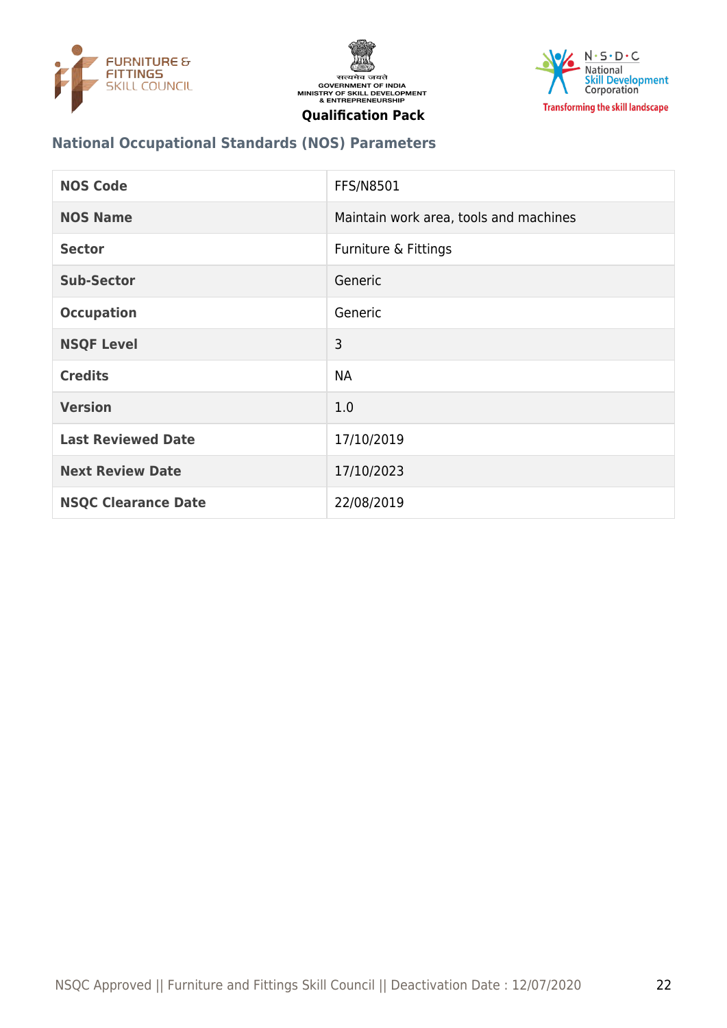## National Occupational Standards (NOS) Parameters

| NOS Code | FFS/N8501 |
|---|---|
| NOS Name | Maintain work area, tools and machines |
| Sector | Furniture & Fittings |
| Sub-Sector | Generic |
| Occupation | Generic |
| NSQF Level | 3 |
| Credits | NA |
| Version | 1.0 |
| Last Reviewed Date | 17/10/2019 |
| Next Review Date | 17/10/2023 |
| NSQC Clearance Date | 22/08/2019 |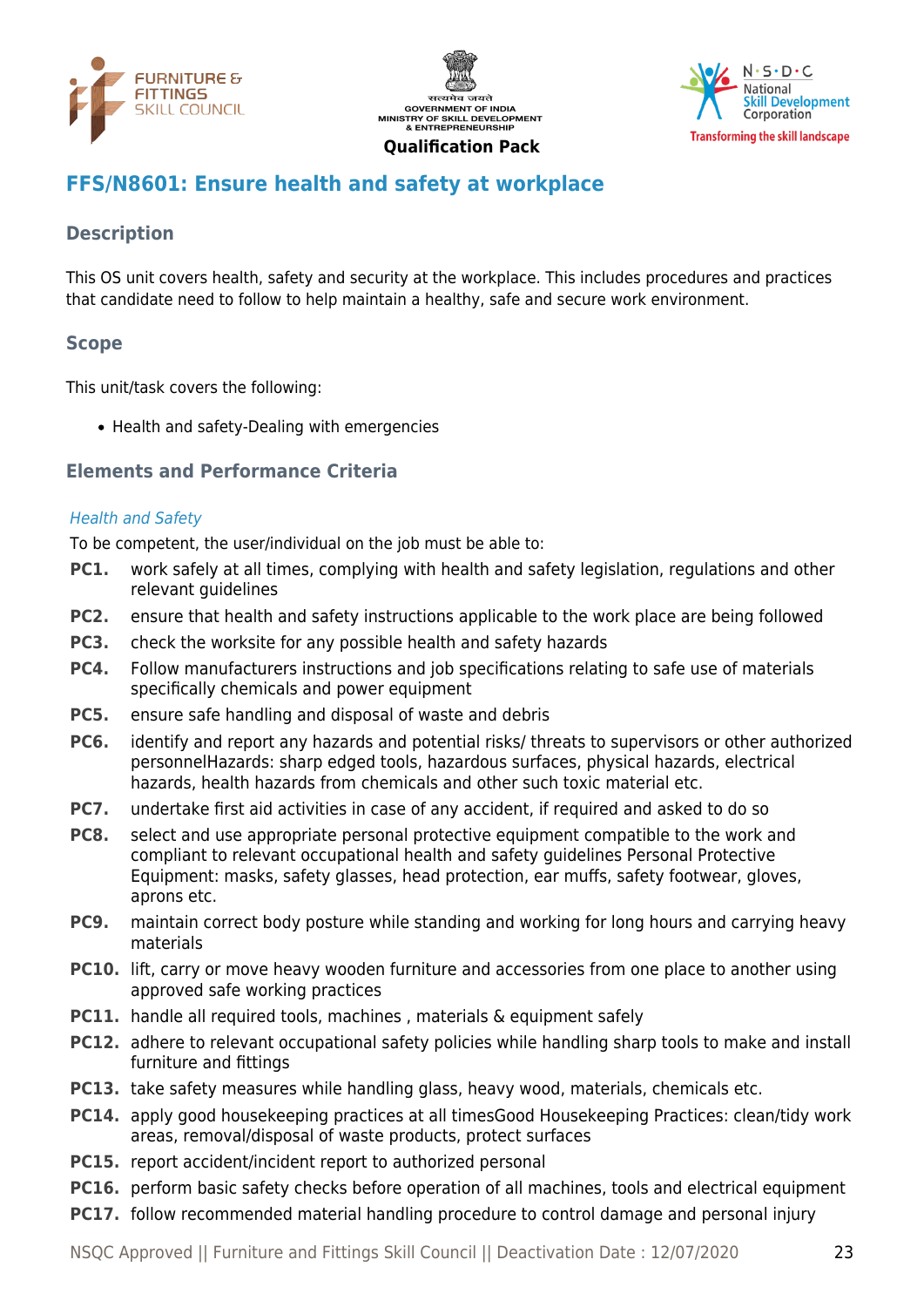## FFS/N8601: Ensure health and safety at workplace

### Description

This OS unit covers health, safety and security at the workplace. This includes procedures and practices that candidate need to follow to help maintain a healthy, safe and secure work environment.

### Scope

This unit/task covers the following:

- Health and safety-Dealing with emergencies

### Elements and Performance Criteria

*Health and Safety*

To be competent, the user/individual on the job must be able to:

**PC1.** work safely at all times, complying with health and safety legislation, regulations and other relevant guidelines

**PC2.** ensure that health and safety instructions applicable to the work place are being followed

**PC3.** check the worksite for any possible health and safety hazards

**PC4.** Follow manufacturers instructions and job specifications relating to safe use of materials specifically chemicals and power equipment

**PC5.** ensure safe handling and disposal of waste and debris

**PC6.** identify and report any hazards and potential risks/ threats to supervisors or other authorized personnelHazards: sharp edged tools, hazardous surfaces, physical hazards, electrical hazards, health hazards from chemicals and other such toxic material etc.

**PC7.** undertake first aid activities in case of any accident, if required and asked to do so

**PC8.** select and use appropriate personal protective equipment compatible to the work and compliant to relevant occupational health and safety guidelines Personal Protective Equipment: masks, safety glasses, head protection, ear muffs, safety footwear, gloves, aprons etc.

**PC9.** maintain correct body posture while standing and working for long hours and carrying heavy materials

**PC10.** lift, carry or move heavy wooden furniture and accessories from one place to another using approved safe working practices

**PC11.** handle all required tools, machines , materials & equipment safely

**PC12.** adhere to relevant occupational safety policies while handling sharp tools to make and install furniture and fittings

**PC13.** take safety measures while handling glass, heavy wood, materials, chemicals etc.

**PC14.** apply good housekeeping practices at all timesGood Housekeeping Practices: clean/tidy work areas, removal/disposal of waste products, protect surfaces

**PC15.** report accident/incident report to authorized personal

**PC16.** perform basic safety checks before operation of all machines, tools and electrical equipment

**PC17.** follow recommended material handling procedure to control damage and personal injury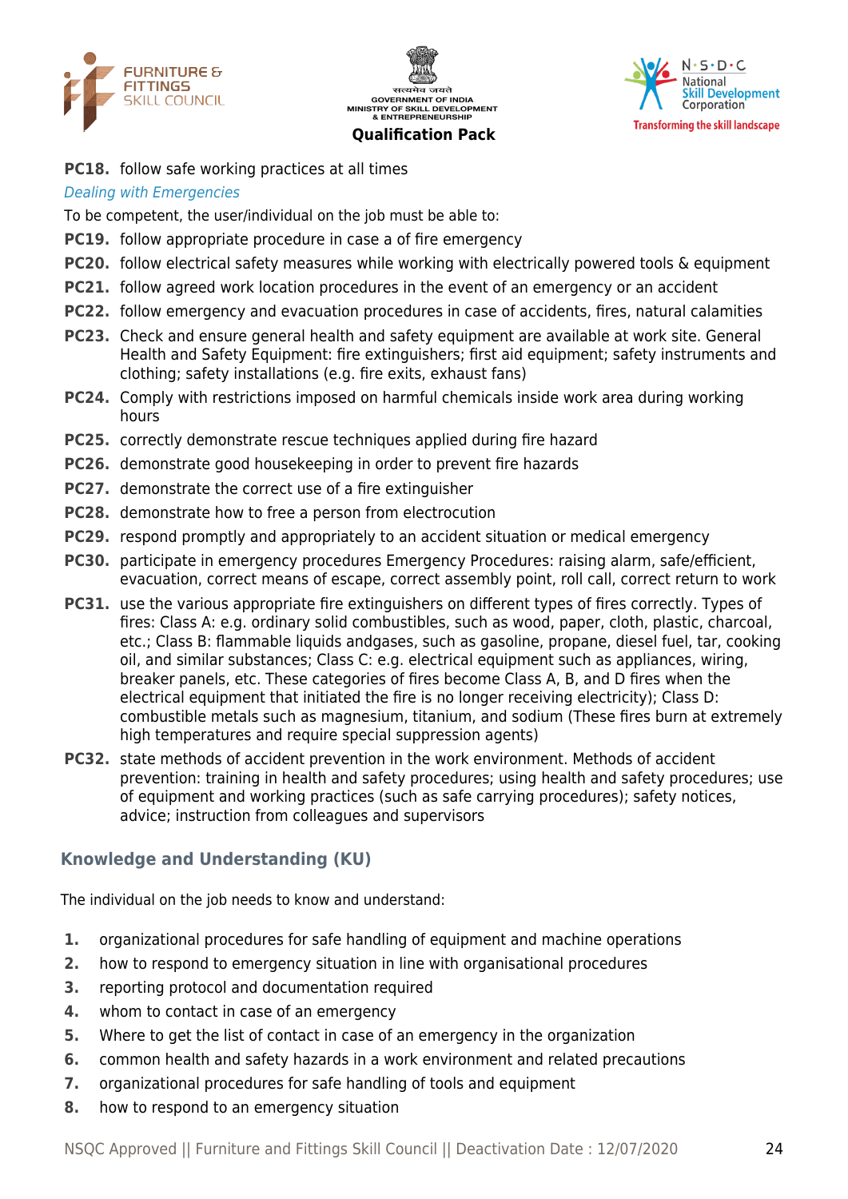**PC18.** follow safe working practices at all times

*Dealing with Emergencies*

To be competent, the user/individual on the job must be able to:

**PC19.** follow appropriate procedure in case a of fire emergency

**PC20.** follow electrical safety measures while working with electrically powered tools & equipment

**PC21.** follow agreed work location procedures in the event of an emergency or an accident

**PC22.** follow emergency and evacuation procedures in case of accidents, fires, natural calamities

**PC23.** Check and ensure general health and safety equipment are available at work site. General Health and Safety Equipment: fire extinguishers; first aid equipment; safety instruments and clothing; safety installations (e.g. fire exits, exhaust fans)

**PC24.** Comply with restrictions imposed on harmful chemicals inside work area during working hours

**PC25.** correctly demonstrate rescue techniques applied during fire hazard

**PC26.** demonstrate good housekeeping in order to prevent fire hazards

**PC27.** demonstrate the correct use of a fire extinguisher

**PC28.** demonstrate how to free a person from electrocution

**PC29.** respond promptly and appropriately to an accident situation or medical emergency

**PC30.** participate in emergency procedures Emergency Procedures: raising alarm, safe/efficient, evacuation, correct means of escape, correct assembly point, roll call, correct return to work

**PC31.** use the various appropriate fire extinguishers on different types of fires correctly. Types of fires: Class A: e.g. ordinary solid combustibles, such as wood, paper, cloth, plastic, charcoal, etc.; Class B: flammable liquids andgases, such as gasoline, propane, diesel fuel, tar, cooking oil, and similar substances; Class C: e.g. electrical equipment such as appliances, wiring, breaker panels, etc. These categories of fires become Class A, B, and D fires when the electrical equipment that initiated the fire is no longer receiving electricity); Class D: combustible metals such as magnesium, titanium, and sodium (These fires burn at extremely high temperatures and require special suppression agents)

**PC32.** state methods of accident prevention in the work environment. Methods of accident prevention: training in health and safety procedures; using health and safety procedures; use of equipment and working practices (such as safe carrying procedures); safety notices, advice; instruction from colleagues and supervisors

## Knowledge and Understanding (KU)

The individual on the job needs to know and understand:

1. organizational procedures for safe handling of equipment and machine operations
2. how to respond to emergency situation in line with organisational procedures
3. reporting protocol and documentation required
4. whom to contact in case of an emergency
5. Where to get the list of contact in case of an emergency in the organization
6. common health and safety hazards in a work environment and related precautions
7. organizational procedures for safe handling of tools and equipment
8. how to respond to an emergency situation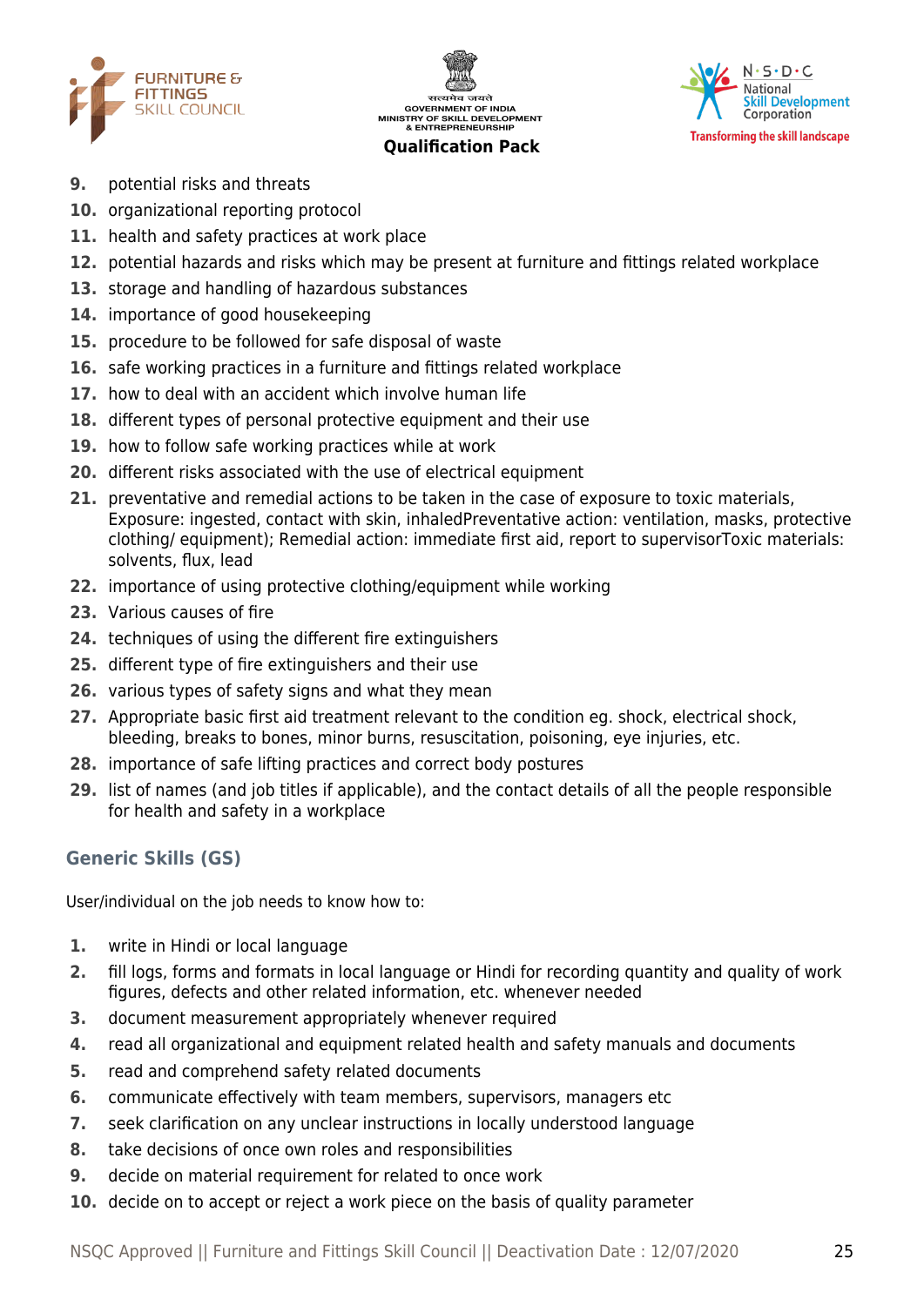9. potential risks and threats
10. organizational reporting protocol
11. health and safety practices at work place
12. potential hazards and risks which may be present at furniture and fittings related workplace
13. storage and handling of hazardous substances
14. importance of good housekeeping
15. procedure to be followed for safe disposal of waste
16. safe working practices in a furniture and fittings related workplace
17. how to deal with an accident which involve human life
18. different types of personal protective equipment and their use
19. how to follow safe working practices while at work
20. different risks associated with the use of electrical equipment
21. preventative and remedial actions to be taken in the case of exposure to toxic materials, Exposure: ingested, contact with skin, inhaledPreventative action: ventilation, masks, protective clothing/ equipment); Remedial action: immediate first aid, report to supervisorToxic materials: solvents, flux, lead
22. importance of using protective clothing/equipment while working
23. Various causes of fire
24. techniques of using the different fire extinguishers
25. different type of fire extinguishers and their use
26. various types of safety signs and what they mean
27. Appropriate basic first aid treatment relevant to the condition eg. shock, electrical shock, bleeding, breaks to bones, minor burns, resuscitation, poisoning, eye injuries, etc.
28. importance of safe lifting practices and correct body postures
29. list of names (and job titles if applicable), and the contact details of all the people responsible for health and safety in a workplace

### Generic Skills (GS)

User/individual on the job needs to know how to:

1. write in Hindi or local language
2. fill logs, forms and formats in local language or Hindi for recording quantity and quality of work figures, defects and other related information, etc. whenever needed
3. document measurement appropriately whenever required
4. read all organizational and equipment related health and safety manuals and documents
5. read and comprehend safety related documents
6. communicate effectively with team members, supervisors, managers etc
7. seek clarification on any unclear instructions in locally understood language
8. take decisions of once own roles and responsibilities
9. decide on material requirement for related to once work
10. decide on to accept or reject a work piece on the basis of quality parameter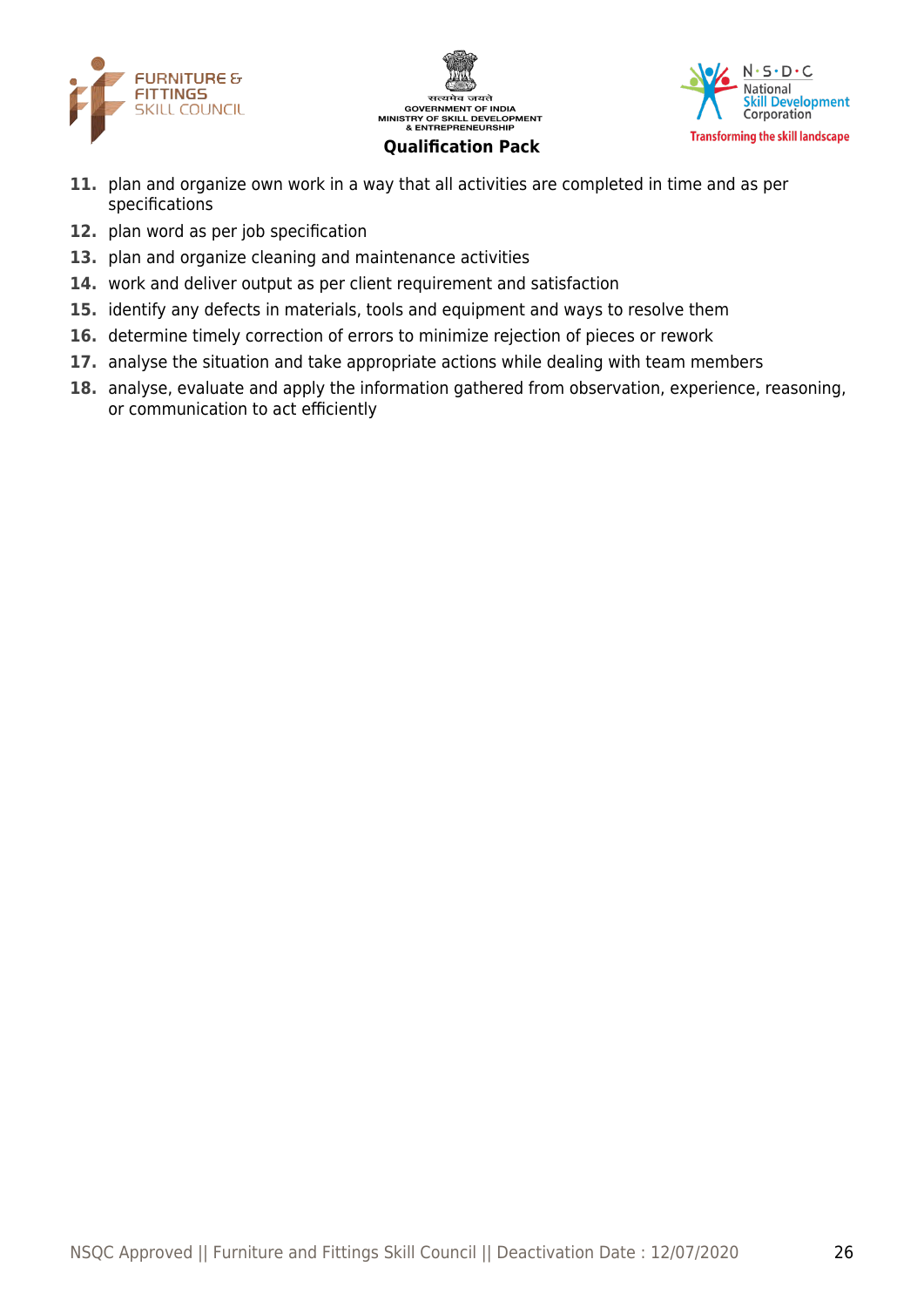11. plan and organize own work in a way that all activities are completed in time and as per specifications
12. plan word as per job specification
13. plan and organize cleaning and maintenance activities
14. work and deliver output as per client requirement and satisfaction
15. identify any defects in materials, tools and equipment and ways to resolve them
16. determine timely correction of errors to minimize rejection of pieces or rework
17. analyse the situation and take appropriate actions while dealing with team members
18. analyse, evaluate and apply the information gathered from observation, experience, reasoning, or communication to act efficiently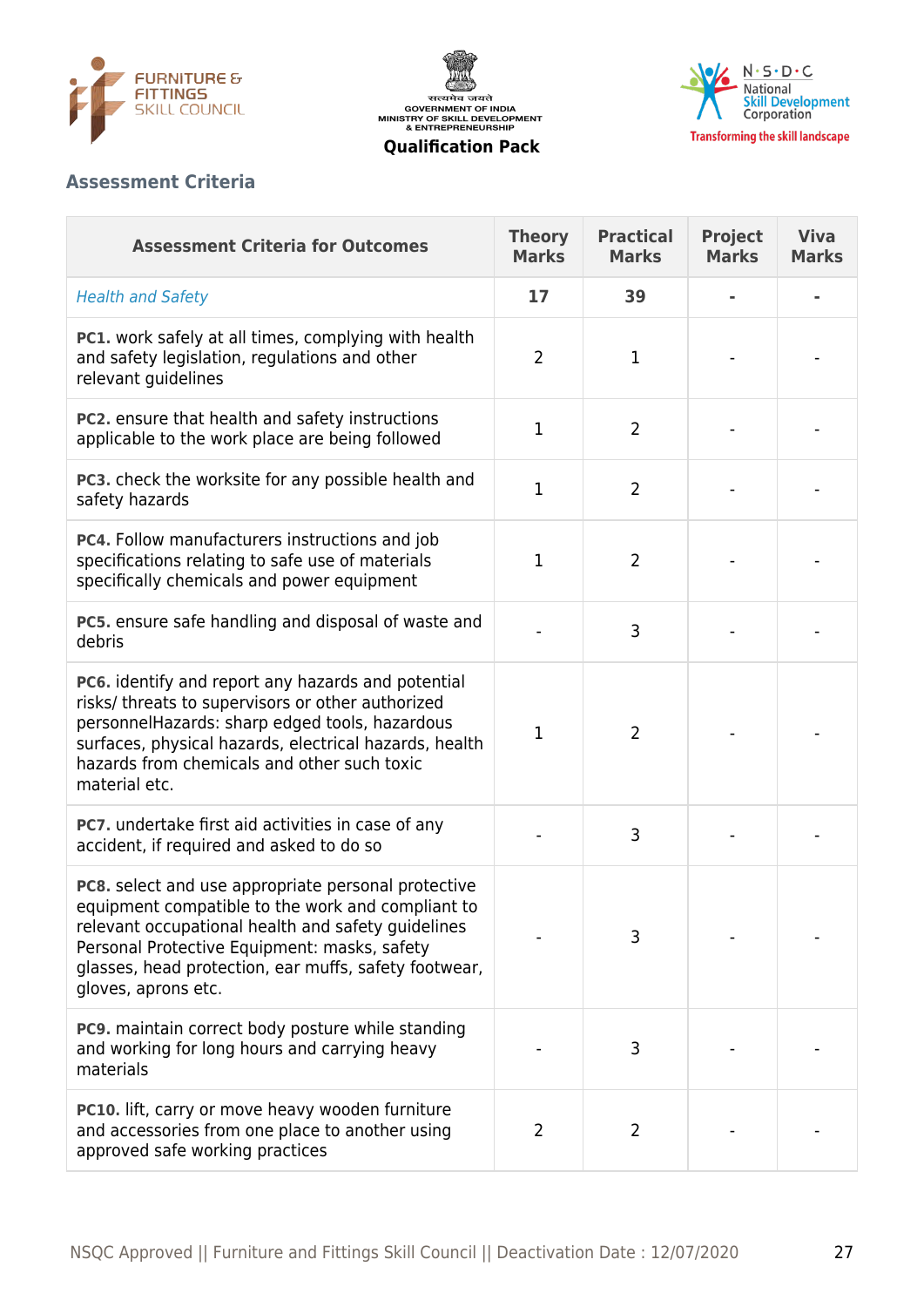## Assessment Criteria

| Assessment Criteria for Outcomes | Theory Marks | Practical Marks | Project Marks | Viva Marks |
|---|---|---|---|---|
| *Health and Safety* | **17** | **39** | **-** | **-** |
| **PC1.** work safely at all times, complying with health and safety legislation, regulations and other relevant guidelines | 2 | 1 | - | - |
| **PC2.** ensure that health and safety instructions applicable to the work place are being followed | 1 | 2 | - | - |
| **PC3.** check the worksite for any possible health and safety hazards | 1 | 2 | - | - |
| **PC4.** Follow manufacturers instructions and job specifications relating to safe use of materials specifically chemicals and power equipment | 1 | 2 | - | - |
| **PC5.** ensure safe handling and disposal of waste and debris | - | 3 | - | - |
| **PC6.** identify and report any hazards and potential risks/ threats to supervisors or other authorized personnelHazards: sharp edged tools, hazardous surfaces, physical hazards, electrical hazards, health hazards from chemicals and other such toxic material etc. | 1 | 2 | - | - |
| **PC7.** undertake first aid activities in case of any accident, if required and asked to do so | - | 3 | - | - |
| **PC8.** select and use appropriate personal protective equipment compatible to the work and compliant to relevant occupational health and safety guidelines Personal Protective Equipment: masks, safety glasses, head protection, ear muffs, safety footwear, gloves, aprons etc. | - | 3 | - | - |
| **PC9.** maintain correct body posture while standing and working for long hours and carrying heavy materials | - | 3 | - | - |
| **PC10.** lift, carry or move heavy wooden furniture and accessories from one place to another using approved safe working practices | 2 | 2 | - | - |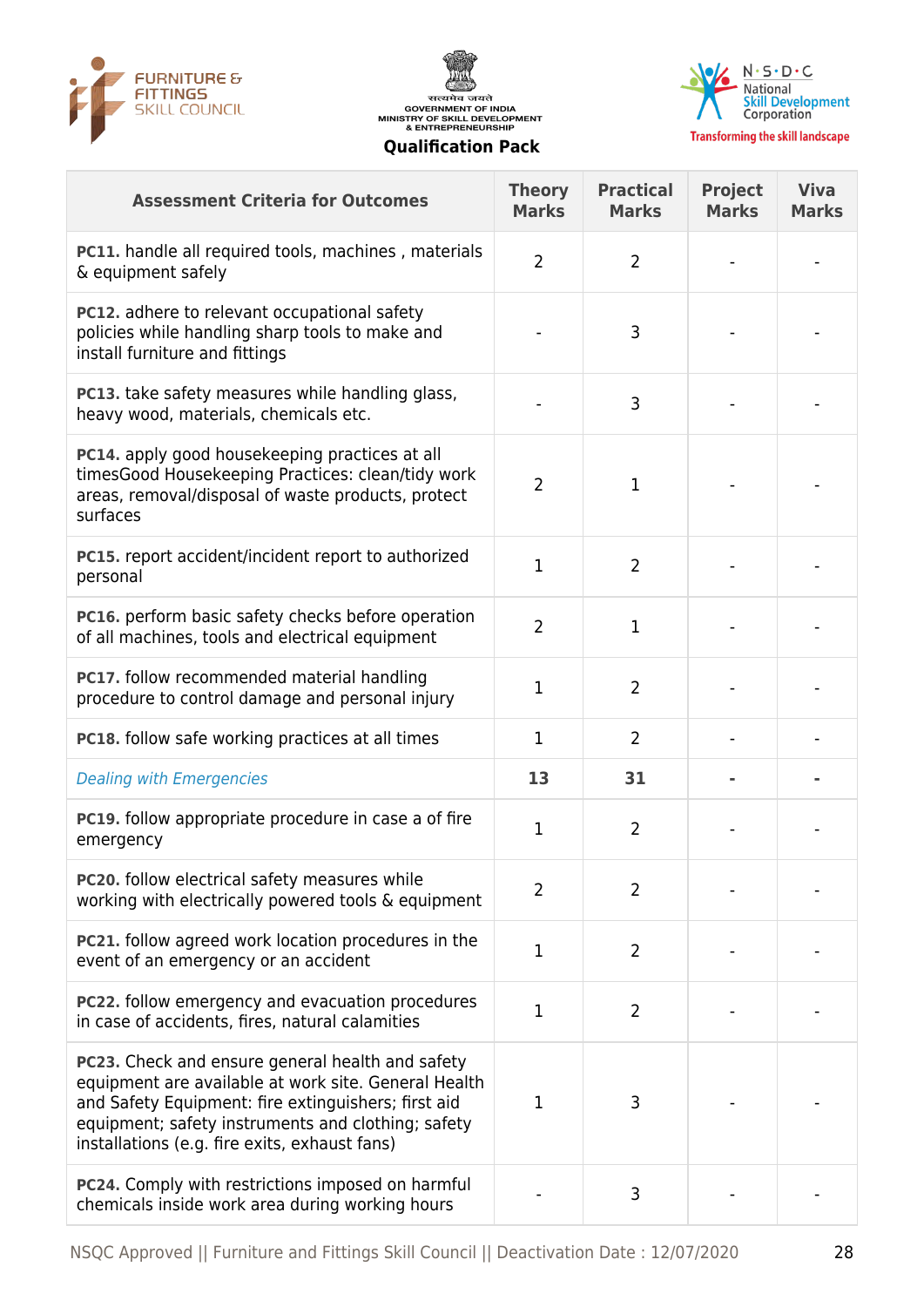| Assessment Criteria for Outcomes | Theory Marks | Practical Marks | Project Marks | Viva Marks |
|---|---|---|---|---|
| **PC11.** handle all required tools, machines , materials & equipment safely | 2 | 2 | - | - |
| **PC12.** adhere to relevant occupational safety policies while handling sharp tools to make and install furniture and fittings | - | 3 | - | - |
| **PC13.** take safety measures while handling glass, heavy wood, materials, chemicals etc. | - | 3 | - | - |
| **PC14.** apply good housekeeping practices at all timesGood Housekeeping Practices: clean/tidy work areas, removal/disposal of waste products, protect surfaces | 2 | 1 | - | - |
| **PC15.** report accident/incident report to authorized personal | 1 | 2 | - | - |
| **PC16.** perform basic safety checks before operation of all machines, tools and electrical equipment | 2 | 1 | - | - |
| **PC17.** follow recommended material handling procedure to control damage and personal injury | 1 | 2 | - | - |
| **PC18.** follow safe working practices at all times | 1 | 2 | - | - |
| *Dealing with Emergencies* | **13** | **31** | **-** | **-** |
| **PC19.** follow appropriate procedure in case a of fire emergency | 1 | 2 | - | - |
| **PC20.** follow electrical safety measures while working with electrically powered tools & equipment | 2 | 2 | - | - |
| **PC21.** follow agreed work location procedures in the event of an emergency or an accident | 1 | 2 | - | - |
| **PC22.** follow emergency and evacuation procedures in case of accidents, fires, natural calamities | 1 | 2 | - | - |
| **PC23.** Check and ensure general health and safety equipment are available at work site. General Health and Safety Equipment: fire extinguishers; first aid equipment; safety instruments and clothing; safety installations (e.g. fire exits, exhaust fans) | 1 | 3 | - | - |
| **PC24.** Comply with restrictions imposed on harmful chemicals inside work area during working hours | - | 3 | - | - |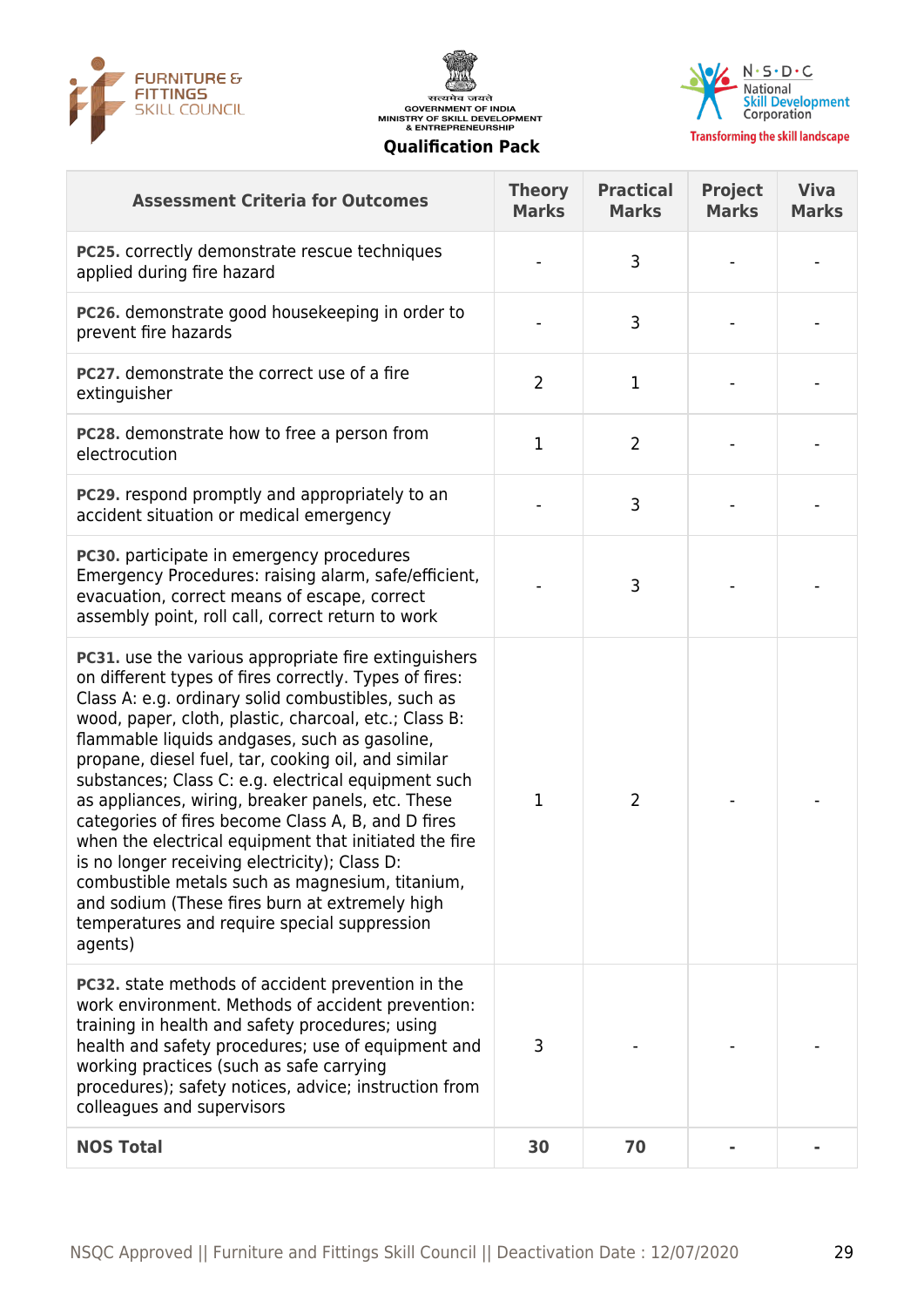| Assessment Criteria for Outcomes | Theory Marks | Practical Marks | Project Marks | Viva Marks |
|---|---|---|---|---|
| **PC25.** correctly demonstrate rescue techniques applied during fire hazard | - | 3 | - | - |
| **PC26.** demonstrate good housekeeping in order to prevent fire hazards | - | 3 | - | - |
| **PC27.** demonstrate the correct use of a fire extinguisher | 2 | 1 | - | - |
| **PC28.** demonstrate how to free a person from electrocution | 1 | 2 | - | - |
| **PC29.** respond promptly and appropriately to an accident situation or medical emergency | - | 3 | - | - |
| **PC30.** participate in emergency procedures Emergency Procedures: raising alarm, safe/efficient, evacuation, correct means of escape, correct assembly point, roll call, correct return to work | - | 3 | - | - |
| **PC31.** use the various appropriate fire extinguishers on different types of fires correctly. Types of fires: Class A: e.g. ordinary solid combustibles, such as wood, paper, cloth, plastic, charcoal, etc.; Class B: flammable liquids andgases, such as gasoline, propane, diesel fuel, tar, cooking oil, and similar substances; Class C: e.g. electrical equipment such as appliances, wiring, breaker panels, etc. These categories of fires become Class A, B, and D fires when the electrical equipment that initiated the fire is no longer receiving electricity); Class D: combustible metals such as magnesium, titanium, and sodium (These fires burn at extremely high temperatures and require special suppression agents) | 1 | 2 | - | - |
| **PC32.** state methods of accident prevention in the work environment. Methods of accident prevention: training in health and safety procedures; using health and safety procedures; use of equipment and working practices (such as safe carrying procedures); safety notices, advice; instruction from colleagues and supervisors | 3 | - | - | - |
| **NOS Total** | **30** | **70** | **-** | **-** |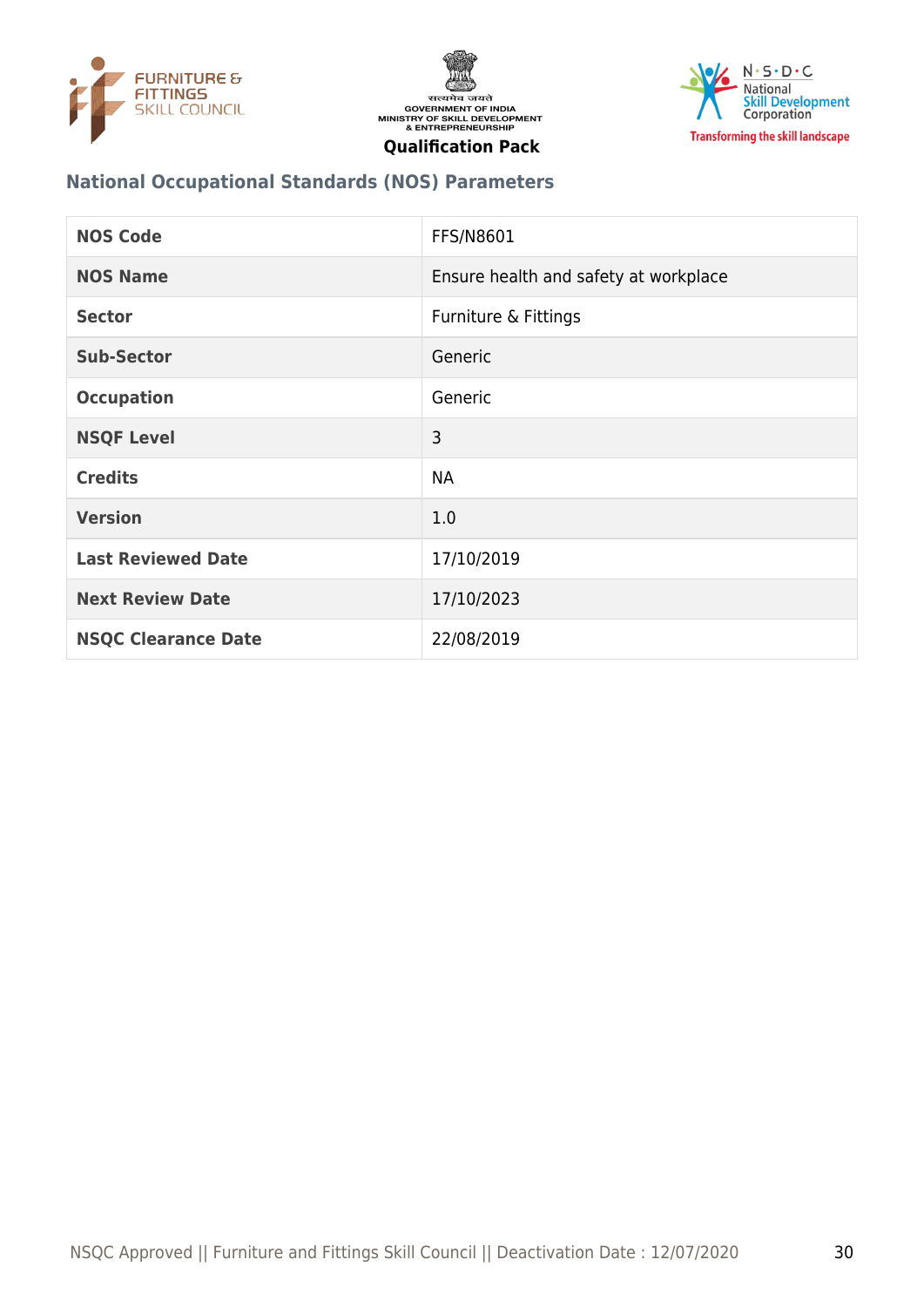## National Occupational Standards (NOS) Parameters

| | |
|---|---|
| **NOS Code** | FFS/N8601 |
| **NOS Name** | Ensure health and safety at workplace |
| **Sector** | Furniture & Fittings |
| **Sub-Sector** | Generic |
| **Occupation** | Generic |
| **NSQF Level** | 3 |
| **Credits** | NA |
| **Version** | 1.0 |
| **Last Reviewed Date** | 17/10/2019 |
| **Next Review Date** | 17/10/2023 |
| **NSQC Clearance Date** | 22/08/2019 |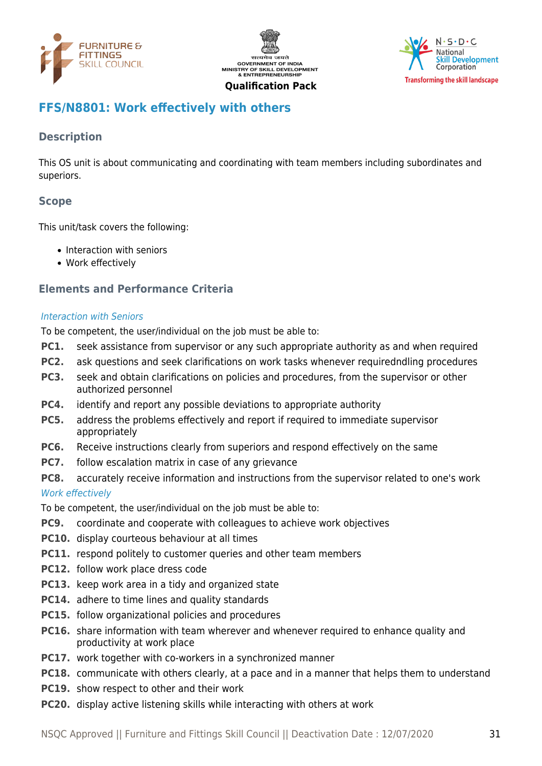## FFS/N8801: Work effectively with others

### Description

This OS unit is about communicating and coordinating with team members including subordinates and superiors.

### Scope

This unit/task covers the following:

- Interaction with seniors
- Work effectively

### Elements and Performance Criteria

*Interaction with Seniors*

To be competent, the user/individual on the job must be able to:

**PC1.** seek assistance from supervisor or any such appropriate authority as and when required

**PC2.** ask questions and seek clarifications on work tasks whenever requiredndling procedures

**PC3.** seek and obtain clarifications on policies and procedures, from the supervisor or other authorized personnel

**PC4.** identify and report any possible deviations to appropriate authority

**PC5.** address the problems effectively and report if required to immediate supervisor appropriately

**PC6.** Receive instructions clearly from superiors and respond effectively on the same

**PC7.** follow escalation matrix in case of any grievance

**PC8.** accurately receive information and instructions from the supervisor related to one's work

*Work effectively*

To be competent, the user/individual on the job must be able to:

**PC9.** coordinate and cooperate with colleagues to achieve work objectives

**PC10.** display courteous behaviour at all times

**PC11.** respond politely to customer queries and other team members

**PC12.** follow work place dress code

**PC13.** keep work area in a tidy and organized state

**PC14.** adhere to time lines and quality standards

**PC15.** follow organizational policies and procedures

**PC16.** share information with team wherever and whenever required to enhance quality and productivity at work place

**PC17.** work together with co-workers in a synchronized manner

**PC18.** communicate with others clearly, at a pace and in a manner that helps them to understand

**PC19.** show respect to other and their work

**PC20.** display active listening skills while interacting with others at work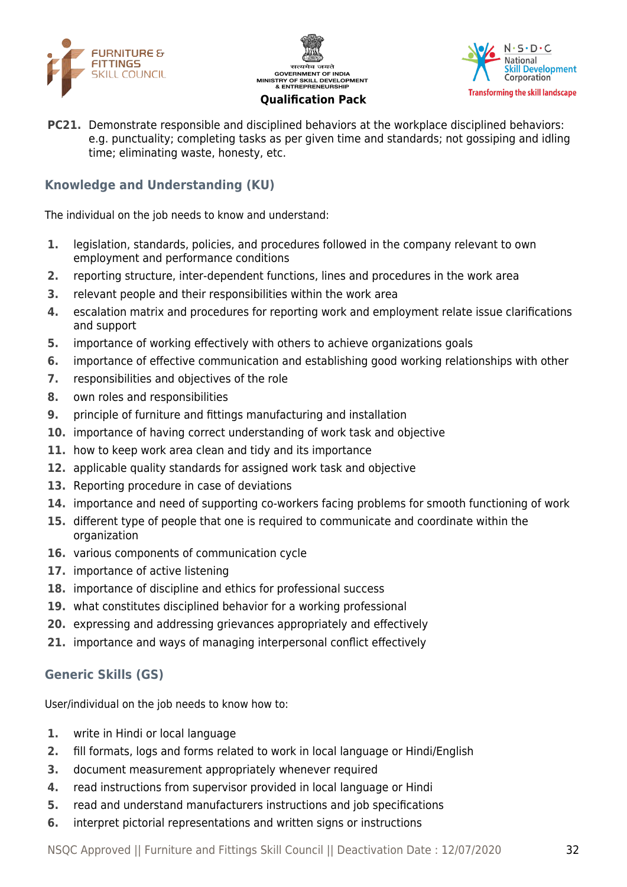**PC21.** Demonstrate responsible and disciplined behaviors at the workplace disciplined behaviors: e.g. punctuality; completing tasks as per given time and standards; not gossiping and idling time; eliminating waste, honesty, etc.

## Knowledge and Understanding (KU)

The individual on the job needs to know and understand:

1. legislation, standards, policies, and procedures followed in the company relevant to own employment and performance conditions
2. reporting structure, inter-dependent functions, lines and procedures in the work area
3. relevant people and their responsibilities within the work area
4. escalation matrix and procedures for reporting work and employment relate issue clarifications and support
5. importance of working effectively with others to achieve organizations goals
6. importance of effective communication and establishing good working relationships with other
7. responsibilities and objectives of the role
8. own roles and responsibilities
9. principle of furniture and fittings manufacturing and installation
10. importance of having correct understanding of work task and objective
11. how to keep work area clean and tidy and its importance
12. applicable quality standards for assigned work task and objective
13. Reporting procedure in case of deviations
14. importance and need of supporting co-workers facing problems for smooth functioning of work
15. different type of people that one is required to communicate and coordinate within the organization
16. various components of communication cycle
17. importance of active listening
18. importance of discipline and ethics for professional success
19. what constitutes disciplined behavior for a working professional
20. expressing and addressing grievances appropriately and effectively
21. importance and ways of managing interpersonal conflict effectively

## Generic Skills (GS)

User/individual on the job needs to know how to:

1. write in Hindi or local language
2. fill formats, logs and forms related to work in local language or Hindi/English
3. document measurement appropriately whenever required
4. read instructions from supervisor provided in local language or Hindi
5. read and understand manufacturers instructions and job specifications
6. interpret pictorial representations and written signs or instructions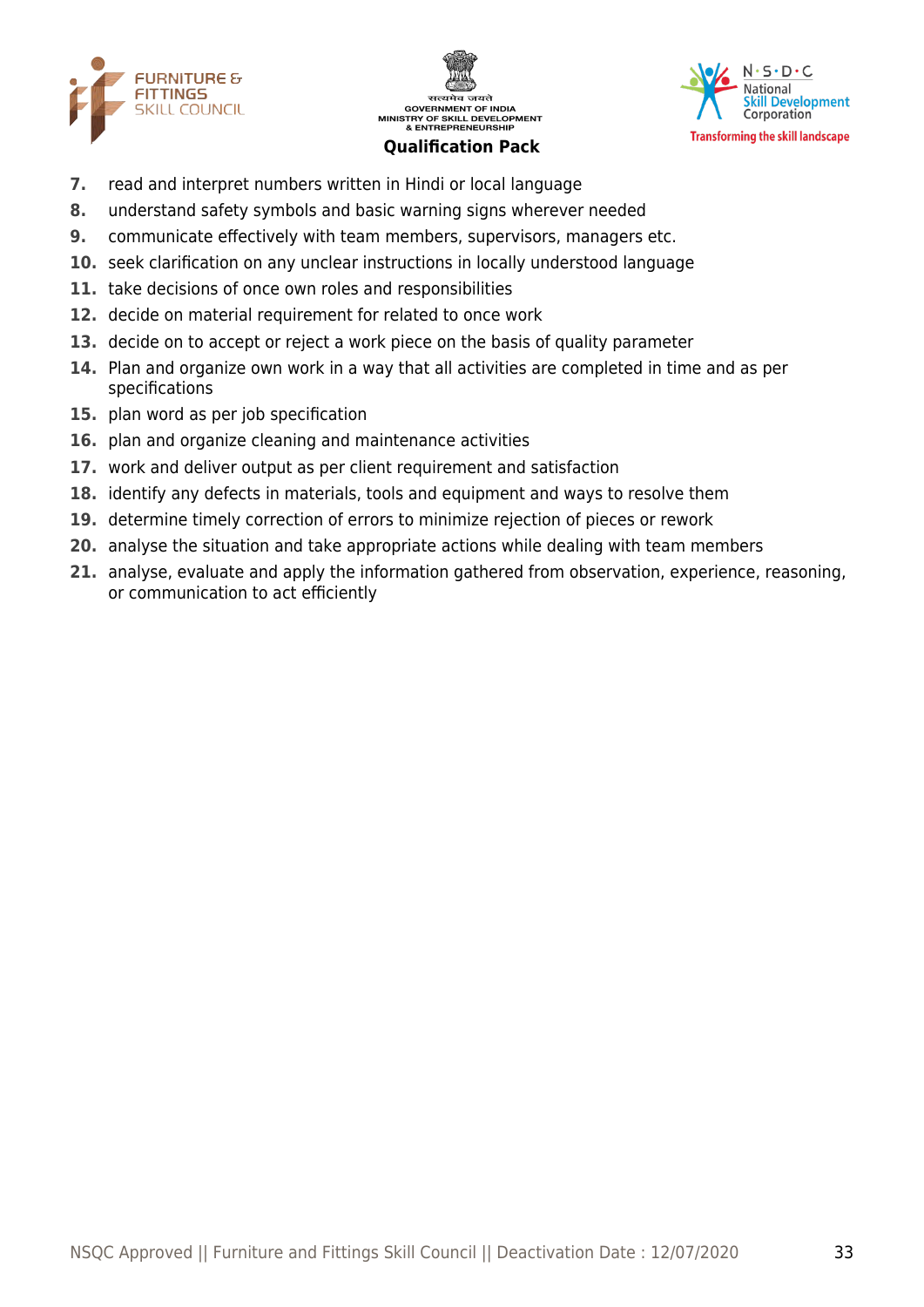7. read and interpret numbers written in Hindi or local language
8. understand safety symbols and basic warning signs wherever needed
9. communicate effectively with team members, supervisors, managers etc.
10. seek clarification on any unclear instructions in locally understood language
11. take decisions of once own roles and responsibilities
12. decide on material requirement for related to once work
13. decide on to accept or reject a work piece on the basis of quality parameter
14. Plan and organize own work in a way that all activities are completed in time and as per specifications
15. plan word as per job specification
16. plan and organize cleaning and maintenance activities
17. work and deliver output as per client requirement and satisfaction
18. identify any defects in materials, tools and equipment and ways to resolve them
19. determine timely correction of errors to minimize rejection of pieces or rework
20. analyse the situation and take appropriate actions while dealing with team members
21. analyse, evaluate and apply the information gathered from observation, experience, reasoning, or communication to act efficiently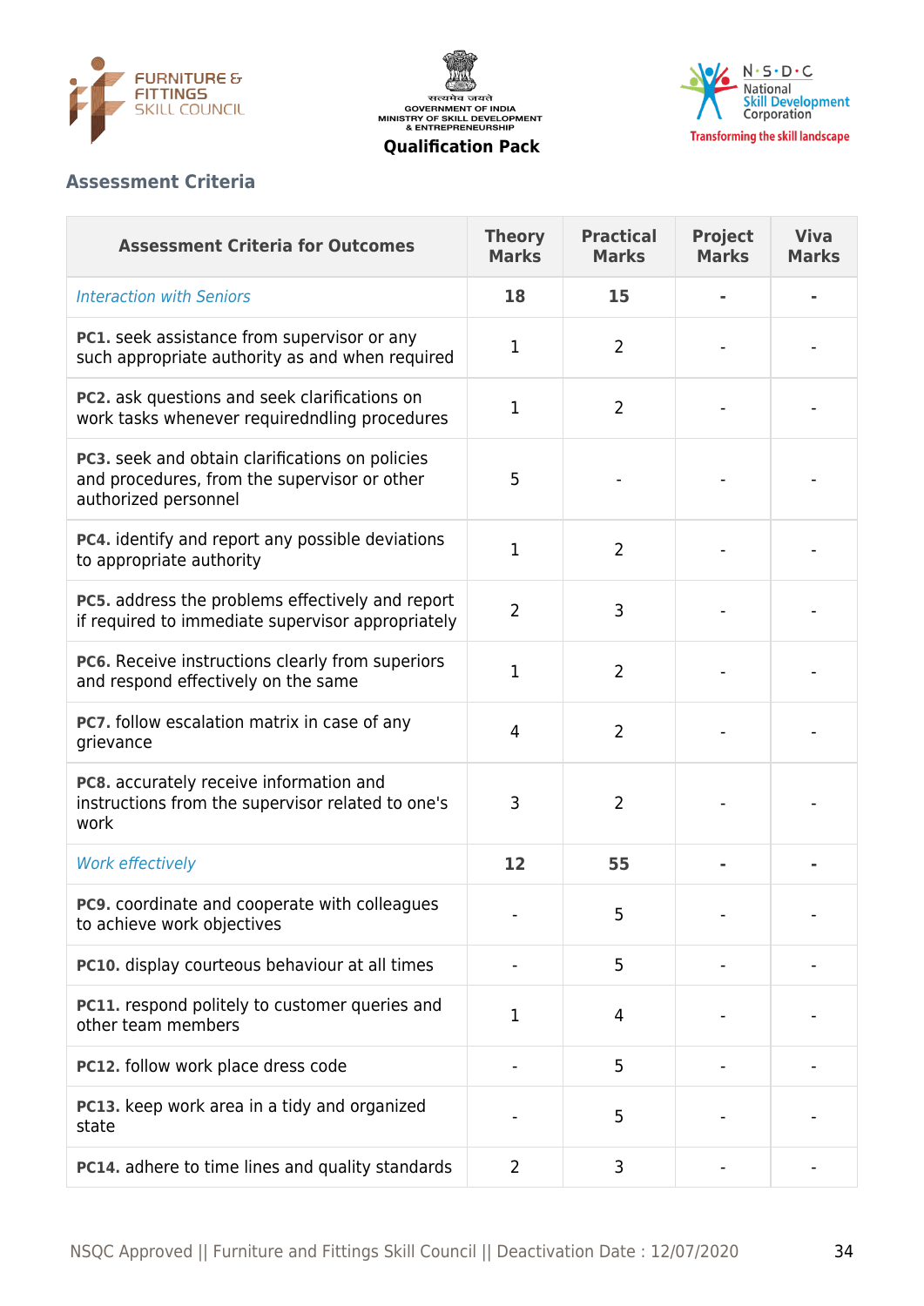## Assessment Criteria

| Assessment Criteria for Outcomes | Theory Marks | Practical Marks | Project Marks | Viva Marks |
|---|---|---|---|---|
| *Interaction with Seniors* | **18** | **15** | **-** | **-** |
| **PC1.** seek assistance from supervisor or any such appropriate authority as and when required | 1 | 2 | - | - |
| **PC2.** ask questions and seek clarifications on work tasks whenever requiredndling procedures | 1 | 2 | - | - |
| **PC3.** seek and obtain clarifications on policies and procedures, from the supervisor or other authorized personnel | 5 | - | - | - |
| **PC4.** identify and report any possible deviations to appropriate authority | 1 | 2 | - | - |
| **PC5.** address the problems effectively and report if required to immediate supervisor appropriately | 2 | 3 | - | - |
| **PC6.** Receive instructions clearly from superiors and respond effectively on the same | 1 | 2 | - | - |
| **PC7.** follow escalation matrix in case of any grievance | 4 | 2 | - | - |
| **PC8.** accurately receive information and instructions from the supervisor related to one's work | 3 | 2 | - | - |
| *Work effectively* | **12** | **55** | **-** | **-** |
| **PC9.** coordinate and cooperate with colleagues to achieve work objectives | - | 5 | - | - |
| **PC10.** display courteous behaviour at all times | - | 5 | - | - |
| **PC11.** respond politely to customer queries and other team members | 1 | 4 | - | - |
| **PC12.** follow work place dress code | - | 5 | - | - |
| **PC13.** keep work area in a tidy and organized state | - | 5 | - | - |
| **PC14.** adhere to time lines and quality standards | 2 | 3 | - | - |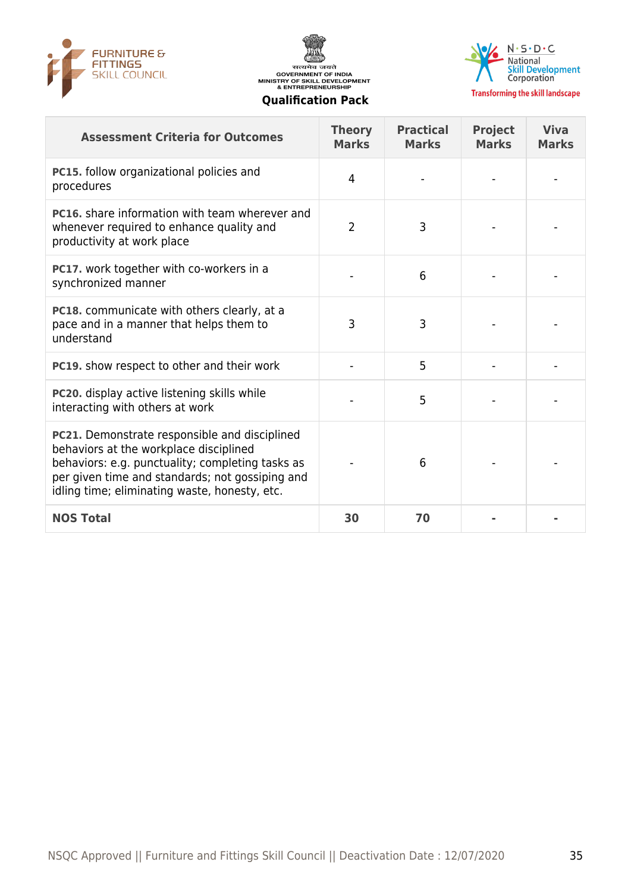| Assessment Criteria for Outcomes | Theory Marks | Practical Marks | Project Marks | Viva Marks |
|---|---|---|---|---|
| **PC15.** follow organizational policies and procedures | 4 | - | - | - |
| **PC16.** share information with team wherever and whenever required to enhance quality and productivity at work place | 2 | 3 | - | - |
| **PC17.** work together with co-workers in a synchronized manner | - | 6 | - | - |
| **PC18.** communicate with others clearly, at a pace and in a manner that helps them to understand | 3 | 3 | - | - |
| **PC19.** show respect to other and their work | - | 5 | - | - |
| **PC20.** display active listening skills while interacting with others at work | - | 5 | - | - |
| **PC21.** Demonstrate responsible and disciplined behaviors at the workplace disciplined behaviors: e.g. punctuality; completing tasks as per given time and standards; not gossiping and idling time; eliminating waste, honesty, etc. | - | 6 | - | - |
| **NOS Total** | **30** | **70** | **-** | **-** |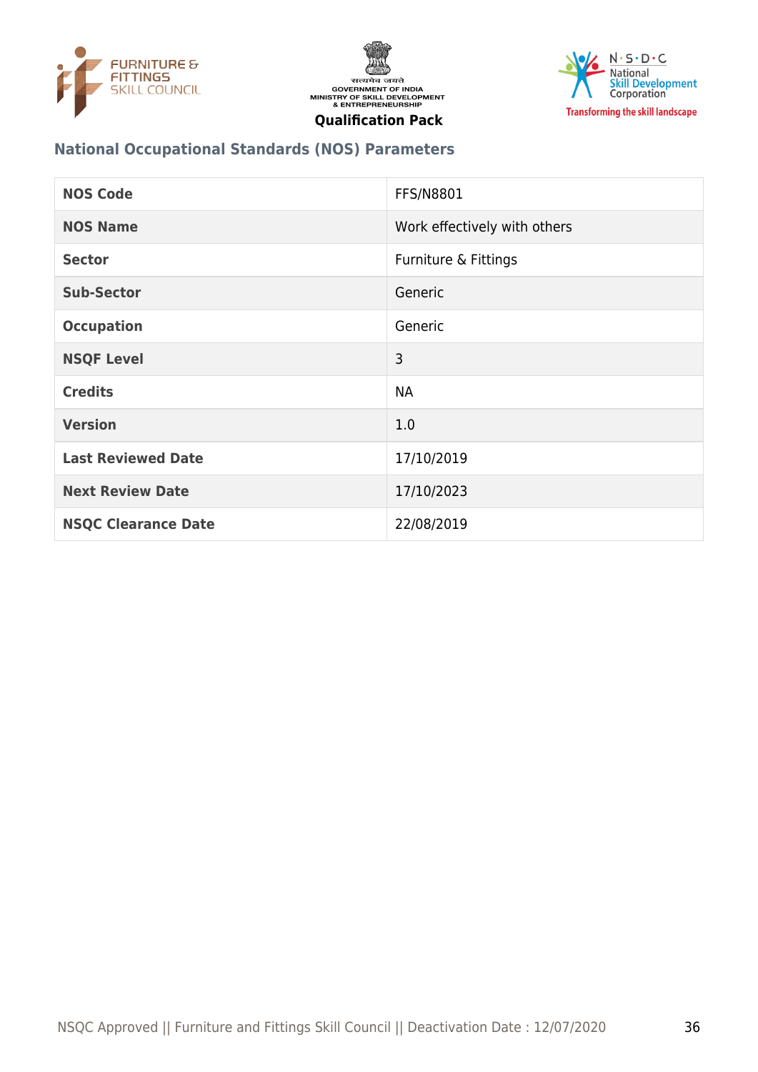## National Occupational Standards (NOS) Parameters

| NOS Code | FFS/N8801 |
|---|---|
| NOS Name | Work effectively with others |
| Sector | Furniture & Fittings |
| Sub-Sector | Generic |
| Occupation | Generic |
| NSQF Level | 3 |
| Credits | NA |
| Version | 1.0 |
| Last Reviewed Date | 17/10/2019 |
| Next Review Date | 17/10/2023 |
| NSQC Clearance Date | 22/08/2019 |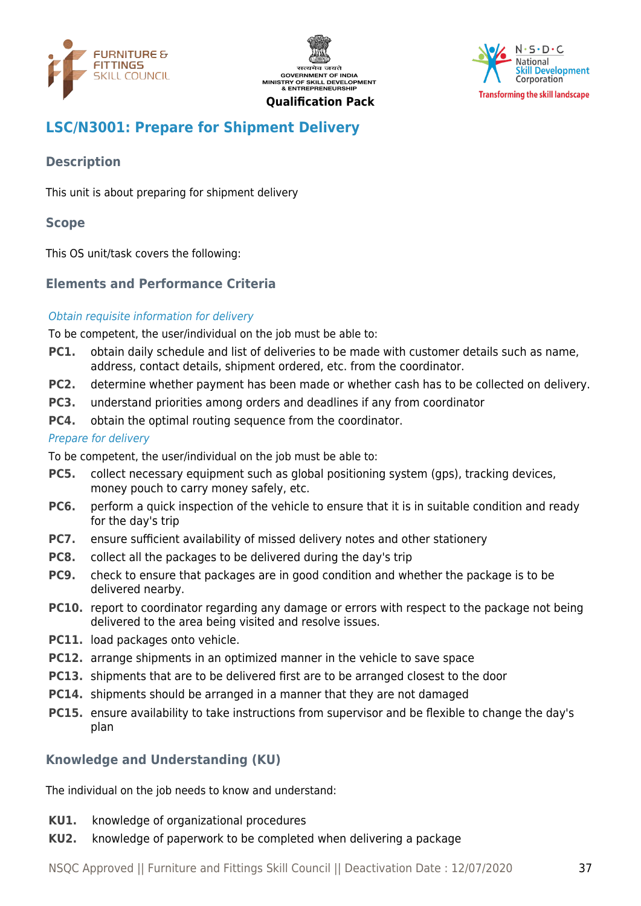## LSC/N3001: Prepare for Shipment Delivery

### Description

This unit is about preparing for shipment delivery

### Scope

This OS unit/task covers the following:

### Elements and Performance Criteria

*Obtain requisite information for delivery*

To be competent, the user/individual on the job must be able to:

- **PC1.** obtain daily schedule and list of deliveries to be made with customer details such as name, address, contact details, shipment ordered, etc. from the coordinator.
- **PC2.** determine whether payment has been made or whether cash has to be collected on delivery.
- **PC3.** understand priorities among orders and deadlines if any from coordinator
- **PC4.** obtain the optimal routing sequence from the coordinator.

*Prepare for delivery*

To be competent, the user/individual on the job must be able to:

- **PC5.** collect necessary equipment such as global positioning system (gps), tracking devices, money pouch to carry money safely, etc.
- **PC6.** perform a quick inspection of the vehicle to ensure that it is in suitable condition and ready for the day's trip
- **PC7.** ensure sufficient availability of missed delivery notes and other stationery
- **PC8.** collect all the packages to be delivered during the day's trip
- **PC9.** check to ensure that packages are in good condition and whether the package is to be delivered nearby.
- **PC10.** report to coordinator regarding any damage or errors with respect to the package not being delivered to the area being visited and resolve issues.
- **PC11.** load packages onto vehicle.
- **PC12.** arrange shipments in an optimized manner in the vehicle to save space
- **PC13.** shipments that are to be delivered first are to be arranged closest to the door
- **PC14.** shipments should be arranged in a manner that they are not damaged
- **PC15.** ensure availability to take instructions from supervisor and be flexible to change the day's plan

### Knowledge and Understanding (KU)

The individual on the job needs to know and understand:

- **KU1.** knowledge of organizational procedures
- **KU2.** knowledge of paperwork to be completed when delivering a package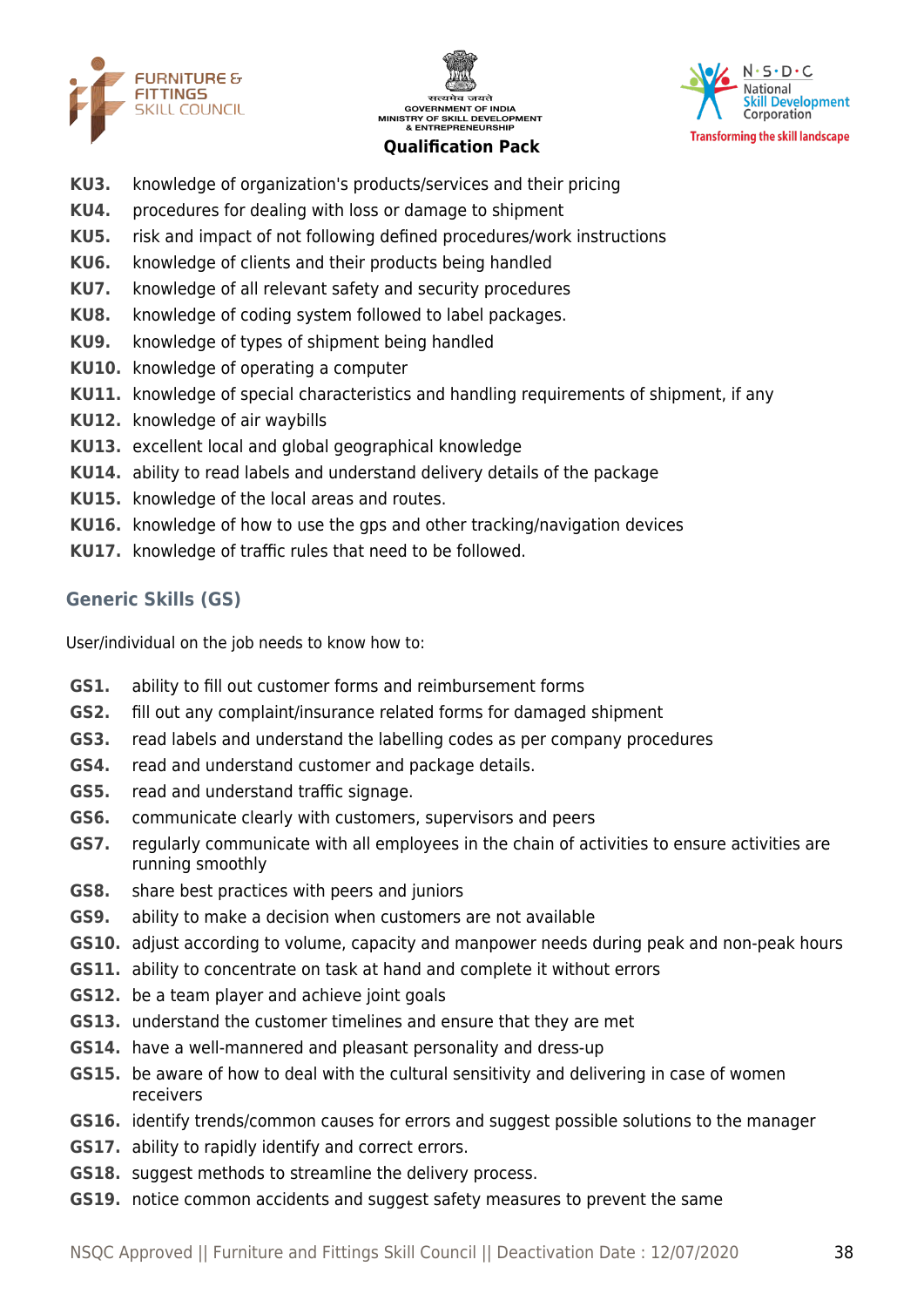**KU3.** knowledge of organization's products/services and their pricing

**KU4.** procedures for dealing with loss or damage to shipment

**KU5.** risk and impact of not following defined procedures/work instructions

**KU6.** knowledge of clients and their products being handled

**KU7.** knowledge of all relevant safety and security procedures

**KU8.** knowledge of coding system followed to label packages.

**KU9.** knowledge of types of shipment being handled

**KU10.** knowledge of operating a computer

**KU11.** knowledge of special characteristics and handling requirements of shipment, if any

**KU12.** knowledge of air waybills

**KU13.** excellent local and global geographical knowledge

**KU14.** ability to read labels and understand delivery details of the package

**KU15.** knowledge of the local areas and routes.

**KU16.** knowledge of how to use the gps and other tracking/navigation devices

**KU17.** knowledge of traffic rules that need to be followed.

## Generic Skills (GS)

User/individual on the job needs to know how to:

**GS1.** ability to fill out customer forms and reimbursement forms

**GS2.** fill out any complaint/insurance related forms for damaged shipment

**GS3.** read labels and understand the labelling codes as per company procedures

**GS4.** read and understand customer and package details.

**GS5.** read and understand traffic signage.

**GS6.** communicate clearly with customers, supervisors and peers

**GS7.** regularly communicate with all employees in the chain of activities to ensure activities are running smoothly

**GS8.** share best practices with peers and juniors

**GS9.** ability to make a decision when customers are not available

**GS10.** adjust according to volume, capacity and manpower needs during peak and non-peak hours

**GS11.** ability to concentrate on task at hand and complete it without errors

**GS12.** be a team player and achieve joint goals

**GS13.** understand the customer timelines and ensure that they are met

**GS14.** have a well-mannered and pleasant personality and dress-up

**GS15.** be aware of how to deal with the cultural sensitivity and delivering in case of women receivers

**GS16.** identify trends/common causes for errors and suggest possible solutions to the manager

**GS17.** ability to rapidly identify and correct errors.

**GS18.** suggest methods to streamline the delivery process.

**GS19.** notice common accidents and suggest safety measures to prevent the same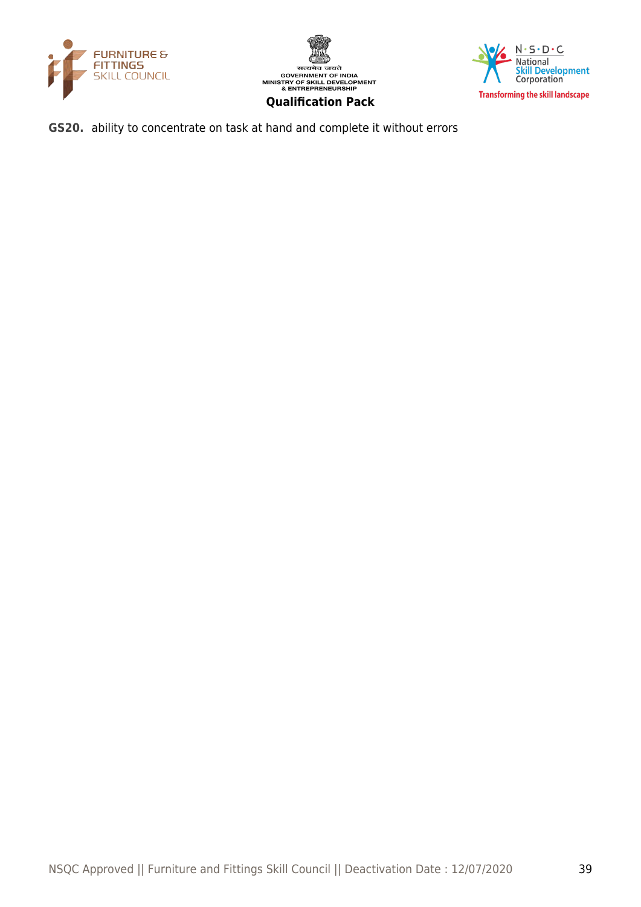**GS20.** ability to concentrate on task at hand and complete it without errors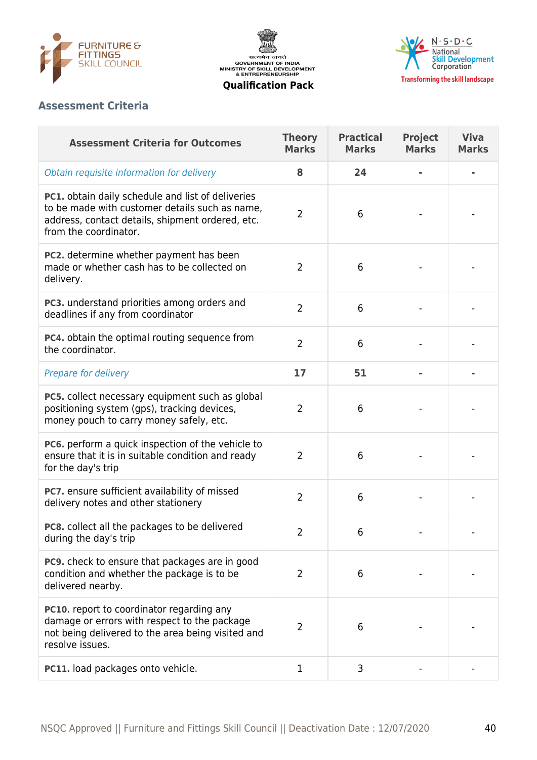## Assessment Criteria

| Assessment Criteria for Outcomes | Theory Marks | Practical Marks | Project Marks | Viva Marks |
|---|---|---|---|---|
| *Obtain requisite information for delivery* | **8** | **24** | **-** | **-** |
| **PC1.** obtain daily schedule and list of deliveries to be made with customer details such as name, address, contact details, shipment ordered, etc. from the coordinator. | 2 | 6 | - | - |
| **PC2.** determine whether payment has been made or whether cash has to be collected on delivery. | 2 | 6 | - | - |
| **PC3.** understand priorities among orders and deadlines if any from coordinator | 2 | 6 | - | - |
| **PC4.** obtain the optimal routing sequence from the coordinator. | 2 | 6 | - | - |
| *Prepare for delivery* | **17** | **51** | **-** | **-** |
| **PC5.** collect necessary equipment such as global positioning system (gps), tracking devices, money pouch to carry money safely, etc. | 2 | 6 | - | - |
| **PC6.** perform a quick inspection of the vehicle to ensure that it is in suitable condition and ready for the day's trip | 2 | 6 | - | - |
| **PC7.** ensure sufficient availability of missed delivery notes and other stationery | 2 | 6 | - | - |
| **PC8.** collect all the packages to be delivered during the day's trip | 2 | 6 | - | - |
| **PC9.** check to ensure that packages are in good condition and whether the package is to be delivered nearby. | 2 | 6 | - | - |
| **PC10.** report to coordinator regarding any damage or errors with respect to the package not being delivered to the area being visited and resolve issues. | 2 | 6 | - | - |
| **PC11.** load packages onto vehicle. | 1 | 3 | - | - |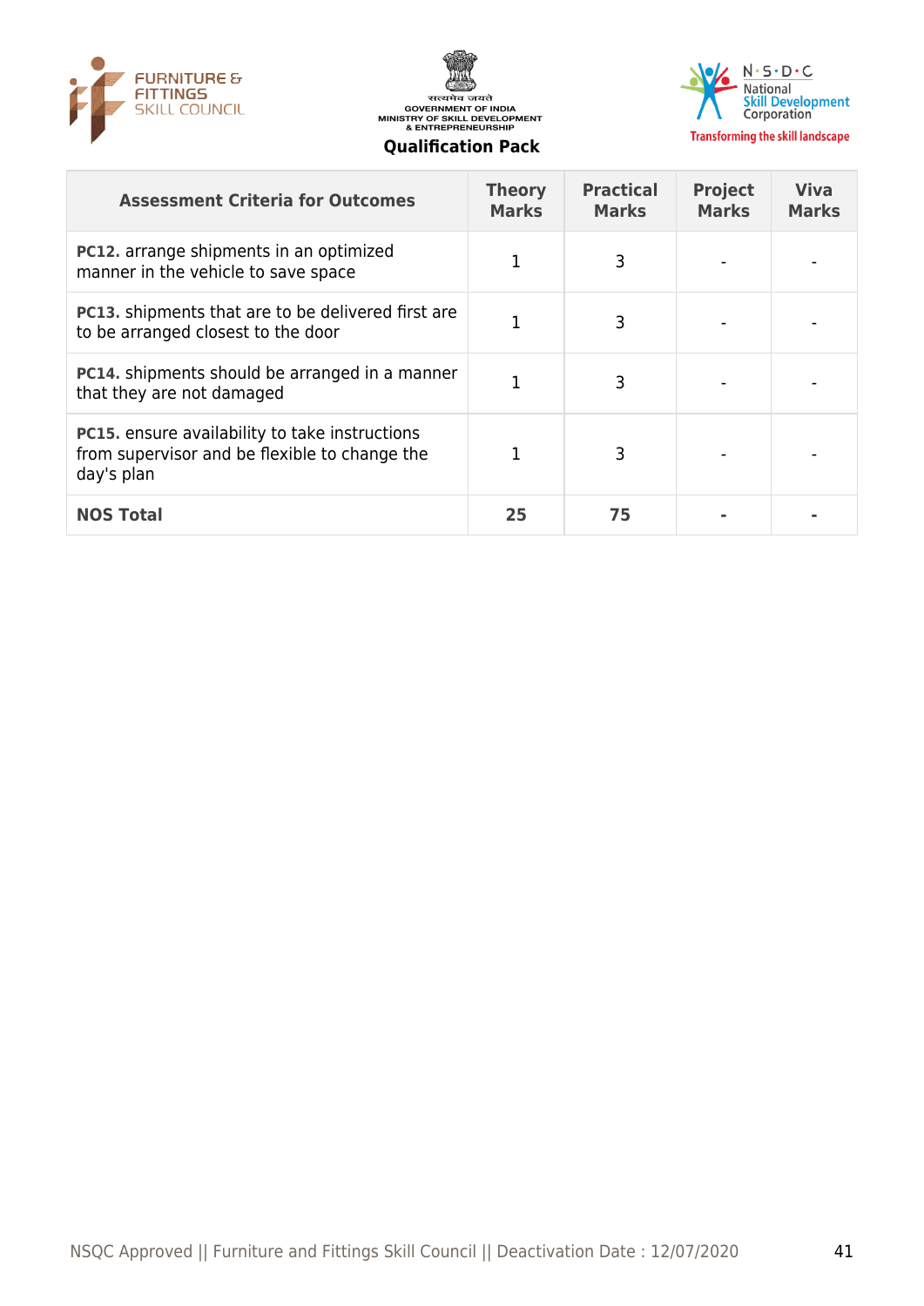| Assessment Criteria for Outcomes | Theory Marks | Practical Marks | Project Marks | Viva Marks |
|---|---|---|---|---|
| **PC12.** arrange shipments in an optimized manner in the vehicle to save space | 1 | 3 | - | - |
| **PC13.** shipments that are to be delivered first are to be arranged closest to the door | 1 | 3 | - | - |
| **PC14.** shipments should be arranged in a manner that they are not damaged | 1 | 3 | - | - |
| **PC15.** ensure availability to take instructions from supervisor and be flexible to change the day's plan | 1 | 3 | - | - |
| **NOS Total** | **25** | **75** | **-** | **-** |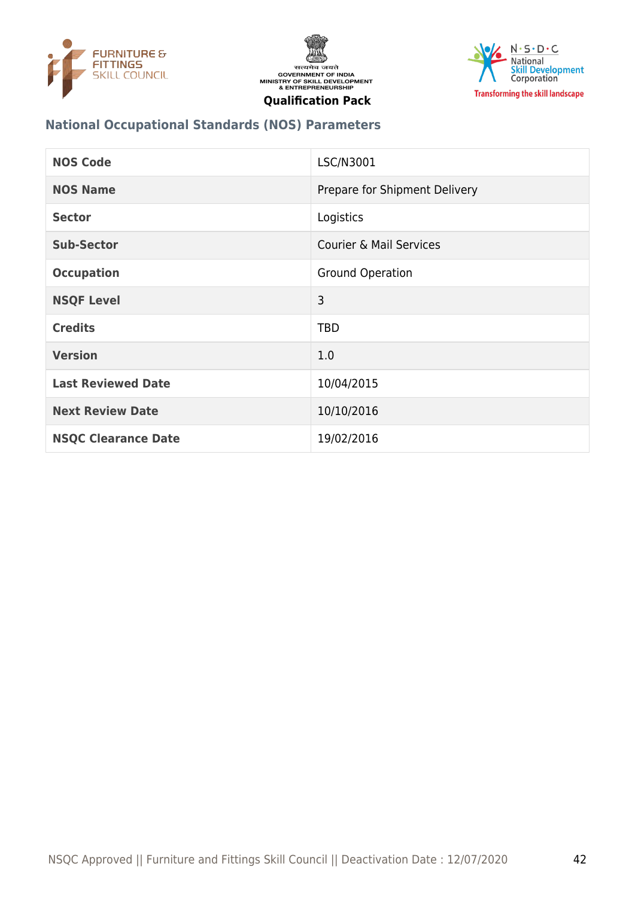## National Occupational Standards (NOS) Parameters

| NOS Code | LSC/N3001 |
|---|---|
| NOS Name | Prepare for Shipment Delivery |
| Sector | Logistics |
| Sub-Sector | Courier & Mail Services |
| Occupation | Ground Operation |
| NSQF Level | 3 |
| Credits | TBD |
| Version | 1.0 |
| Last Reviewed Date | 10/04/2015 |
| Next Review Date | 10/10/2016 |
| NSQC Clearance Date | 19/02/2016 |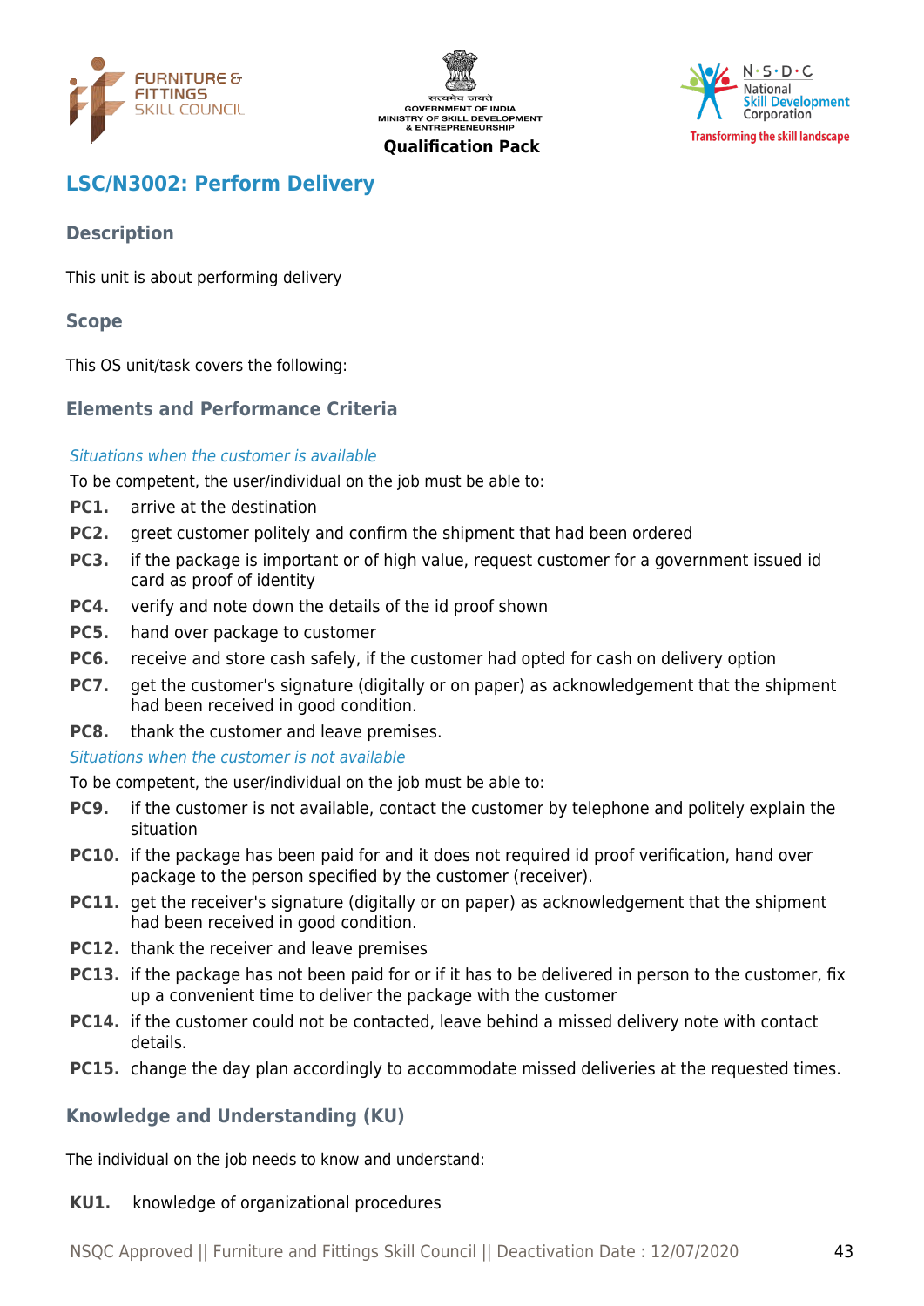## LSC/N3002: Perform Delivery

### Description

This unit is about performing delivery

### Scope

This OS unit/task covers the following:

### Elements and Performance Criteria

*Situations when the customer is available*

To be competent, the user/individual on the job must be able to:

**PC1.** arrive at the destination

**PC2.** greet customer politely and confirm the shipment that had been ordered

**PC3.** if the package is important or of high value, request customer for a government issued id card as proof of identity

**PC4.** verify and note down the details of the id proof shown

**PC5.** hand over package to customer

**PC6.** receive and store cash safely, if the customer had opted for cash on delivery option

**PC7.** get the customer's signature (digitally or on paper) as acknowledgement that the shipment had been received in good condition.

**PC8.** thank the customer and leave premises.

*Situations when the customer is not available*

To be competent, the user/individual on the job must be able to:

**PC9.** if the customer is not available, contact the customer by telephone and politely explain the situation

**PC10.** if the package has been paid for and it does not required id proof verification, hand over package to the person specified by the customer (receiver).

**PC11.** get the receiver's signature (digitally or on paper) as acknowledgement that the shipment had been received in good condition.

**PC12.** thank the receiver and leave premises

**PC13.** if the package has not been paid for or if it has to be delivered in person to the customer, fix up a convenient time to deliver the package with the customer

**PC14.** if the customer could not be contacted, leave behind a missed delivery note with contact details.

**PC15.** change the day plan accordingly to accommodate missed deliveries at the requested times.

### Knowledge and Understanding (KU)

The individual on the job needs to know and understand:

**KU1.** knowledge of organizational procedures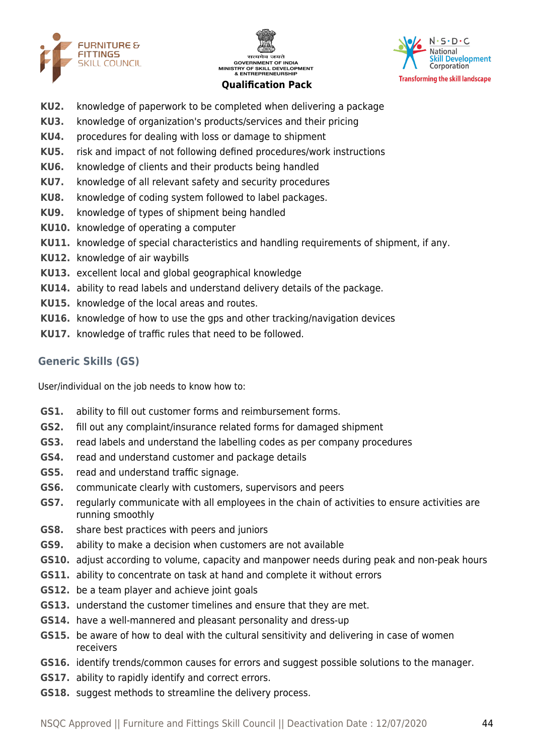**KU2.** knowledge of paperwork to be completed when delivering a package
**KU3.** knowledge of organization's products/services and their pricing
**KU4.** procedures for dealing with loss or damage to shipment
**KU5.** risk and impact of not following defined procedures/work instructions
**KU6.** knowledge of clients and their products being handled
**KU7.** knowledge of all relevant safety and security procedures
**KU8.** knowledge of coding system followed to label packages.
**KU9.** knowledge of types of shipment being handled
**KU10.** knowledge of operating a computer
**KU11.** knowledge of special characteristics and handling requirements of shipment, if any.
**KU12.** knowledge of air waybills
**KU13.** excellent local and global geographical knowledge
**KU14.** ability to read labels and understand delivery details of the package.
**KU15.** knowledge of the local areas and routes.
**KU16.** knowledge of how to use the gps and other tracking/navigation devices
**KU17.** knowledge of traffic rules that need to be followed.

## Generic Skills (GS)

User/individual on the job needs to know how to:

**GS1.** ability to fill out customer forms and reimbursement forms.
**GS2.** fill out any complaint/insurance related forms for damaged shipment
**GS3.** read labels and understand the labelling codes as per company procedures
**GS4.** read and understand customer and package details
**GS5.** read and understand traffic signage.
**GS6.** communicate clearly with customers, supervisors and peers
**GS7.** regularly communicate with all employees in the chain of activities to ensure activities are running smoothly
**GS8.** share best practices with peers and juniors
**GS9.** ability to make a decision when customers are not available
**GS10.** adjust according to volume, capacity and manpower needs during peak and non-peak hours
**GS11.** ability to concentrate on task at hand and complete it without errors
**GS12.** be a team player and achieve joint goals
**GS13.** understand the customer timelines and ensure that they are met.
**GS14.** have a well-mannered and pleasant personality and dress-up
**GS15.** be aware of how to deal with the cultural sensitivity and delivering in case of women receivers
**GS16.** identify trends/common causes for errors and suggest possible solutions to the manager.
**GS17.** ability to rapidly identify and correct errors.
**GS18.** suggest methods to streamline the delivery process.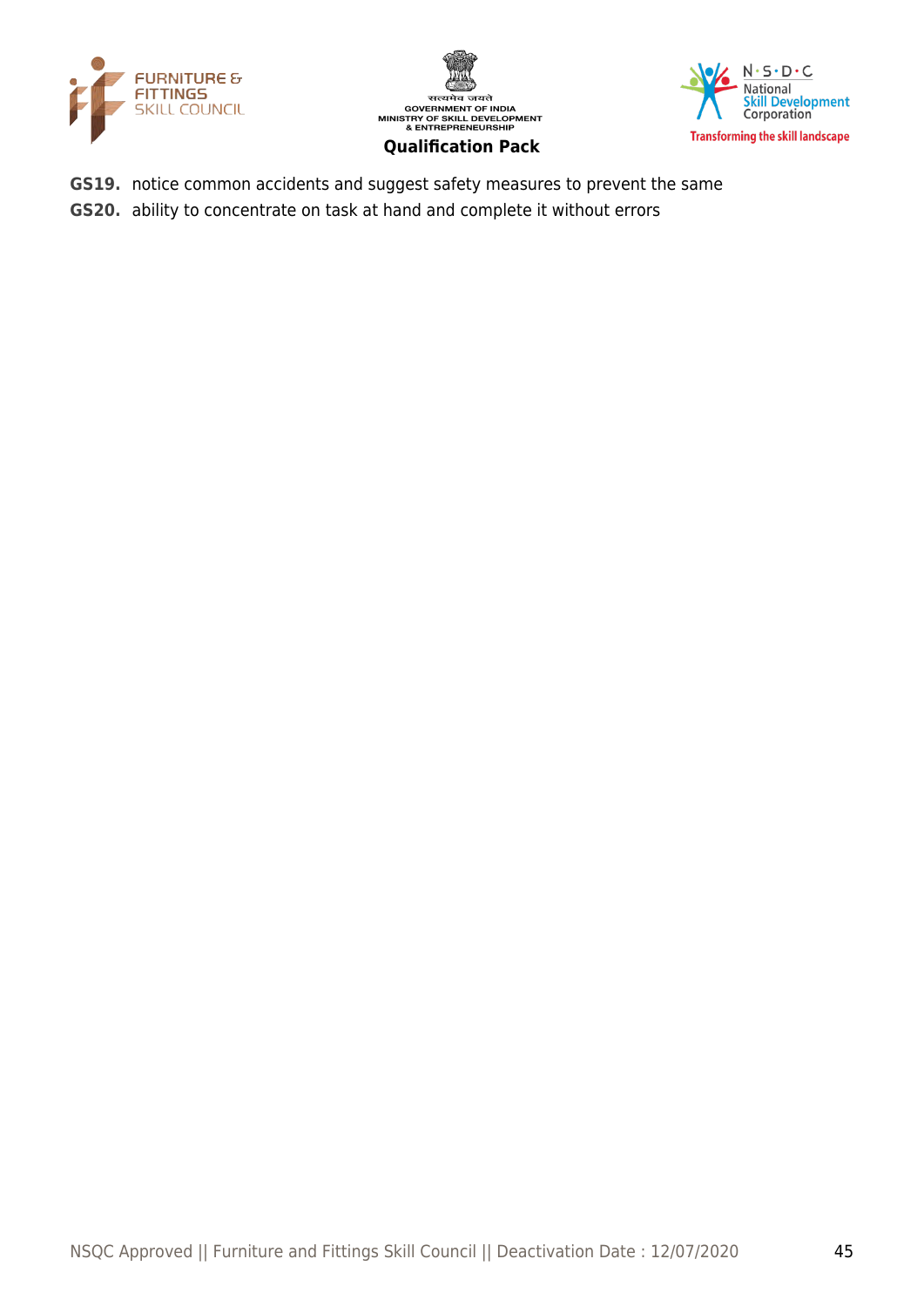**GS19.** notice common accidents and suggest safety measures to prevent the same

**GS20.** ability to concentrate on task at hand and complete it without errors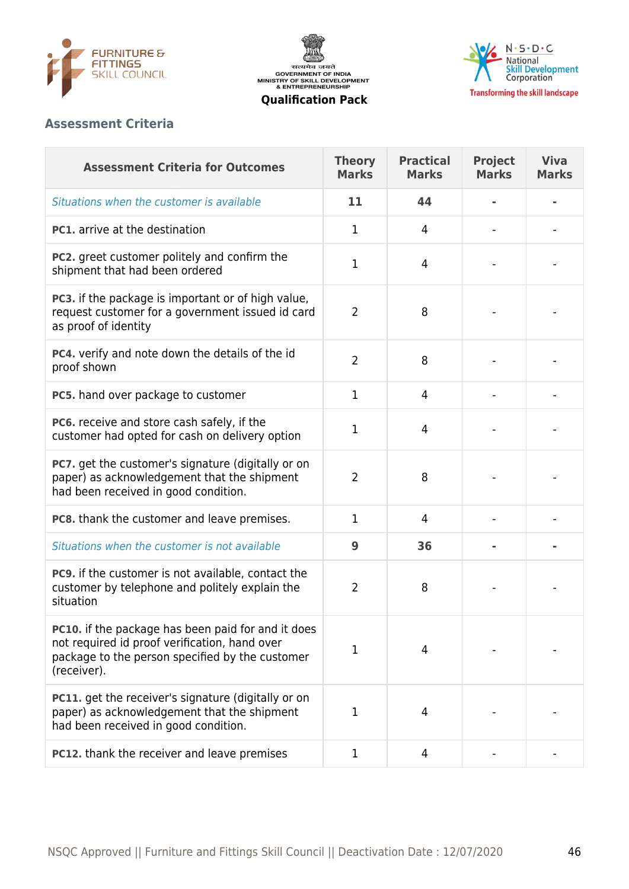## Assessment Criteria

| Assessment Criteria for Outcomes | Theory Marks | Practical Marks | Project Marks | Viva Marks |
|---|---|---|---|---|
| *Situations when the customer is available* | **11** | **44** | **-** | **-** |
| **PC1.** arrive at the destination | 1 | 4 | - | - |
| **PC2.** greet customer politely and confirm the shipment that had been ordered | 1 | 4 | - | - |
| **PC3.** if the package is important or of high value, request customer for a government issued id card as proof of identity | 2 | 8 | - | - |
| **PC4.** verify and note down the details of the id proof shown | 2 | 8 | - | - |
| **PC5.** hand over package to customer | 1 | 4 | - | - |
| **PC6.** receive and store cash safely, if the customer had opted for cash on delivery option | 1 | 4 | - | - |
| **PC7.** get the customer's signature (digitally or on paper) as acknowledgement that the shipment had been received in good condition. | 2 | 8 | - | - |
| **PC8.** thank the customer and leave premises. | 1 | 4 | - | - |
| *Situations when the customer is not available* | **9** | **36** | **-** | **-** |
| **PC9.** if the customer is not available, contact the customer by telephone and politely explain the situation | 2 | 8 | - | - |
| **PC10.** if the package has been paid for and it does not required id proof verification, hand over package to the person specified by the customer (receiver). | 1 | 4 | - | - |
| **PC11.** get the receiver's signature (digitally or on paper) as acknowledgement that the shipment had been received in good condition. | 1 | 4 | - | - |
| **PC12.** thank the receiver and leave premises | 1 | 4 | - | - |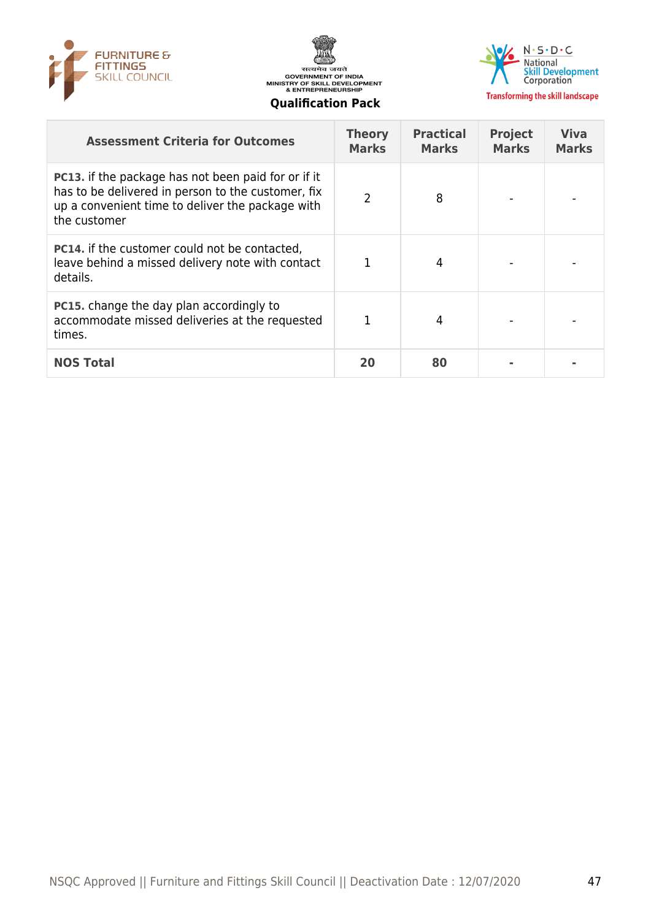| Assessment Criteria for Outcomes | Theory Marks | Practical Marks | Project Marks | Viva Marks |
|---|---|---|---|---|
| **PC13.** if the package has not been paid for or if it has to be delivered in person to the customer, fix up a convenient time to deliver the package with the customer | 2 | 8 | - | - |
| **PC14.** if the customer could not be contacted, leave behind a missed delivery note with contact details. | 1 | 4 | - | - |
| **PC15.** change the day plan accordingly to accommodate missed deliveries at the requested times. | 1 | 4 | - | - |
| **NOS Total** | **20** | **80** | **-** | **-** |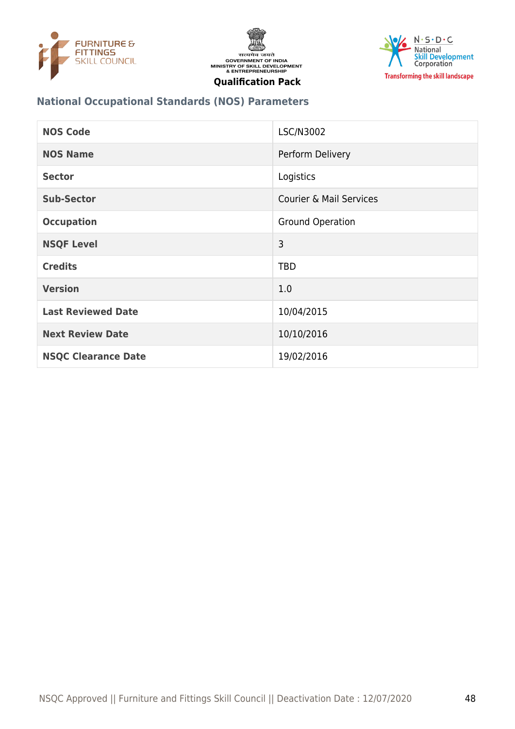## National Occupational Standards (NOS) Parameters

| NOS Code | LSC/N3002 |
|---|---|
| NOS Name | Perform Delivery |
| Sector | Logistics |
| Sub-Sector | Courier & Mail Services |
| Occupation | Ground Operation |
| NSQF Level | 3 |
| Credits | TBD |
| Version | 1.0 |
| Last Reviewed Date | 10/04/2015 |
| Next Review Date | 10/10/2016 |
| NSQC Clearance Date | 19/02/2016 |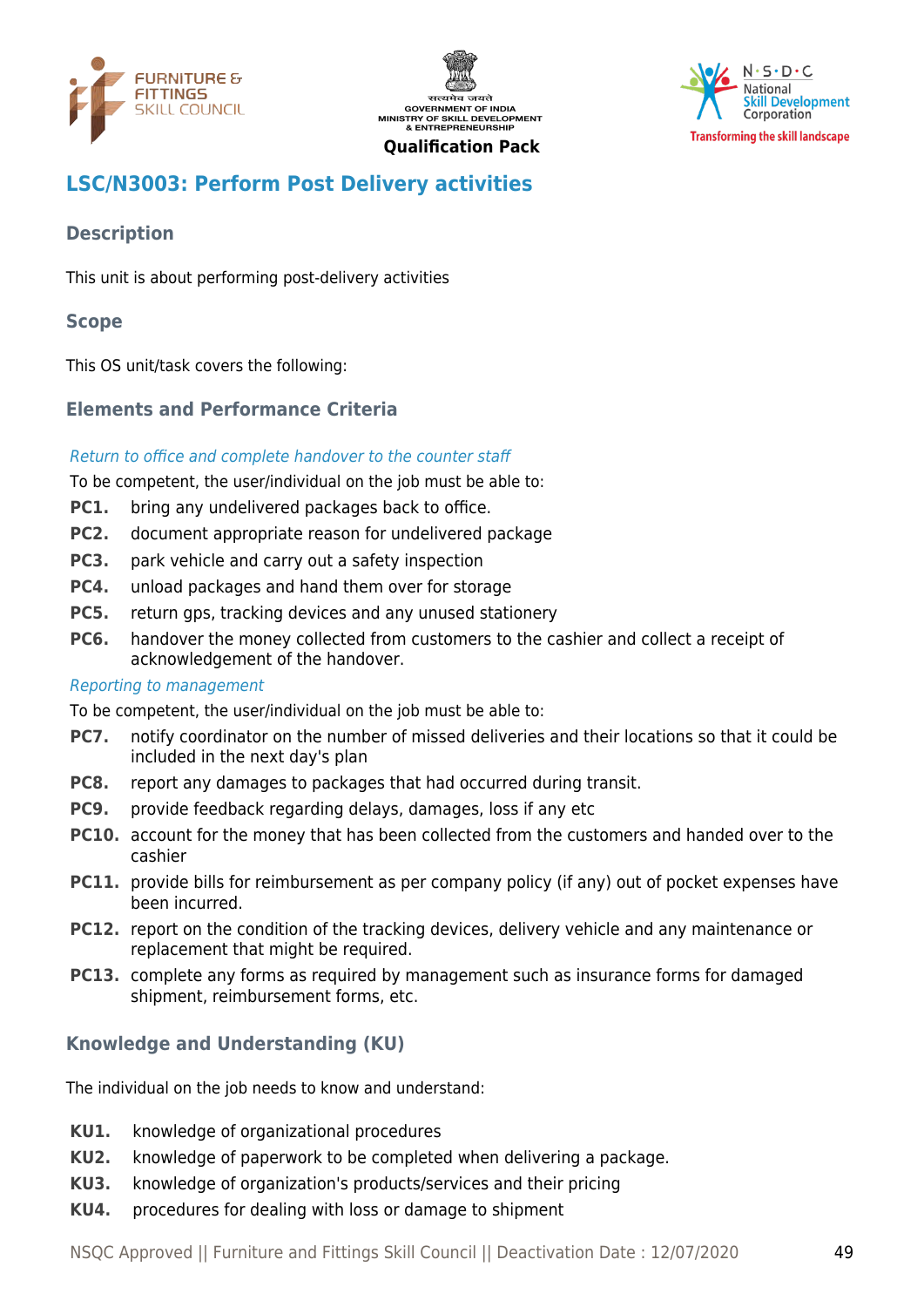## LSC/N3003: Perform Post Delivery activities

### Description

This unit is about performing post-delivery activities

### Scope

This OS unit/task covers the following:

### Elements and Performance Criteria

*Return to office and complete handover to the counter staff*

To be competent, the user/individual on the job must be able to:

**PC1.** bring any undelivered packages back to office.

**PC2.** document appropriate reason for undelivered package

**PC3.** park vehicle and carry out a safety inspection

**PC4.** unload packages and hand them over for storage

**PC5.** return gps, tracking devices and any unused stationery

**PC6.** handover the money collected from customers to the cashier and collect a receipt of acknowledgement of the handover.

*Reporting to management*

To be competent, the user/individual on the job must be able to:

**PC7.** notify coordinator on the number of missed deliveries and their locations so that it could be included in the next day's plan

**PC8.** report any damages to packages that had occurred during transit.

**PC9.** provide feedback regarding delays, damages, loss if any etc

**PC10.** account for the money that has been collected from the customers and handed over to the cashier

**PC11.** provide bills for reimbursement as per company policy (if any) out of pocket expenses have been incurred.

**PC12.** report on the condition of the tracking devices, delivery vehicle and any maintenance or replacement that might be required.

**PC13.** complete any forms as required by management such as insurance forms for damaged shipment, reimbursement forms, etc.

### Knowledge and Understanding (KU)

The individual on the job needs to know and understand:

**KU1.** knowledge of organizational procedures

**KU2.** knowledge of paperwork to be completed when delivering a package.

**KU3.** knowledge of organization's products/services and their pricing

**KU4.** procedures for dealing with loss or damage to shipment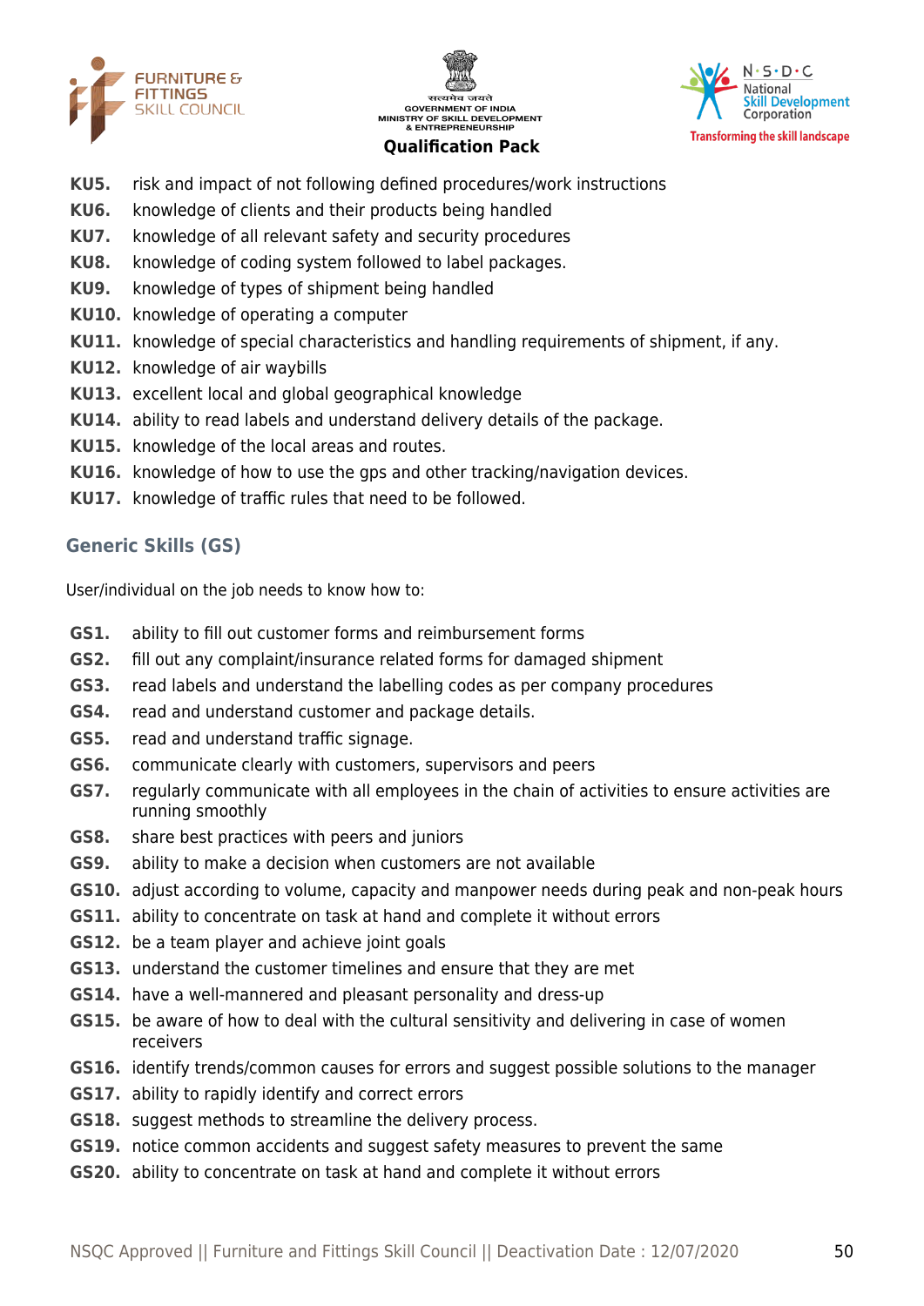**KU5.** risk and impact of not following defined procedures/work instructions
**KU6.** knowledge of clients and their products being handled
**KU7.** knowledge of all relevant safety and security procedures
**KU8.** knowledge of coding system followed to label packages.
**KU9.** knowledge of types of shipment being handled
**KU10.** knowledge of operating a computer
**KU11.** knowledge of special characteristics and handling requirements of shipment, if any.
**KU12.** knowledge of air waybills
**KU13.** excellent local and global geographical knowledge
**KU14.** ability to read labels and understand delivery details of the package.
**KU15.** knowledge of the local areas and routes.
**KU16.** knowledge of how to use the gps and other tracking/navigation devices.
**KU17.** knowledge of traffic rules that need to be followed.

## Generic Skills (GS)

User/individual on the job needs to know how to:

**GS1.** ability to fill out customer forms and reimbursement forms
**GS2.** fill out any complaint/insurance related forms for damaged shipment
**GS3.** read labels and understand the labelling codes as per company procedures
**GS4.** read and understand customer and package details.
**GS5.** read and understand traffic signage.
**GS6.** communicate clearly with customers, supervisors and peers
**GS7.** regularly communicate with all employees in the chain of activities to ensure activities are running smoothly
**GS8.** share best practices with peers and juniors
**GS9.** ability to make a decision when customers are not available
**GS10.** adjust according to volume, capacity and manpower needs during peak and non-peak hours
**GS11.** ability to concentrate on task at hand and complete it without errors
**GS12.** be a team player and achieve joint goals
**GS13.** understand the customer timelines and ensure that they are met
**GS14.** have a well-mannered and pleasant personality and dress-up
**GS15.** be aware of how to deal with the cultural sensitivity and delivering in case of women receivers
**GS16.** identify trends/common causes for errors and suggest possible solutions to the manager
**GS17.** ability to rapidly identify and correct errors
**GS18.** suggest methods to streamline the delivery process.
**GS19.** notice common accidents and suggest safety measures to prevent the same
**GS20.** ability to concentrate on task at hand and complete it without errors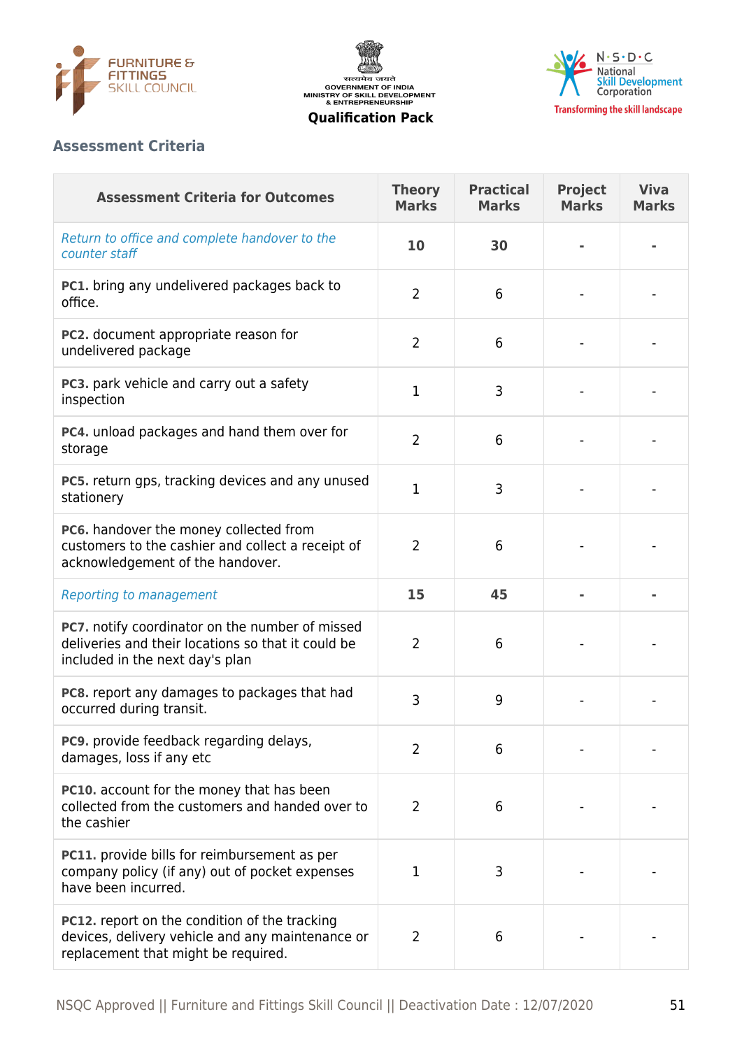## Assessment Criteria

| Assessment Criteria for Outcomes | Theory Marks | Practical Marks | Project Marks | Viva Marks |
|---|---|---|---|---|
| *Return to office and complete handover to the counter staff* | **10** | **30** | **-** | **-** |
| **PC1.** bring any undelivered packages back to office. | 2 | 6 | - | - |
| **PC2.** document appropriate reason for undelivered package | 2 | 6 | - | - |
| **PC3.** park vehicle and carry out a safety inspection | 1 | 3 | - | - |
| **PC4.** unload packages and hand them over for storage | 2 | 6 | - | - |
| **PC5.** return gps, tracking devices and any unused stationery | 1 | 3 | - | - |
| **PC6.** handover the money collected from customers to the cashier and collect a receipt of acknowledgement of the handover. | 2 | 6 | - | - |
| *Reporting to management* | **15** | **45** | **-** | **-** |
| **PC7.** notify coordinator on the number of missed deliveries and their locations so that it could be included in the next day's plan | 2 | 6 | - | - |
| **PC8.** report any damages to packages that had occurred during transit. | 3 | 9 | - | - |
| **PC9.** provide feedback regarding delays, damages, loss if any etc | 2 | 6 | - | - |
| **PC10.** account for the money that has been collected from the customers and handed over to the cashier | 2 | 6 | - | - |
| **PC11.** provide bills for reimbursement as per company policy (if any) out of pocket expenses have been incurred. | 1 | 3 | - | - |
| **PC12.** report on the condition of the tracking devices, delivery vehicle and any maintenance or replacement that might be required. | 2 | 6 | - | - |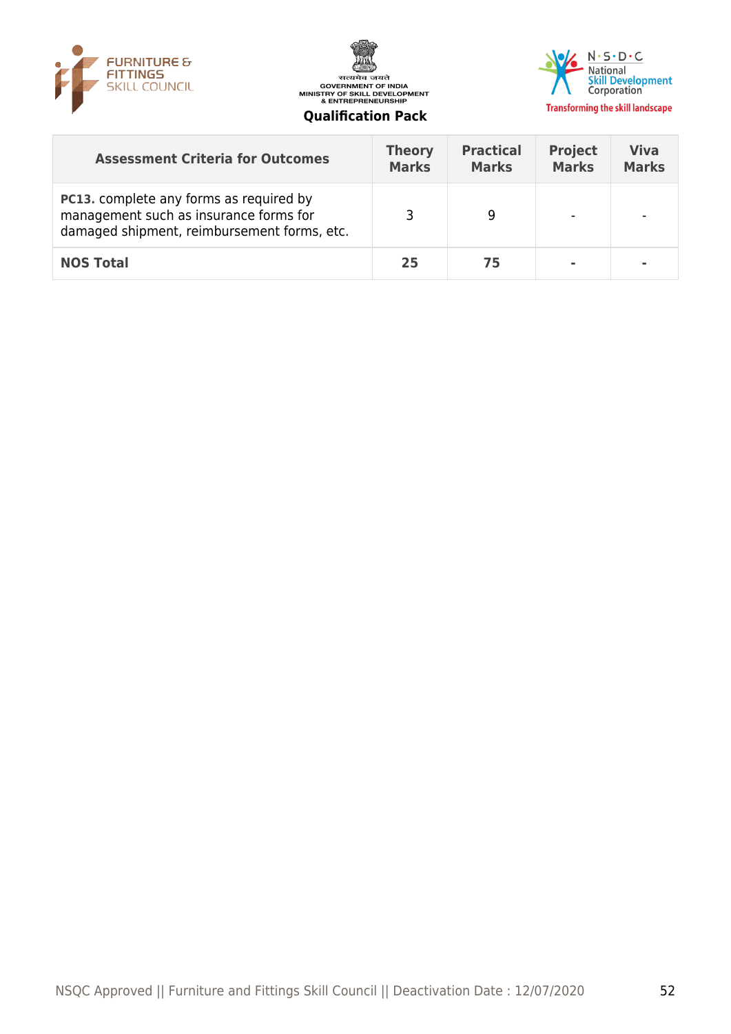| Assessment Criteria for Outcomes | Theory Marks | Practical Marks | Project Marks | Viva Marks |
|---|---|---|---|---|
| **PC13.** complete any forms as required by management such as insurance forms for damaged shipment, reimbursement forms, etc. | 3 | 9 | - | - |
| **NOS Total** | **25** | **75** | **-** | **-** |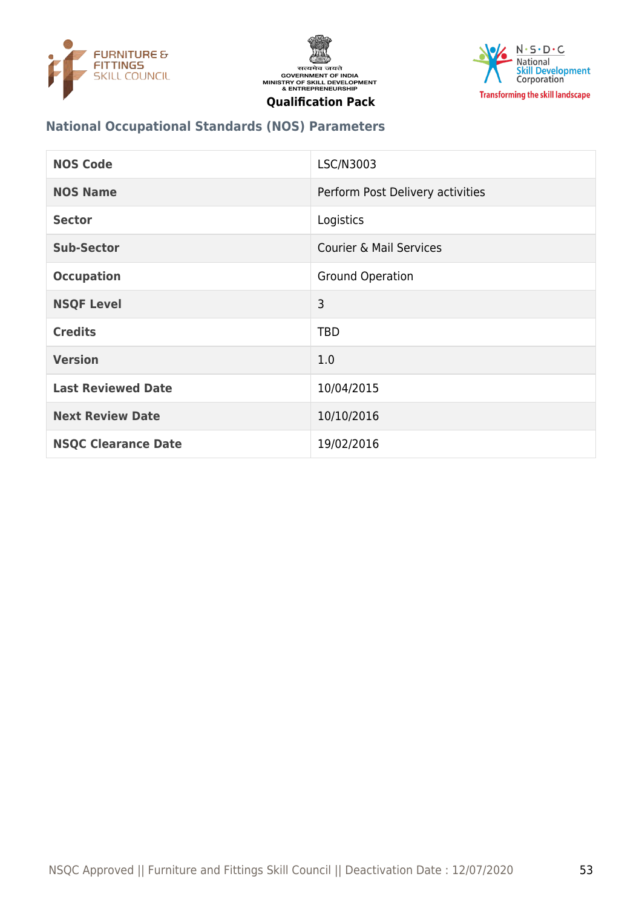## National Occupational Standards (NOS) Parameters

| NOS Code | LSC/N3003 |
|---|---|
| NOS Name | Perform Post Delivery activities |
| Sector | Logistics |
| Sub-Sector | Courier & Mail Services |
| Occupation | Ground Operation |
| NSQF Level | 3 |
| Credits | TBD |
| Version | 1.0 |
| Last Reviewed Date | 10/04/2015 |
| Next Review Date | 10/10/2016 |
| NSQC Clearance Date | 19/02/2016 |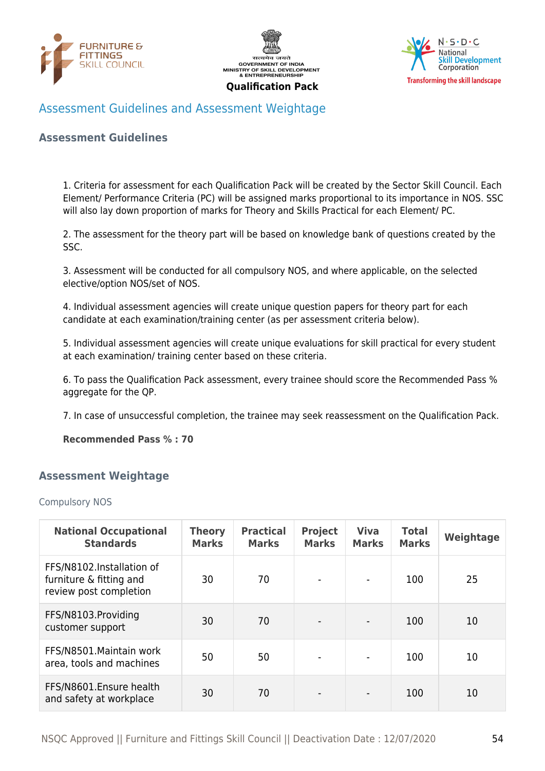## Assessment Guidelines and Assessment Weightage

### Assessment Guidelines

1. Criteria for assessment for each Qualification Pack will be created by the Sector Skill Council. Each Element/ Performance Criteria (PC) will be assigned marks proportional to its importance in NOS. SSC will also lay down proportion of marks for Theory and Skills Practical for each Element/ PC.

2. The assessment for the theory part will be based on knowledge bank of questions created by the SSC.

3. Assessment will be conducted for all compulsory NOS, and where applicable, on the selected elective/option NOS/set of NOS.

4. Individual assessment agencies will create unique question papers for theory part for each candidate at each examination/training center (as per assessment criteria below).

5. Individual assessment agencies will create unique evaluations for skill practical for every student at each examination/ training center based on these criteria.

6. To pass the Qualification Pack assessment, every trainee should score the Recommended Pass % aggregate for the QP.

7. In case of unsuccessful completion, the trainee may seek reassessment on the Qualification Pack.

**Recommended Pass % : 70**

### Assessment Weightage

Compulsory NOS

| National Occupational Standards | Theory Marks | Practical Marks | Project Marks | Viva Marks | Total Marks | Weightage |
|---|---|---|---|---|---|---|
| FFS/N8102.Installation of furniture & fitting and review post completion | 30 | 70 | - | - | 100 | 25 |
| FFS/N8103.Providing customer support | 30 | 70 | - | - | 100 | 10 |
| FFS/N8501.Maintain work area, tools and machines | 50 | 50 | - | - | 100 | 10 |
| FFS/N8601.Ensure health and safety at workplace | 30 | 70 | - | - | 100 | 10 |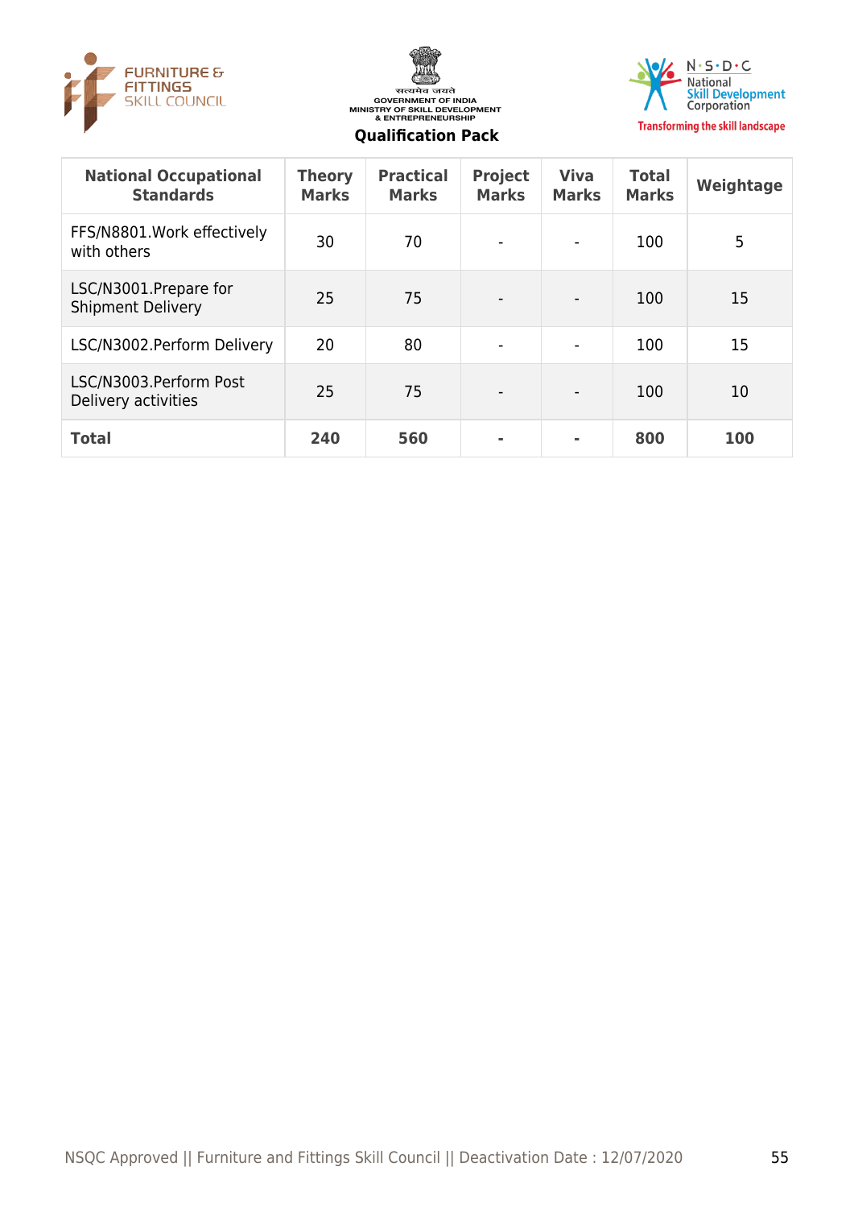| National Occupational Standards | Theory Marks | Practical Marks | Project Marks | Viva Marks | Total Marks | Weightage |
|---|---|---|---|---|---|---|
| FFS/N8801.Work effectively with others | 30 | 70 | - | - | 100 | 5 |
| LSC/N3001.Prepare for Shipment Delivery | 25 | 75 | - | - | 100 | 15 |
| LSC/N3002.Perform Delivery | 20 | 80 | - | - | 100 | 15 |
| LSC/N3003.Perform Post Delivery activities | 25 | 75 | - | - | 100 | 10 |
| **Total** | **240** | **560** | **-** | **-** | **800** | **100** |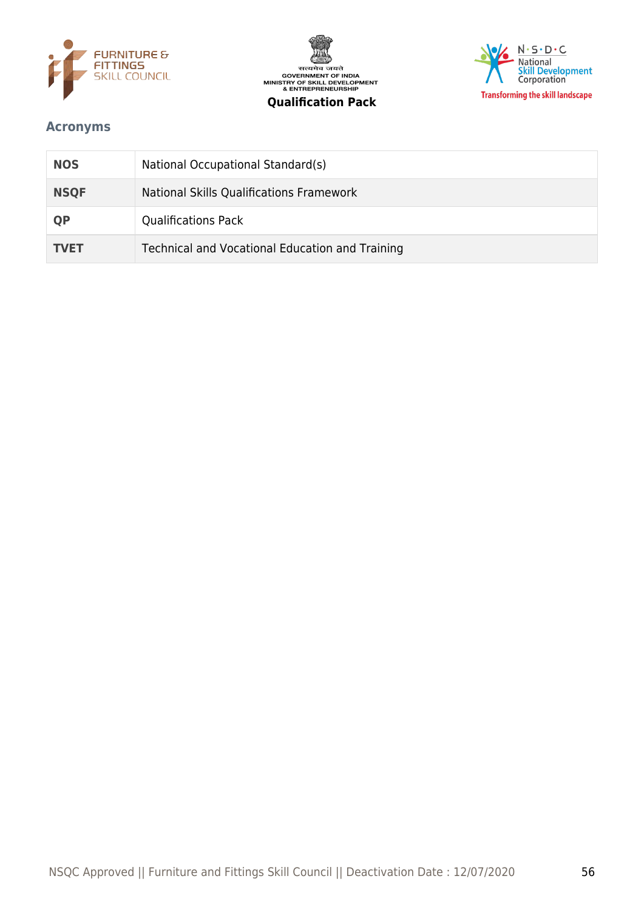## Acronyms

| | |
|---|---|
| **NOS** | National Occupational Standard(s) |
| **NSQF** | National Skills Qualifications Framework |
| **QP** | Qualifications Pack |
| **TVET** | Technical and Vocational Education and Training |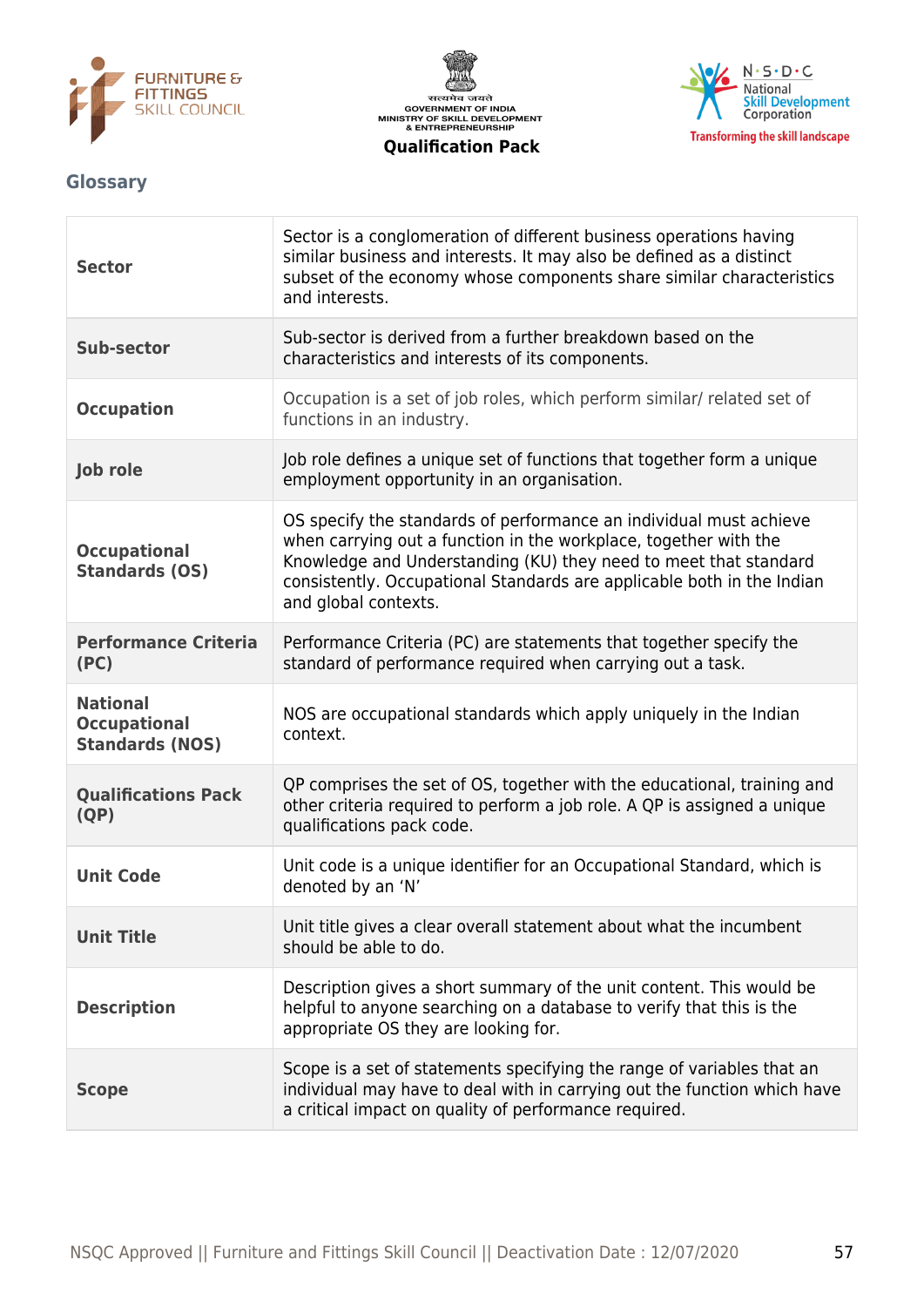## Glossary

| | |
|---|---|
| **Sector** | Sector is a conglomeration of different business operations having similar business and interests. It may also be defined as a distinct subset of the economy whose components share similar characteristics and interests. |
| **Sub-sector** | Sub-sector is derived from a further breakdown based on the characteristics and interests of its components. |
| **Occupation** | Occupation is a set of job roles, which perform similar/ related set of functions in an industry. |
| **Job role** | Job role defines a unique set of functions that together form a unique employment opportunity in an organisation. |
| **Occupational Standards (OS)** | OS specify the standards of performance an individual must achieve when carrying out a function in the workplace, together with the Knowledge and Understanding (KU) they need to meet that standard consistently. Occupational Standards are applicable both in the Indian and global contexts. |
| **Performance Criteria (PC)** | Performance Criteria (PC) are statements that together specify the standard of performance required when carrying out a task. |
| **National Occupational Standards (NOS)** | NOS are occupational standards which apply uniquely in the Indian context. |
| **Qualifications Pack (QP)** | QP comprises the set of OS, together with the educational, training and other criteria required to perform a job role. A QP is assigned a unique qualifications pack code. |
| **Unit Code** | Unit code is a unique identifier for an Occupational Standard, which is denoted by an 'N' |
| **Unit Title** | Unit title gives a clear overall statement about what the incumbent should be able to do. |
| **Description** | Description gives a short summary of the unit content. This would be helpful to anyone searching on a database to verify that this is the appropriate OS they are looking for. |
| **Scope** | Scope is a set of statements specifying the range of variables that an individual may have to deal with in carrying out the function which have a critical impact on quality of performance required. |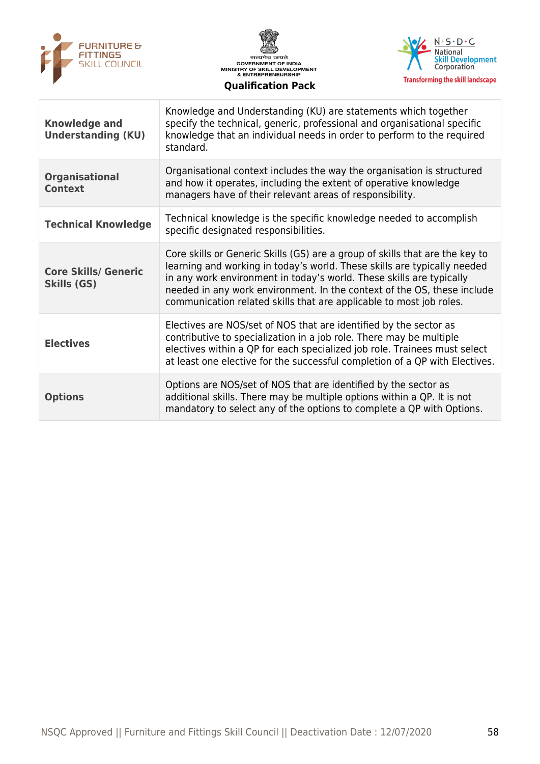| | |
|---|---|
| **Knowledge and Understanding (KU)** | Knowledge and Understanding (KU) are statements which together specify the technical, generic, professional and organisational specific knowledge that an individual needs in order to perform to the required standard. |
| **Organisational Context** | Organisational context includes the way the organisation is structured and how it operates, including the extent of operative knowledge managers have of their relevant areas of responsibility. |
| **Technical Knowledge** | Technical knowledge is the specific knowledge needed to accomplish specific designated responsibilities. |
| **Core Skills/ Generic Skills (GS)** | Core skills or Generic Skills (GS) are a group of skills that are the key to learning and working in today's world. These skills are typically needed in any work environment in today's world. These skills are typically needed in any work environment. In the context of the OS, these include communication related skills that are applicable to most job roles. |
| **Electives** | Electives are NOS/set of NOS that are identified by the sector as contributive to specialization in a job role. There may be multiple electives within a QP for each specialized job role. Trainees must select at least one elective for the successful completion of a QP with Electives. |
| **Options** | Options are NOS/set of NOS that are identified by the sector as additional skills. There may be multiple options within a QP. It is not mandatory to select any of the options to complete a QP with Options. |